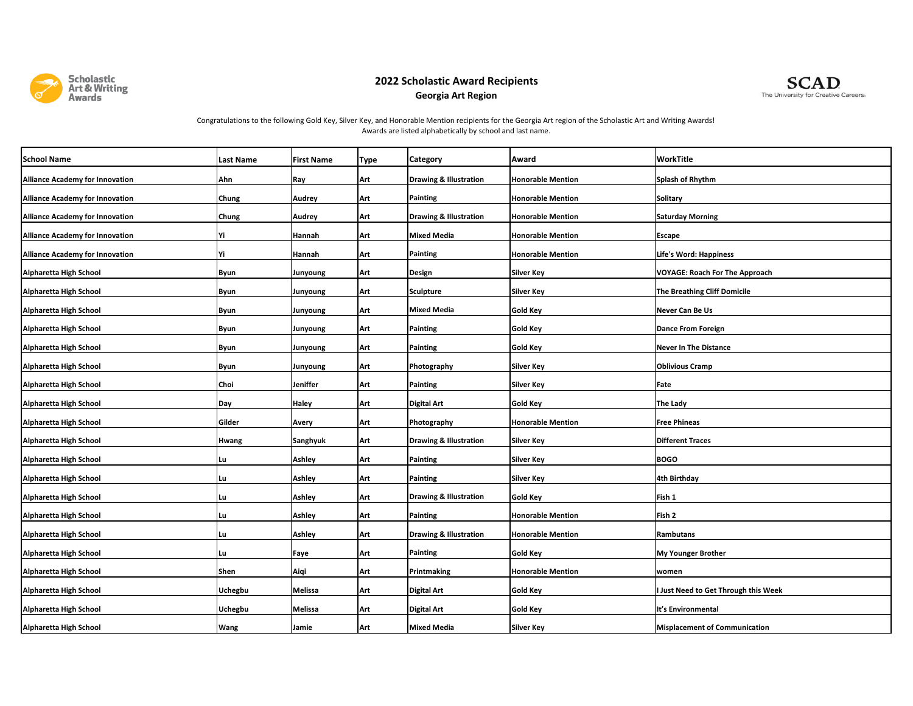# 2022 Scholastic Award Recipients

## Georgia Art Region

Congratulations to the following Gold Key, Silver Key, and Honorable Mention recipients for the Georgia Art region of the Scholastic Art and Writing Awards!
Awards are listed alphabetically by school and last name.

| School Name | Last Name | First Name | Type | Category | Award | WorkTitle |
|---|---|---|---|---|---|---|
| Alliance Academy for Innovation | Ahn | Ray | Art | Drawing & Illustration | Honorable Mention | Splash of Rhythm |
| Alliance Academy for Innovation | Chung | Audrey | Art | Painting | Honorable Mention | Solitary |
| Alliance Academy for Innovation | Chung | Audrey | Art | Drawing & Illustration | Honorable Mention | Saturday Morning |
| Alliance Academy for Innovation | Yi | Hannah | Art | Mixed Media | Honorable Mention | Escape |
| Alliance Academy for Innovation | Yi | Hannah | Art | Painting | Honorable Mention | Life's Word: Happiness |
| Alpharetta High School | Byun | Junyoung | Art | Design | Silver Key | VOYAGE: Roach For The Approach |
| Alpharetta High School | Byun | Junyoung | Art | Sculpture | Silver Key | The Breathing Cliff Domicile |
| Alpharetta High School | Byun | Junyoung | Art | Mixed Media | Gold Key | Never Can Be Us |
| Alpharetta High School | Byun | Junyoung | Art | Painting | Gold Key | Dance From Foreign |
| Alpharetta High School | Byun | Junyoung | Art | Painting | Gold Key | Never In The Distance |
| Alpharetta High School | Byun | Junyoung | Art | Photography | Silver Key | Oblivious Cramp |
| Alpharetta High School | Choi | Jeniffer | Art | Painting | Silver Key | Fate |
| Alpharetta High School | Day | Haley | Art | Digital Art | Gold Key | The Lady |
| Alpharetta High School | Gilder | Avery | Art | Photography | Honorable Mention | Free Phineas |
| Alpharetta High School | Hwang | Sanghyuk | Art | Drawing & Illustration | Silver Key | Different Traces |
| Alpharetta High School | Lu | Ashley | Art | Painting | Silver Key | BOGO |
| Alpharetta High School | Lu | Ashley | Art | Painting | Silver Key | 4th Birthday |
| Alpharetta High School | Lu | Ashley | Art | Drawing & Illustration | Gold Key | Fish 1 |
| Alpharetta High School | Lu | Ashley | Art | Painting | Honorable Mention | Fish 2 |
| Alpharetta High School | Lu | Ashley | Art | Drawing & Illustration | Honorable Mention | Rambutans |
| Alpharetta High School | Lu | Faye | Art | Painting | Gold Key | My Younger Brother |
| Alpharetta High School | Shen | Aiqi | Art | Printmaking | Honorable Mention | women |
| Alpharetta High School | Uchegbu | Melissa | Art | Digital Art | Gold Key | I Just Need to Get Through this Week |
| Alpharetta High School | Uchegbu | Melissa | Art | Digital Art | Gold Key | It's Environmental |
| Alpharetta High School | Wang | Jamie | Art | Mixed Media | Silver Key | Misplacement of Communication |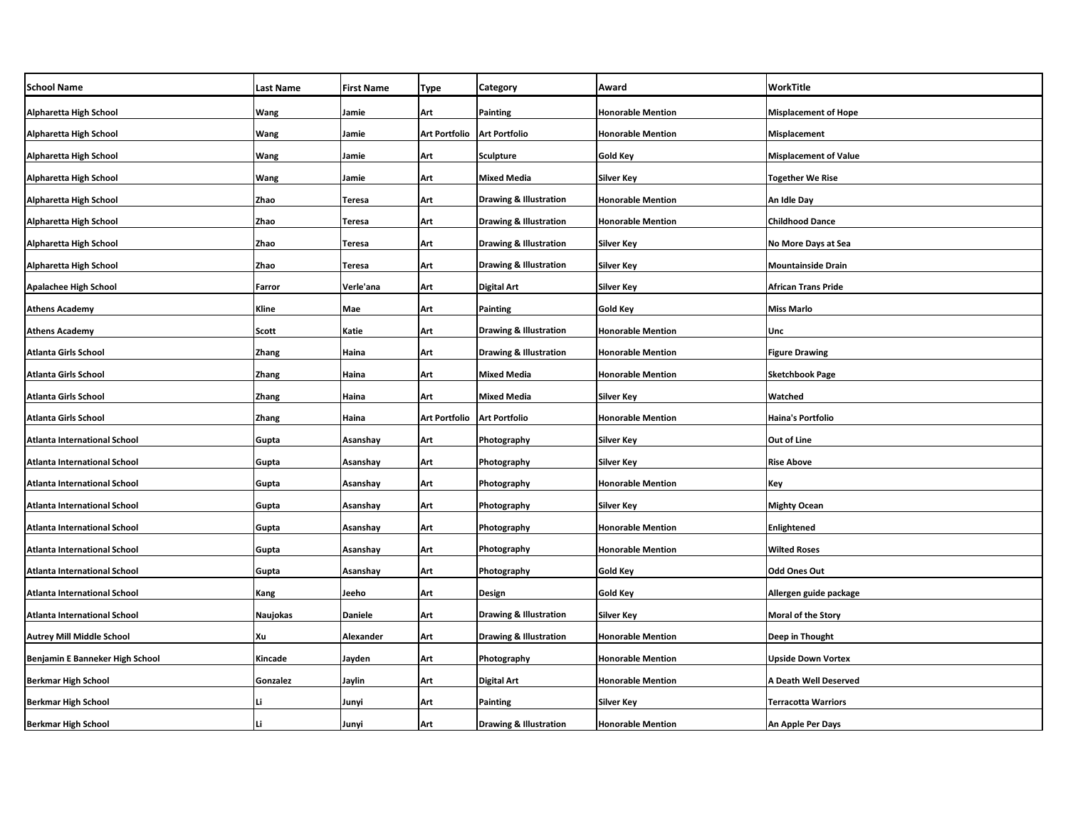| School Name | Last Name | First Name | Type | Category | Award | WorkTitle |
|---|---|---|---|---|---|---|
| Alpharetta High School | Wang | Jamie | Art | Painting | Honorable Mention | Misplacement of Hope |
| Alpharetta High School | Wang | Jamie | Art Portfolio | Art Portfolio | Honorable Mention | Misplacement |
| Alpharetta High School | Wang | Jamie | Art | Sculpture | Gold Key | Misplacement of Value |
| Alpharetta High School | Wang | Jamie | Art | Mixed Media | Silver Key | Together We Rise |
| Alpharetta High School | Zhao | Teresa | Art | Drawing & Illustration | Honorable Mention | An Idle Day |
| Alpharetta High School | Zhao | Teresa | Art | Drawing & Illustration | Honorable Mention | Childhood Dance |
| Alpharetta High School | Zhao | Teresa | Art | Drawing & Illustration | Silver Key | No More Days at Sea |
| Alpharetta High School | Zhao | Teresa | Art | Drawing & Illustration | Silver Key | Mountainside Drain |
| Apalachee High School | Farror | Verle'ana | Art | Digital Art | Silver Key | African Trans Pride |
| Athens Academy | Kline | Mae | Art | Painting | Gold Key | Miss Marlo |
| Athens Academy | Scott | Katie | Art | Drawing & Illustration | Honorable Mention | Unc |
| Atlanta Girls School | Zhang | Haina | Art | Drawing & Illustration | Honorable Mention | Figure Drawing |
| Atlanta Girls School | Zhang | Haina | Art | Mixed Media | Honorable Mention | Sketchbook Page |
| Atlanta Girls School | Zhang | Haina | Art | Mixed Media | Silver Key | Watched |
| Atlanta Girls School | Zhang | Haina | Art Portfolio | Art Portfolio | Honorable Mention | Haina's Portfolio |
| Atlanta International School | Gupta | Asanshay | Art | Photography | Silver Key | Out of Line |
| Atlanta International School | Gupta | Asanshay | Art | Photography | Silver Key | Rise Above |
| Atlanta International School | Gupta | Asanshay | Art | Photography | Honorable Mention | Key |
| Atlanta International School | Gupta | Asanshay | Art | Photography | Silver Key | Mighty Ocean |
| Atlanta International School | Gupta | Asanshay | Art | Photography | Honorable Mention | Enlightened |
| Atlanta International School | Gupta | Asanshay | Art | Photography | Honorable Mention | Wilted Roses |
| Atlanta International School | Gupta | Asanshay | Art | Photography | Gold Key | Odd Ones Out |
| Atlanta International School | Kang | Jeeho | Art | Design | Gold Key | Allergen guide package |
| Atlanta International School | Naujokas | Daniele | Art | Drawing & Illustration | Silver Key | Moral of the Story |
| Autrey Mill Middle School | Xu | Alexander | Art | Drawing & Illustration | Honorable Mention | Deep in Thought |
| Benjamin E Banneker High School | Kincade | Jayden | Art | Photography | Honorable Mention | Upside Down Vortex |
| Berkmar High School | Gonzalez | Jaylin | Art | Digital Art | Honorable Mention | A Death Well Deserved |
| Berkmar High School | Li | Junyi | Art | Painting | Silver Key | Terracotta Warriors |
| Berkmar High School | Li | Junyi | Art | Drawing & Illustration | Honorable Mention | An Apple Per Days |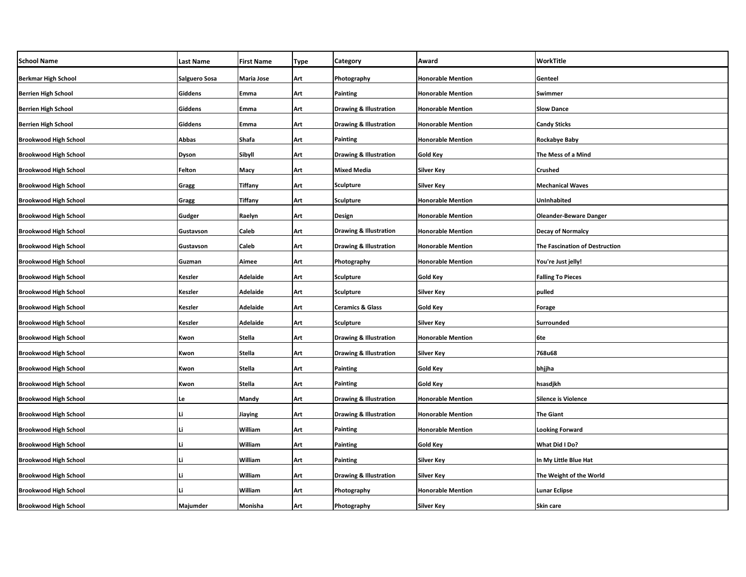| School Name | Last Name | First Name | Type | Category | Award | WorkTitle |
|---|---|---|---|---|---|---|
| Berkmar High School | Salguero Sosa | Maria Jose | Art | Photography | Honorable Mention | Genteel |
| Berrien High School | Giddens | Emma | Art | Painting | Honorable Mention | Swimmer |
| Berrien High School | Giddens | Emma | Art | Drawing & Illustration | Honorable Mention | Slow Dance |
| Berrien High School | Giddens | Emma | Art | Drawing & Illustration | Honorable Mention | Candy Sticks |
| Brookwood High School | Abbas | Shafa | Art | Painting | Honorable Mention | Rockabye Baby |
| Brookwood High School | Dyson | Sibyll | Art | Drawing & Illustration | Gold Key | The Mess of a Mind |
| Brookwood High School | Felton | Macy | Art | Mixed Media | Silver Key | Crushed |
| Brookwood High School | Gragg | Tiffany | Art | Sculpture | Silver Key | Mechanical Waves |
| Brookwood High School | Gragg | Tiffany | Art | Sculpture | Honorable Mention | UnInhabited |
| Brookwood High School | Gudger | Raelyn | Art | Design | Honorable Mention | Oleander-Beware Danger |
| Brookwood High School | Gustavson | Caleb | Art | Drawing & Illustration | Honorable Mention | Decay of Normalcy |
| Brookwood High School | Gustavson | Caleb | Art | Drawing & Illustration | Honorable Mention | The Fascination of Destruction |
| Brookwood High School | Guzman | Aimee | Art | Photography | Honorable Mention | You're Just jelly! |
| Brookwood High School | Keszler | Adelaide | Art | Sculpture | Gold Key | Falling To Pieces |
| Brookwood High School | Keszler | Adelaide | Art | Sculpture | Silver Key | pulled |
| Brookwood High School | Keszler | Adelaide | Art | Ceramics & Glass | Gold Key | Forage |
| Brookwood High School | Keszler | Adelaide | Art | Sculpture | Silver Key | Surrounded |
| Brookwood High School | Kwon | Stella | Art | Drawing & Illustration | Honorable Mention | 6te |
| Brookwood High School | Kwon | Stella | Art | Drawing & Illustration | Silver Key | 768u68 |
| Brookwood High School | Kwon | Stella | Art | Painting | Gold Key | bhjjha |
| Brookwood High School | Kwon | Stella | Art | Painting | Gold Key | hsasdjkh |
| Brookwood High School | Le | Mandy | Art | Drawing & Illustration | Honorable Mention | Silence is Violence |
| Brookwood High School | Li | Jiaying | Art | Drawing & Illustration | Honorable Mention | The Giant |
| Brookwood High School | Li | William | Art | Painting | Honorable Mention | Looking Forward |
| Brookwood High School | Li | William | Art | Painting | Gold Key | What Did I Do? |
| Brookwood High School | Li | William | Art | Painting | Silver Key | In My Little Blue Hat |
| Brookwood High School | Li | William | Art | Drawing & Illustration | Silver Key | The Weight of the World |
| Brookwood High School | Li | William | Art | Photography | Honorable Mention | Lunar Eclipse |
| Brookwood High School | Majumder | Monisha | Art | Photography | Silver Key | Skin care |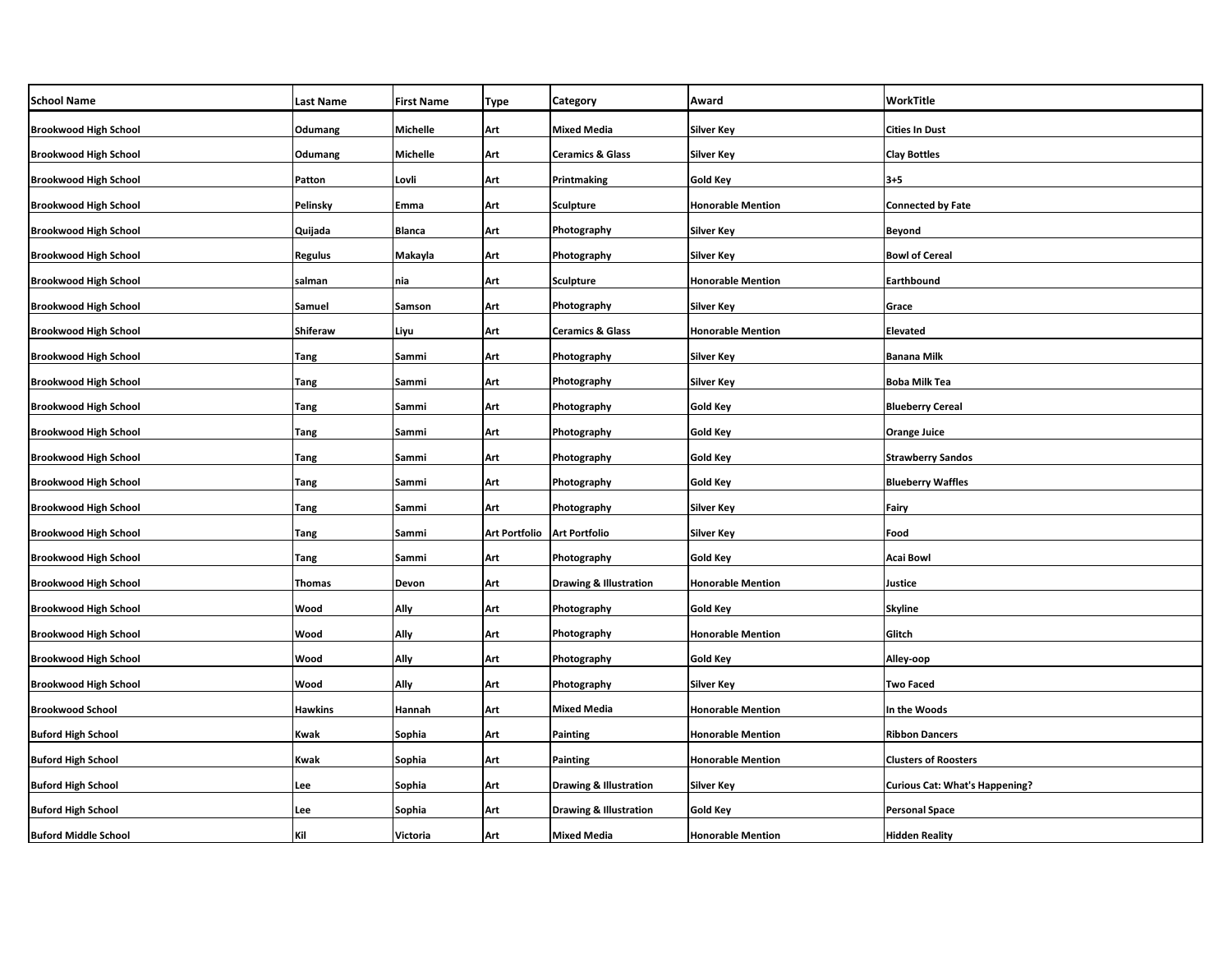| School Name | Last Name | First Name | Type | Category | Award | WorkTitle |
|---|---|---|---|---|---|---|
| Brookwood High School | Odumang | Michelle | Art | Mixed Media | Silver Key | Cities In Dust |
| Brookwood High School | Odumang | Michelle | Art | Ceramics & Glass | Silver Key | Clay Bottles |
| Brookwood High School | Patton | Lovli | Art | Printmaking | Gold Key | 3+5 |
| Brookwood High School | Pelinsky | Emma | Art | Sculpture | Honorable Mention | Connected by Fate |
| Brookwood High School | Quijada | Blanca | Art | Photography | Silver Key | Beyond |
| Brookwood High School | Regulus | Makayla | Art | Photography | Silver Key | Bowl of Cereal |
| Brookwood High School | salman | nia | Art | Sculpture | Honorable Mention | Earthbound |
| Brookwood High School | Samuel | Samson | Art | Photography | Silver Key | Grace |
| Brookwood High School | Shiferaw | Liyu | Art | Ceramics & Glass | Honorable Mention | Elevated |
| Brookwood High School | Tang | Sammi | Art | Photography | Silver Key | Banana Milk |
| Brookwood High School | Tang | Sammi | Art | Photography | Silver Key | Boba Milk Tea |
| Brookwood High School | Tang | Sammi | Art | Photography | Gold Key | Blueberry Cereal |
| Brookwood High School | Tang | Sammi | Art | Photography | Gold Key | Orange Juice |
| Brookwood High School | Tang | Sammi | Art | Photography | Gold Key | Strawberry Sandos |
| Brookwood High School | Tang | Sammi | Art | Photography | Gold Key | Blueberry Waffles |
| Brookwood High School | Tang | Sammi | Art | Photography | Silver Key | Fairy |
| Brookwood High School | Tang | Sammi | Art Portfolio | Art Portfolio | Silver Key | Food |
| Brookwood High School | Tang | Sammi | Art | Photography | Gold Key | Acai Bowl |
| Brookwood High School | Thomas | Devon | Art | Drawing & Illustration | Honorable Mention | Justice |
| Brookwood High School | Wood | Ally | Art | Photography | Gold Key | Skyline |
| Brookwood High School | Wood | Ally | Art | Photography | Honorable Mention | Glitch |
| Brookwood High School | Wood | Ally | Art | Photography | Gold Key | Alley-oop |
| Brookwood High School | Wood | Ally | Art | Photography | Silver Key | Two Faced |
| Brookwood School | Hawkins | Hannah | Art | Mixed Media | Honorable Mention | In the Woods |
| Buford High School | Kwak | Sophia | Art | Painting | Honorable Mention | Ribbon Dancers |
| Buford High School | Kwak | Sophia | Art | Painting | Honorable Mention | Clusters of Roosters |
| Buford High School | Lee | Sophia | Art | Drawing & Illustration | Silver Key | Curious Cat: What's Happening? |
| Buford High School | Lee | Sophia | Art | Drawing & Illustration | Gold Key | Personal Space |
| Buford Middle School | Kil | Victoria | Art | Mixed Media | Honorable Mention | Hidden Reality |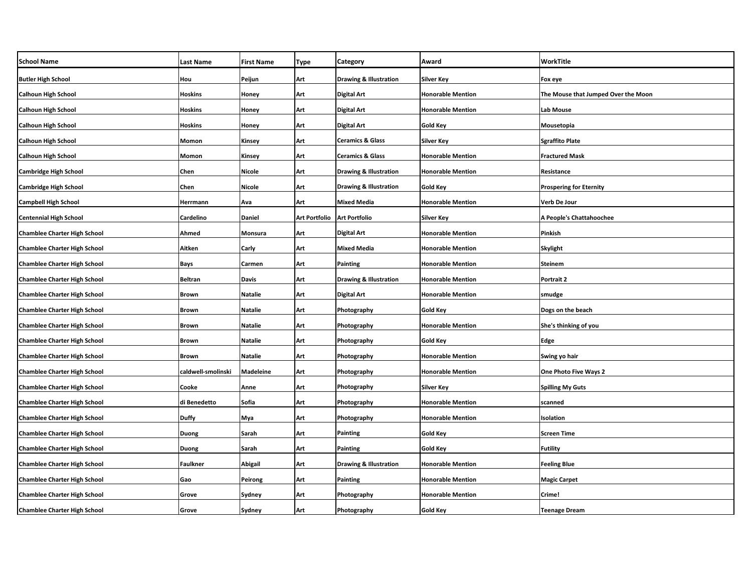| School Name | Last Name | First Name | Type | Category | Award | WorkTitle |
| --- | --- | --- | --- | --- | --- | --- |
| Butler High School | Hou | Peijun | Art | Drawing & Illustration | Silver Key | Fox eye |
| Calhoun High School | Hoskins | Honey | Art | Digital Art | Honorable Mention | The Mouse that Jumped Over the Moon |
| Calhoun High School | Hoskins | Honey | Art | Digital Art | Honorable Mention | Lab Mouse |
| Calhoun High School | Hoskins | Honey | Art | Digital Art | Gold Key | Mousetopia |
| Calhoun High School | Momon | Kinsey | Art | Ceramics & Glass | Silver Key | Sgraffito Plate |
| Calhoun High School | Momon | Kinsey | Art | Ceramics & Glass | Honorable Mention | Fractured Mask |
| Cambridge High School | Chen | Nicole | Art | Drawing & Illustration | Honorable Mention | Resistance |
| Cambridge High School | Chen | Nicole | Art | Drawing & Illustration | Gold Key | Prospering for Eternity |
| Campbell High School | Herrmann | Ava | Art | Mixed Media | Honorable Mention | Verb De Jour |
| Centennial High School | Cardelino | Daniel | Art Portfolio | Art Portfolio | Silver Key | A People's Chattahoochee |
| Chamblee Charter High School | Ahmed | Monsura | Art | Digital Art | Honorable Mention | Pinkish |
| Chamblee Charter High School | Aitken | Carly | Art | Mixed Media | Honorable Mention | Skylight |
| Chamblee Charter High School | Bays | Carmen | Art | Painting | Honorable Mention | Steinem |
| Chamblee Charter High School | Beltran | Davis | Art | Drawing & Illustration | Honorable Mention | Portrait 2 |
| Chamblee Charter High School | Brown | Natalie | Art | Digital Art | Honorable Mention | smudge |
| Chamblee Charter High School | Brown | Natalie | Art | Photography | Gold Key | Dogs on the beach |
| Chamblee Charter High School | Brown | Natalie | Art | Photography | Honorable Mention | She's thinking of you |
| Chamblee Charter High School | Brown | Natalie | Art | Photography | Gold Key | Edge |
| Chamblee Charter High School | Brown | Natalie | Art | Photography | Honorable Mention | Swing yo hair |
| Chamblee Charter High School | caldwell-smolinski | Madeleine | Art | Photography | Honorable Mention | One Photo Five Ways 2 |
| Chamblee Charter High School | Cooke | Anne | Art | Photography | Silver Key | Spilling My Guts |
| Chamblee Charter High School | di Benedetto | Sofia | Art | Photography | Honorable Mention | scanned |
| Chamblee Charter High School | Duffy | Mya | Art | Photography | Honorable Mention | Isolation |
| Chamblee Charter High School | Duong | Sarah | Art | Painting | Gold Key | Screen Time |
| Chamblee Charter High School | Duong | Sarah | Art | Painting | Gold Key | Futility |
| Chamblee Charter High School | Faulkner | Abigail | Art | Drawing & Illustration | Honorable Mention | Feeling Blue |
| Chamblee Charter High School | Gao | Peirong | Art | Painting | Honorable Mention | Magic Carpet |
| Chamblee Charter High School | Grove | Sydney | Art | Photography | Honorable Mention | Crime! |
| Chamblee Charter High School | Grove | Sydney | Art | Photography | Gold Key | Teenage Dream |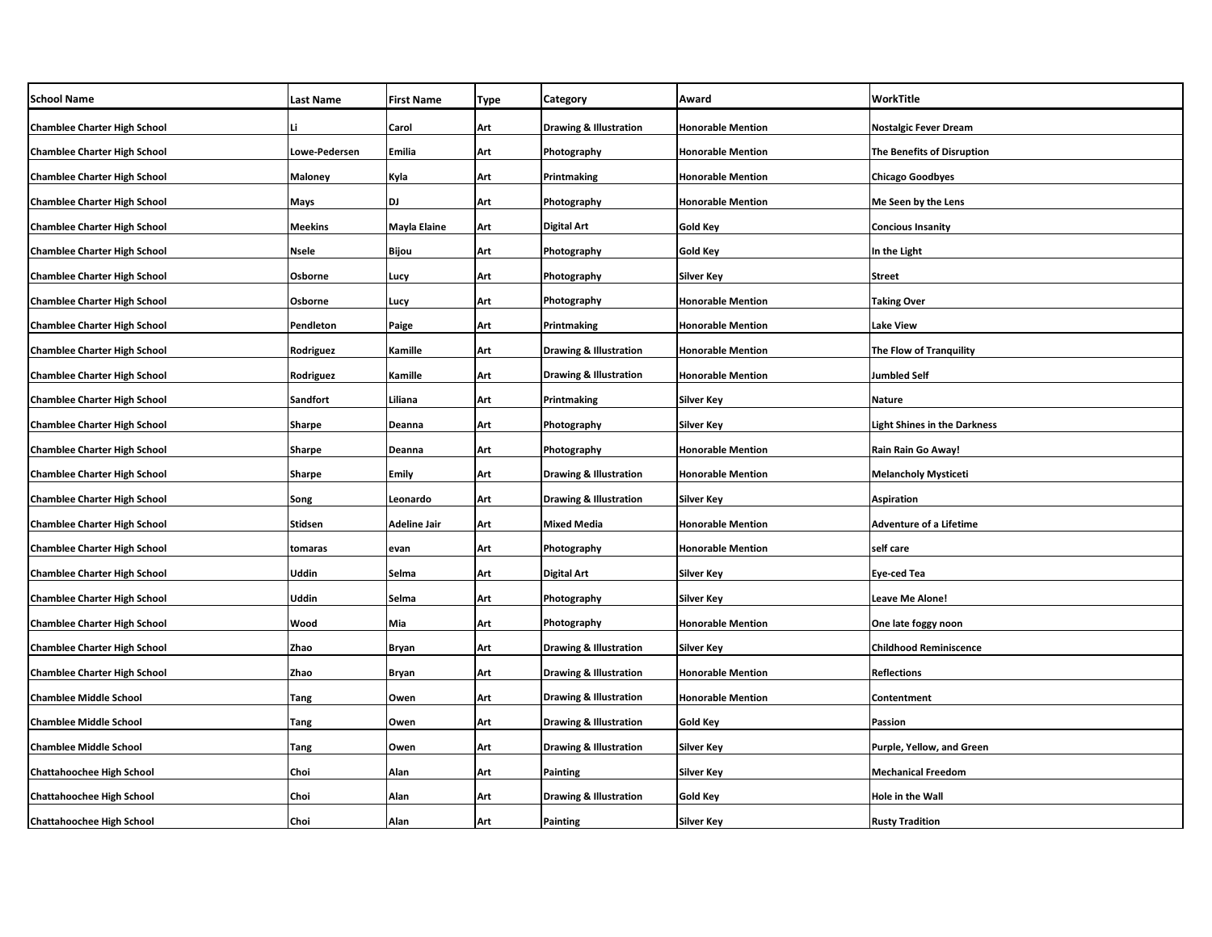| School Name | Last Name | First Name | Type | Category | Award | WorkTitle |
|---|---|---|---|---|---|---|
| Chamblee Charter High School | Li | Carol | Art | Drawing & Illustration | Honorable Mention | Nostalgic Fever Dream |
| Chamblee Charter High School | Lowe-Pedersen | Emilia | Art | Photography | Honorable Mention | The Benefits of Disruption |
| Chamblee Charter High School | Maloney | Kyla | Art | Printmaking | Honorable Mention | Chicago Goodbyes |
| Chamblee Charter High School | Mays | DJ | Art | Photography | Honorable Mention | Me Seen by the Lens |
| Chamblee Charter High School | Meekins | Mayla Elaine | Art | Digital Art | Gold Key | Concious Insanity |
| Chamblee Charter High School | Nsele | Bijou | Art | Photography | Gold Key | In the Light |
| Chamblee Charter High School | Osborne | Lucy | Art | Photography | Silver Key | Street |
| Chamblee Charter High School | Osborne | Lucy | Art | Photography | Honorable Mention | Taking Over |
| Chamblee Charter High School | Pendleton | Paige | Art | Printmaking | Honorable Mention | Lake View |
| Chamblee Charter High School | Rodriguez | Kamille | Art | Drawing & Illustration | Honorable Mention | The Flow of Tranquility |
| Chamblee Charter High School | Rodriguez | Kamille | Art | Drawing & Illustration | Honorable Mention | Jumbled Self |
| Chamblee Charter High School | Sandfort | Liliana | Art | Printmaking | Silver Key | Nature |
| Chamblee Charter High School | Sharpe | Deanna | Art | Photography | Silver Key | Light Shines in the Darkness |
| Chamblee Charter High School | Sharpe | Deanna | Art | Photography | Honorable Mention | Rain Rain Go Away! |
| Chamblee Charter High School | Sharpe | Emily | Art | Drawing & Illustration | Honorable Mention | Melancholy Mysticeti |
| Chamblee Charter High School | Song | Leonardo | Art | Drawing & Illustration | Silver Key | Aspiration |
| Chamblee Charter High School | Stidsen | Adeline Jair | Art | Mixed Media | Honorable Mention | Adventure of a Lifetime |
| Chamblee Charter High School | tomaras | evan | Art | Photography | Honorable Mention | self care |
| Chamblee Charter High School | Uddin | Selma | Art | Digital Art | Silver Key | Eye-ced Tea |
| Chamblee Charter High School | Uddin | Selma | Art | Photography | Silver Key | Leave Me Alone! |
| Chamblee Charter High School | Wood | Mia | Art | Photography | Honorable Mention | One late foggy noon |
| Chamblee Charter High School | Zhao | Bryan | Art | Drawing & Illustration | Silver Key | Childhood Reminiscence |
| Chamblee Charter High School | Zhao | Bryan | Art | Drawing & Illustration | Honorable Mention | Reflections |
| Chamblee Middle School | Tang | Owen | Art | Drawing & Illustration | Honorable Mention | Contentment |
| Chamblee Middle School | Tang | Owen | Art | Drawing & Illustration | Gold Key | Passion |
| Chamblee Middle School | Tang | Owen | Art | Drawing & Illustration | Silver Key | Purple, Yellow, and Green |
| Chattahoochee High School | Choi | Alan | Art | Painting | Silver Key | Mechanical Freedom |
| Chattahoochee High School | Choi | Alan | Art | Drawing & Illustration | Gold Key | Hole in the Wall |
| Chattahoochee High School | Choi | Alan | Art | Painting | Silver Key | Rusty Tradition |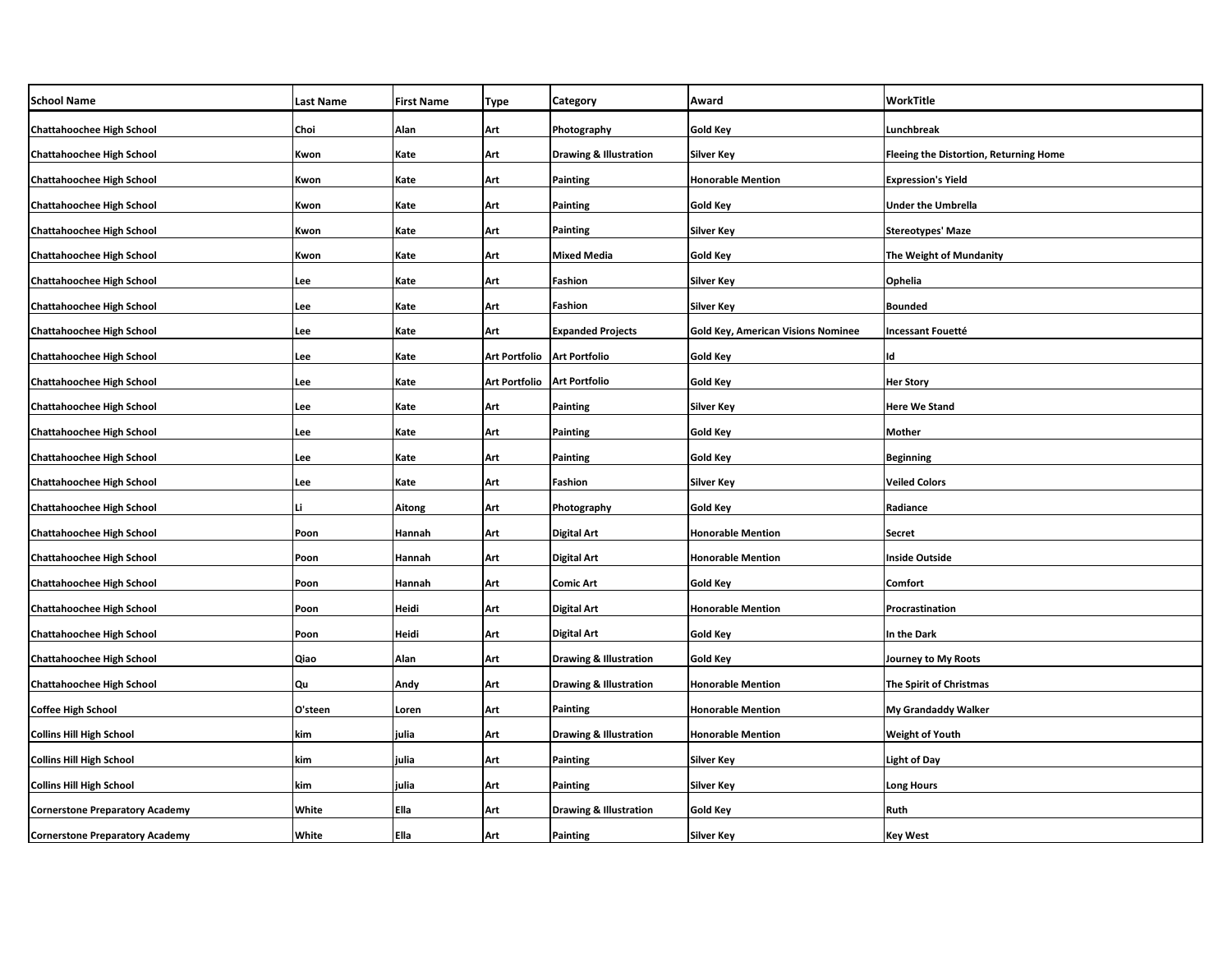| School Name | Last Name | First Name | Type | Category | Award | WorkTitle |
|---|---|---|---|---|---|---|
| Chattahoochee High School | Choi | Alan | Art | Photography | Gold Key | Lunchbreak |
| Chattahoochee High School | Kwon | Kate | Art | Drawing & Illustration | Silver Key | Fleeing the Distortion, Returning Home |
| Chattahoochee High School | Kwon | Kate | Art | Painting | Honorable Mention | Expression's Yield |
| Chattahoochee High School | Kwon | Kate | Art | Painting | Gold Key | Under the Umbrella |
| Chattahoochee High School | Kwon | Kate | Art | Painting | Silver Key | Stereotypes' Maze |
| Chattahoochee High School | Kwon | Kate | Art | Mixed Media | Gold Key | The Weight of Mundanity |
| Chattahoochee High School | Lee | Kate | Art | Fashion | Silver Key | Ophelia |
| Chattahoochee High School | Lee | Kate | Art | Fashion | Silver Key | Bounded |
| Chattahoochee High School | Lee | Kate | Art | Expanded Projects | Gold Key, American Visions Nominee | Incessant Fouetté |
| Chattahoochee High School | Lee | Kate | Art Portfolio | Art Portfolio | Gold Key | Id |
| Chattahoochee High School | Lee | Kate | Art Portfolio | Art Portfolio | Gold Key | Her Story |
| Chattahoochee High School | Lee | Kate | Art | Painting | Silver Key | Here We Stand |
| Chattahoochee High School | Lee | Kate | Art | Painting | Gold Key | Mother |
| Chattahoochee High School | Lee | Kate | Art | Painting | Gold Key | Beginning |
| Chattahoochee High School | Lee | Kate | Art | Fashion | Silver Key | Veiled Colors |
| Chattahoochee High School | Li | Aitong | Art | Photography | Gold Key | Radiance |
| Chattahoochee High School | Poon | Hannah | Art | Digital Art | Honorable Mention | Secret |
| Chattahoochee High School | Poon | Hannah | Art | Digital Art | Honorable Mention | Inside Outside |
| Chattahoochee High School | Poon | Hannah | Art | Comic Art | Gold Key | Comfort |
| Chattahoochee High School | Poon | Heidi | Art | Digital Art | Honorable Mention | Procrastination |
| Chattahoochee High School | Poon | Heidi | Art | Digital Art | Gold Key | In the Dark |
| Chattahoochee High School | Qiao | Alan | Art | Drawing & Illustration | Gold Key | Journey to My Roots |
| Chattahoochee High School | Qu | Andy | Art | Drawing & Illustration | Honorable Mention | The Spirit of Christmas |
| Coffee High School | O'steen | Loren | Art | Painting | Honorable Mention | My Grandaddy Walker |
| Collins Hill High School | kim | julia | Art | Drawing & Illustration | Honorable Mention | Weight of Youth |
| Collins Hill High School | kim | julia | Art | Painting | Silver Key | Light of Day |
| Collins Hill High School | kim | julia | Art | Painting | Silver Key | Long Hours |
| Cornerstone Preparatory Academy | White | Ella | Art | Drawing & Illustration | Gold Key | Ruth |
| Cornerstone Preparatory Academy | White | Ella | Art | Painting | Silver Key | Key West |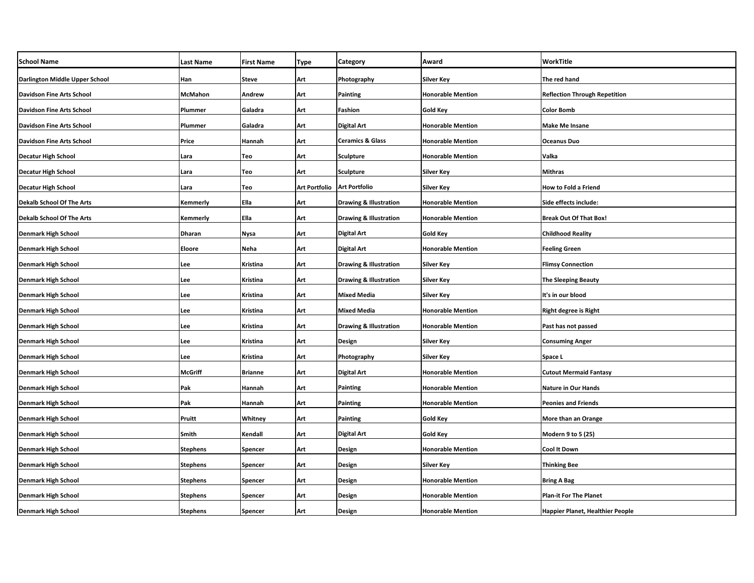| School Name | Last Name | First Name | Type | Category | Award | WorkTitle |
|---|---|---|---|---|---|---|
| Darlington Middle Upper School | Han | Steve | Art | Photography | Silver Key | The red hand |
| Davidson Fine Arts School | McMahon | Andrew | Art | Painting | Honorable Mention | Reflection Through Repetition |
| Davidson Fine Arts School | Plummer | Galadra | Art | Fashion | Gold Key | Color Bomb |
| Davidson Fine Arts School | Plummer | Galadra | Art | Digital Art | Honorable Mention | Make Me Insane |
| Davidson Fine Arts School | Price | Hannah | Art | Ceramics & Glass | Honorable Mention | Oceanus Duo |
| Decatur High School | Lara | Teo | Art | Sculpture | Honorable Mention | Valka |
| Decatur High School | Lara | Teo | Art | Sculpture | Silver Key | Mithras |
| Decatur High School | Lara | Teo | Art Portfolio | Art Portfolio | Silver Key | How to Fold a Friend |
| Dekalb School Of The Arts | Kemmerly | Ella | Art | Drawing & Illustration | Honorable Mention | Side effects include: |
| Dekalb School Of The Arts | Kemmerly | Ella | Art | Drawing & Illustration | Honorable Mention | Break Out Of That Box! |
| Denmark High School | Dharan | Nysa | Art | Digital Art | Gold Key | Childhood Reality |
| Denmark High School | Eloore | Neha | Art | Digital Art | Honorable Mention | Feeling Green |
| Denmark High School | Lee | Kristina | Art | Drawing & Illustration | Silver Key | Flimsy Connection |
| Denmark High School | Lee | Kristina | Art | Drawing & Illustration | Silver Key | The Sleeping Beauty |
| Denmark High School | Lee | Kristina | Art | Mixed Media | Silver Key | It's in our blood |
| Denmark High School | Lee | Kristina | Art | Mixed Media | Honorable Mention | Right degree is Right |
| Denmark High School | Lee | Kristina | Art | Drawing & Illustration | Honorable Mention | Past has not passed |
| Denmark High School | Lee | Kristina | Art | Design | Silver Key | Consuming Anger |
| Denmark High School | Lee | Kristina | Art | Photography | Silver Key | Space L |
| Denmark High School | McGriff | Brianne | Art | Digital Art | Honorable Mention | Cutout Mermaid Fantasy |
| Denmark High School | Pak | Hannah | Art | Painting | Honorable Mention | Nature in Our Hands |
| Denmark High School | Pak | Hannah | Art | Painting | Honorable Mention | Peonies and Friends |
| Denmark High School | Pruitt | Whitney | Art | Painting | Gold Key | More than an Orange |
| Denmark High School | Smith | Kendall | Art | Digital Art | Gold Key | Modern 9 to 5 (25) |
| Denmark High School | Stephens | Spencer | Art | Design | Honorable Mention | Cool It Down |
| Denmark High School | Stephens | Spencer | Art | Design | Silver Key | Thinking Bee |
| Denmark High School | Stephens | Spencer | Art | Design | Honorable Mention | Bring A Bag |
| Denmark High School | Stephens | Spencer | Art | Design | Honorable Mention | Plan-it For The Planet |
| Denmark High School | Stephens | Spencer | Art | Design | Honorable Mention | Happier Planet, Healthier People |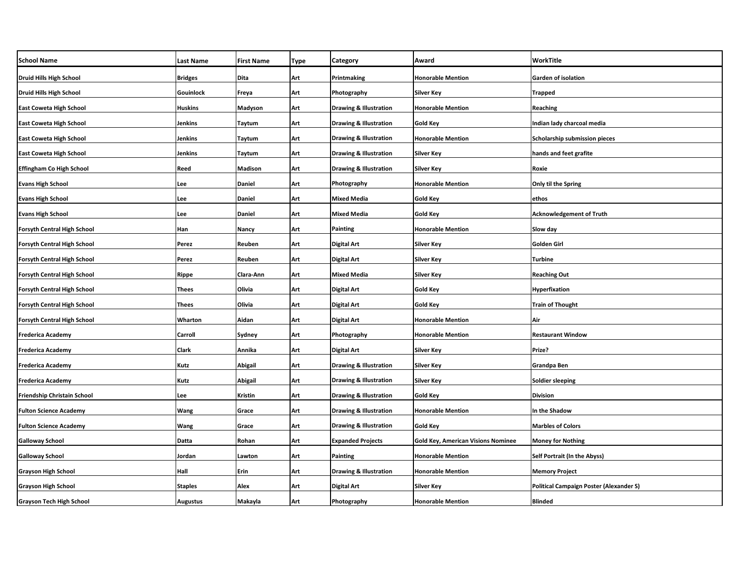| School Name | Last Name | First Name | Type | Category | Award | WorkTitle |
|---|---|---|---|---|---|---|
| Druid Hills High School | Bridges | Dita | Art | Printmaking | Honorable Mention | Garden of isolation |
| Druid Hills High School | Gouinlock | Freya | Art | Photography | Silver Key | Trapped |
| East Coweta High School | Huskins | Madyson | Art | Drawing & Illustration | Honorable Mention | Reaching |
| East Coweta High School | Jenkins | Taytum | Art | Drawing & Illustration | Gold Key | Indian lady charcoal media |
| East Coweta High School | Jenkins | Taytum | Art | Drawing & Illustration | Honorable Mention | Scholarship submission pieces |
| East Coweta High School | Jenkins | Taytum | Art | Drawing & Illustration | Silver Key | hands and feet grafite |
| Effingham Co High School | Reed | Madison | Art | Drawing & Illustration | Silver Key | Roxie |
| Evans High School | Lee | Daniel | Art | Photography | Honorable Mention | Only til the Spring |
| Evans High School | Lee | Daniel | Art | Mixed Media | Gold Key | ethos |
| Evans High School | Lee | Daniel | Art | Mixed Media | Gold Key | Acknowledgement of Truth |
| Forsyth Central High School | Han | Nancy | Art | Painting | Honorable Mention | Slow day |
| Forsyth Central High School | Perez | Reuben | Art | Digital Art | Silver Key | Golden Girl |
| Forsyth Central High School | Perez | Reuben | Art | Digital Art | Silver Key | Turbine |
| Forsyth Central High School | Rippe | Clara-Ann | Art | Mixed Media | Silver Key | Reaching Out |
| Forsyth Central High School | Thees | Olivia | Art | Digital Art | Gold Key | Hyperfixation |
| Forsyth Central High School | Thees | Olivia | Art | Digital Art | Gold Key | Train of Thought |
| Forsyth Central High School | Wharton | Aidan | Art | Digital Art | Honorable Mention | Air |
| Frederica Academy | Carroll | Sydney | Art | Photography | Honorable Mention | Restaurant Window |
| Frederica Academy | Clark | Annika | Art | Digital Art | Silver Key | Prize? |
| Frederica Academy | Kutz | Abigail | Art | Drawing & Illustration | Silver Key | Grandpa Ben |
| Frederica Academy | Kutz | Abigail | Art | Drawing & Illustration | Silver Key | Soldier sleeping |
| Friendship Christain School | Lee | Kristin | Art | Drawing & Illustration | Gold Key | Division |
| Fulton Science Academy | Wang | Grace | Art | Drawing & Illustration | Honorable Mention | In the Shadow |
| Fulton Science Academy | Wang | Grace | Art | Drawing & Illustration | Gold Key | Marbles of Colors |
| Galloway School | Datta | Rohan | Art | Expanded Projects | Gold Key, American Visions Nominee | Money for Nothing |
| Galloway School | Jordan | Lawton | Art | Painting | Honorable Mention | Self Portrait (In the Abyss) |
| Grayson High School | Hall | Erin | Art | Drawing & Illustration | Honorable Mention | Memory Project |
| Grayson High School | Staples | Alex | Art | Digital Art | Silver Key | Political Campaign Poster (Alexander S) |
| Grayson Tech High School | Augustus | Makayla | Art | Photography | Honorable Mention | Blinded |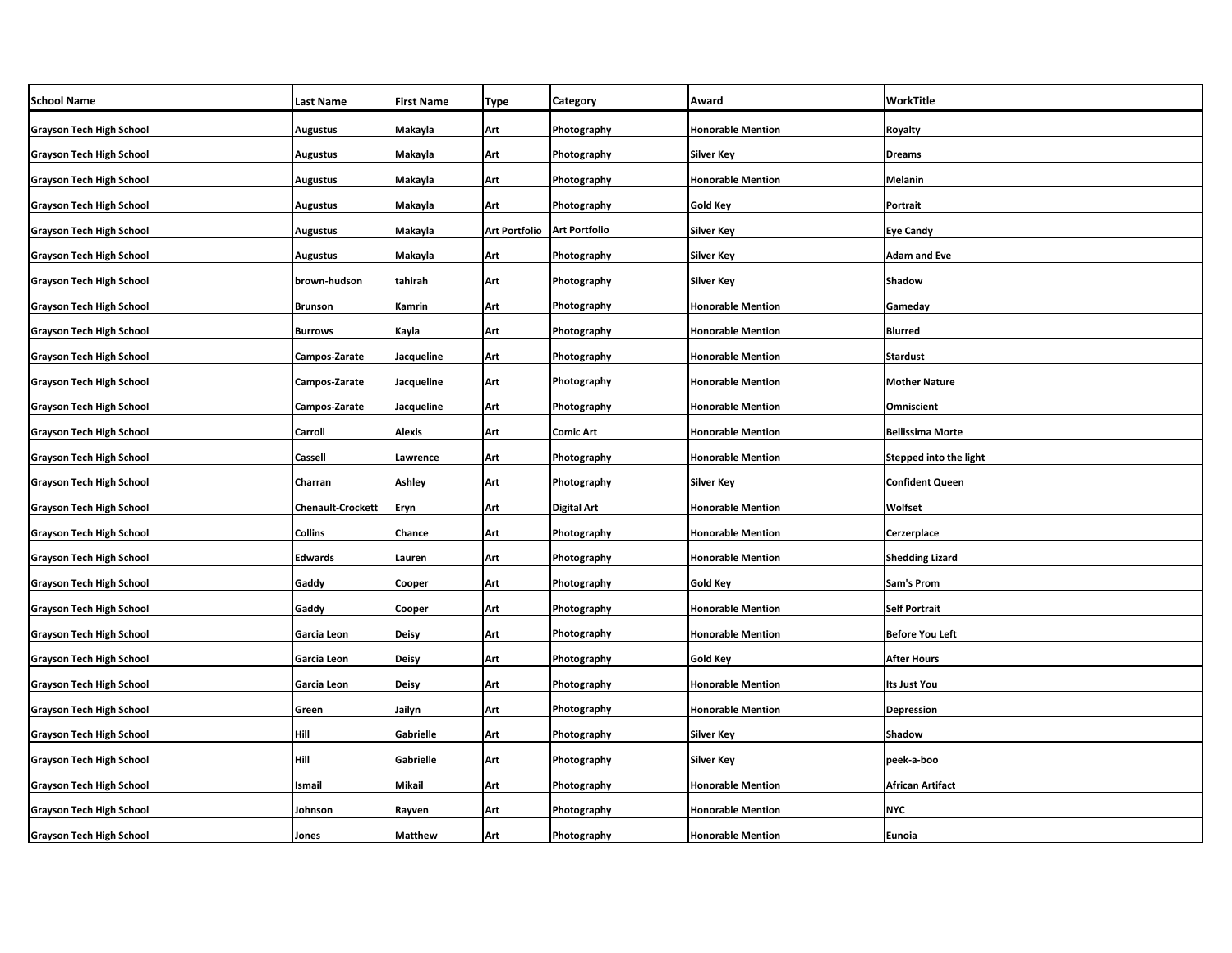| School Name | Last Name | First Name | Type | Category | Award | WorkTitle |
|---|---|---|---|---|---|---|
| Grayson Tech High School | Augustus | Makayla | Art | Photography | Honorable Mention | Royalty |
| Grayson Tech High School | Augustus | Makayla | Art | Photography | Silver Key | Dreams |
| Grayson Tech High School | Augustus | Makayla | Art | Photography | Honorable Mention | Melanin |
| Grayson Tech High School | Augustus | Makayla | Art | Photography | Gold Key | Portrait |
| Grayson Tech High School | Augustus | Makayla | Art Portfolio | Art Portfolio | Silver Key | Eye Candy |
| Grayson Tech High School | Augustus | Makayla | Art | Photography | Silver Key | Adam and Eve |
| Grayson Tech High School | brown-hudson | tahirah | Art | Photography | Silver Key | Shadow |
| Grayson Tech High School | Brunson | Kamrin | Art | Photography | Honorable Mention | Gameday |
| Grayson Tech High School | Burrows | Kayla | Art | Photography | Honorable Mention | Blurred |
| Grayson Tech High School | Campos-Zarate | Jacqueline | Art | Photography | Honorable Mention | Stardust |
| Grayson Tech High School | Campos-Zarate | Jacqueline | Art | Photography | Honorable Mention | Mother Nature |
| Grayson Tech High School | Campos-Zarate | Jacqueline | Art | Photography | Honorable Mention | Omniscient |
| Grayson Tech High School | Carroll | Alexis | Art | Comic Art | Honorable Mention | Bellissima Morte |
| Grayson Tech High School | Cassell | Lawrence | Art | Photography | Honorable Mention | Stepped into the light |
| Grayson Tech High School | Charran | Ashley | Art | Photography | Silver Key | Confident Queen |
| Grayson Tech High School | Chenault-Crockett | Eryn | Art | Digital Art | Honorable Mention | Wolfset |
| Grayson Tech High School | Collins | Chance | Art | Photography | Honorable Mention | Cerzerplace |
| Grayson Tech High School | Edwards | Lauren | Art | Photography | Honorable Mention | Shedding Lizard |
| Grayson Tech High School | Gaddy | Cooper | Art | Photography | Gold Key | Sam's Prom |
| Grayson Tech High School | Gaddy | Cooper | Art | Photography | Honorable Mention | Self Portrait |
| Grayson Tech High School | Garcia Leon | Deisy | Art | Photography | Honorable Mention | Before You Left |
| Grayson Tech High School | Garcia Leon | Deisy | Art | Photography | Gold Key | After Hours |
| Grayson Tech High School | Garcia Leon | Deisy | Art | Photography | Honorable Mention | Its Just You |
| Grayson Tech High School | Green | Jailyn | Art | Photography | Honorable Mention | Depression |
| Grayson Tech High School | Hill | Gabrielle | Art | Photography | Silver Key | Shadow |
| Grayson Tech High School | Hill | Gabrielle | Art | Photography | Silver Key | peek-a-boo |
| Grayson Tech High School | Ismail | Mikail | Art | Photography | Honorable Mention | African Artifact |
| Grayson Tech High School | Johnson | Rayven | Art | Photography | Honorable Mention | NYC |
| Grayson Tech High School | Jones | Matthew | Art | Photography | Honorable Mention | Eunoia |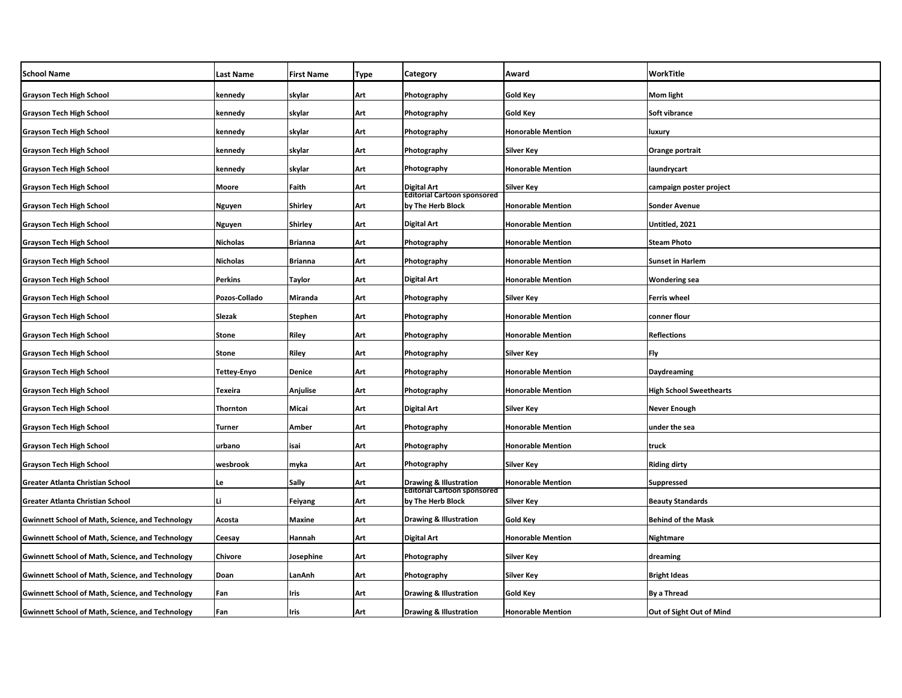| School Name | Last Name | First Name | Type | Category | Award | WorkTitle |
|---|---|---|---|---|---|---|
| Grayson Tech High School | kennedy | skylar | Art | Photography | Gold Key | Mom light |
| Grayson Tech High School | kennedy | skylar | Art | Photography | Gold Key | Soft vibrance |
| Grayson Tech High School | kennedy | skylar | Art | Photography | Honorable Mention | luxury |
| Grayson Tech High School | kennedy | skylar | Art | Photography | Silver Key | Orange portrait |
| Grayson Tech High School | kennedy | skylar | Art | Photography | Honorable Mention | laundrycart |
| Grayson Tech High School | Moore | Faith | Art | Digital Art | Silver Key | campaign poster project |
| Grayson Tech High School | Nguyen | Shirley | Art | Editorial Cartoon sponsored by The Herb Block | Honorable Mention | Sonder Avenue |
| Grayson Tech High School | Nguyen | Shirley | Art | Digital Art | Honorable Mention | Untitled, 2021 |
| Grayson Tech High School | Nicholas | Brianna | Art | Photography | Honorable Mention | Steam Photo |
| Grayson Tech High School | Nicholas | Brianna | Art | Photography | Honorable Mention | Sunset in Harlem |
| Grayson Tech High School | Perkins | Taylor | Art | Digital Art | Honorable Mention | Wondering sea |
| Grayson Tech High School | Pozos-Collado | Miranda | Art | Photography | Silver Key | Ferris wheel |
| Grayson Tech High School | Slezak | Stephen | Art | Photography | Honorable Mention | conner flour |
| Grayson Tech High School | Stone | Riley | Art | Photography | Honorable Mention | Reflections |
| Grayson Tech High School | Stone | Riley | Art | Photography | Silver Key | Fly |
| Grayson Tech High School | Tettey-Enyo | Denice | Art | Photography | Honorable Mention | Daydreaming |
| Grayson Tech High School | Texeira | Anjulise | Art | Photography | Honorable Mention | High School Sweethearts |
| Grayson Tech High School | Thornton | Micai | Art | Digital Art | Silver Key | Never Enough |
| Grayson Tech High School | Turner | Amber | Art | Photography | Honorable Mention | under the sea |
| Grayson Tech High School | urbano | isai | Art | Photography | Honorable Mention | truck |
| Grayson Tech High School | wesbrook | myka | Art | Photography | Silver Key | Riding dirty |
| Greater Atlanta Christian School | Le | Sally | Art | Drawing & Illustration | Honorable Mention | Suppressed |
| Greater Atlanta Christian School | Li | Feiyang | Art | Editorial Cartoon sponsored by The Herb Block | Silver Key | Beauty Standards |
| Gwinnett School of Math, Science, and Technology | Acosta | Maxine | Art | Drawing & Illustration | Gold Key | Behind of the Mask |
| Gwinnett School of Math, Science, and Technology | Ceesay | Hannah | Art | Digital Art | Honorable Mention | Nightmare |
| Gwinnett School of Math, Science, and Technology | Chivore | Josephine | Art | Photography | Silver Key | dreaming |
| Gwinnett School of Math, Science, and Technology | Doan | LanAnh | Art | Photography | Silver Key | Bright Ideas |
| Gwinnett School of Math, Science, and Technology | Fan | Iris | Art | Drawing & Illustration | Gold Key | By a Thread |
| Gwinnett School of Math, Science, and Technology | Fan | Iris | Art | Drawing & Illustration | Honorable Mention | Out of Sight Out of Mind |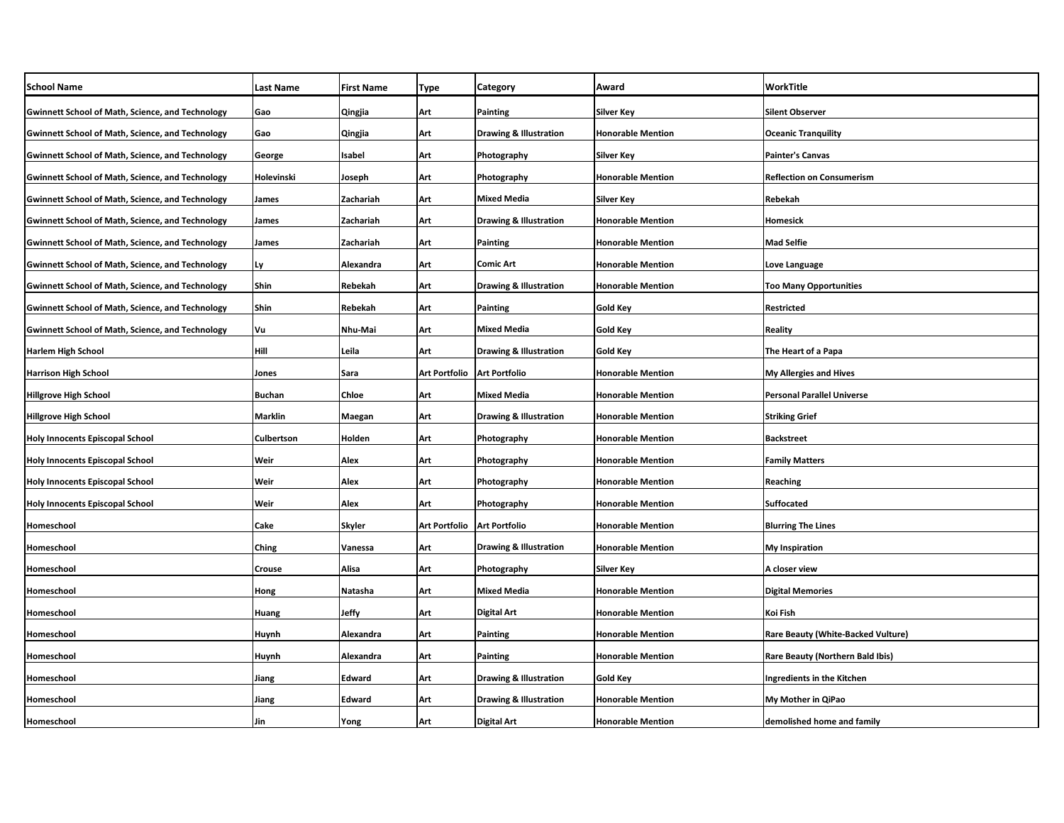| School Name | Last Name | First Name | Type | Category | Award | WorkTitle |
|---|---|---|---|---|---|---|
| Gwinnett School of Math, Science, and Technology | Gao | Qingjia | Art | Painting | Silver Key | Silent Observer |
| Gwinnett School of Math, Science, and Technology | Gao | Qingjia | Art | Drawing & Illustration | Honorable Mention | Oceanic Tranquility |
| Gwinnett School of Math, Science, and Technology | George | Isabel | Art | Photography | Silver Key | Painter's Canvas |
| Gwinnett School of Math, Science, and Technology | Holevinski | Joseph | Art | Photography | Honorable Mention | Reflection on Consumerism |
| Gwinnett School of Math, Science, and Technology | James | Zachariah | Art | Mixed Media | Silver Key | Rebekah |
| Gwinnett School of Math, Science, and Technology | James | Zachariah | Art | Drawing & Illustration | Honorable Mention | Homesick |
| Gwinnett School of Math, Science, and Technology | James | Zachariah | Art | Painting | Honorable Mention | Mad Selfie |
| Gwinnett School of Math, Science, and Technology | Ly | Alexandra | Art | Comic Art | Honorable Mention | Love Language |
| Gwinnett School of Math, Science, and Technology | Shin | Rebekah | Art | Drawing & Illustration | Honorable Mention | Too Many Opportunities |
| Gwinnett School of Math, Science, and Technology | Shin | Rebekah | Art | Painting | Gold Key | Restricted |
| Gwinnett School of Math, Science, and Technology | Vu | Nhu-Mai | Art | Mixed Media | Gold Key | Reality |
| Harlem High School | Hill | Leila | Art | Drawing & Illustration | Gold Key | The Heart of a Papa |
| Harrison High School | Jones | Sara | Art Portfolio | Art Portfolio | Honorable Mention | My Allergies and Hives |
| Hillgrove High School | Buchan | Chloe | Art | Mixed Media | Honorable Mention | Personal Parallel Universe |
| Hillgrove High School | Marklin | Maegan | Art | Drawing & Illustration | Honorable Mention | Striking Grief |
| Holy Innocents Episcopal School | Culbertson | Holden | Art | Photography | Honorable Mention | Backstreet |
| Holy Innocents Episcopal School | Weir | Alex | Art | Photography | Honorable Mention | Family Matters |
| Holy Innocents Episcopal School | Weir | Alex | Art | Photography | Honorable Mention | Reaching |
| Holy Innocents Episcopal School | Weir | Alex | Art | Photography | Honorable Mention | Suffocated |
| Homeschool | Cake | Skyler | Art Portfolio | Art Portfolio | Honorable Mention | Blurring The Lines |
| Homeschool | Ching | Vanessa | Art | Drawing & Illustration | Honorable Mention | My Inspiration |
| Homeschool | Crouse | Alisa | Art | Photography | Silver Key | A closer view |
| Homeschool | Hong | Natasha | Art | Mixed Media | Honorable Mention | Digital Memories |
| Homeschool | Huang | Jeffy | Art | Digital Art | Honorable Mention | Koi Fish |
| Homeschool | Huynh | Alexandra | Art | Painting | Honorable Mention | Rare Beauty (White-Backed Vulture) |
| Homeschool | Huynh | Alexandra | Art | Painting | Honorable Mention | Rare Beauty (Northern Bald Ibis) |
| Homeschool | Jiang | Edward | Art | Drawing & Illustration | Gold Key | Ingredients in the Kitchen |
| Homeschool | Jiang | Edward | Art | Drawing & Illustration | Honorable Mention | My Mother in QiPao |
| Homeschool | Jin | Yong | Art | Digital Art | Honorable Mention | demolished home and family |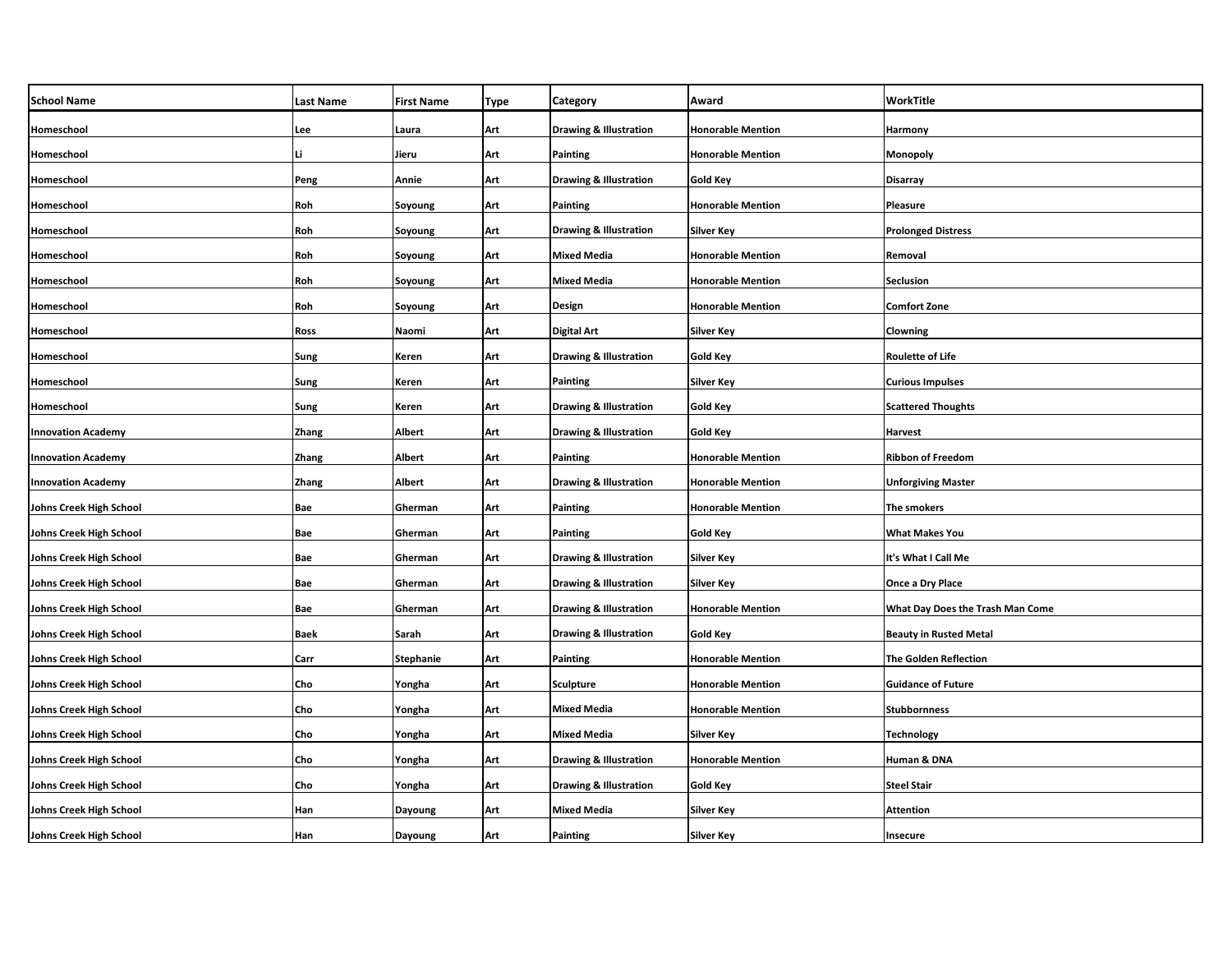| School Name | Last Name | First Name | Type | Category | Award | WorkTitle |
| --- | --- | --- | --- | --- | --- | --- |
| Homeschool | Lee | Laura | Art | Drawing & Illustration | Honorable Mention | Harmony |
| Homeschool | Li | Jieru | Art | Painting | Honorable Mention | Monopoly |
| Homeschool | Peng | Annie | Art | Drawing & Illustration | Gold Key | Disarray |
| Homeschool | Roh | Soyoung | Art | Painting | Honorable Mention | Pleasure |
| Homeschool | Roh | Soyoung | Art | Drawing & Illustration | Silver Key | Prolonged Distress |
| Homeschool | Roh | Soyoung | Art | Mixed Media | Honorable Mention | Removal |
| Homeschool | Roh | Soyoung | Art | Mixed Media | Honorable Mention | Seclusion |
| Homeschool | Roh | Soyoung | Art | Design | Honorable Mention | Comfort Zone |
| Homeschool | Ross | Naomi | Art | Digital Art | Silver Key | Clowning |
| Homeschool | Sung | Keren | Art | Drawing & Illustration | Gold Key | Roulette of Life |
| Homeschool | Sung | Keren | Art | Painting | Silver Key | Curious Impulses |
| Homeschool | Sung | Keren | Art | Drawing & Illustration | Gold Key | Scattered Thoughts |
| Innovation Academy | Zhang | Albert | Art | Drawing & Illustration | Gold Key | Harvest |
| Innovation Academy | Zhang | Albert | Art | Painting | Honorable Mention | Ribbon of Freedom |
| Innovation Academy | Zhang | Albert | Art | Drawing & Illustration | Honorable Mention | Unforgiving Master |
| Johns Creek High School | Bae | Gherman | Art | Painting | Honorable Mention | The smokers |
| Johns Creek High School | Bae | Gherman | Art | Painting | Gold Key | What Makes You |
| Johns Creek High School | Bae | Gherman | Art | Drawing & Illustration | Silver Key | It's What I Call Me |
| Johns Creek High School | Bae | Gherman | Art | Drawing & Illustration | Silver Key | Once a Dry Place |
| Johns Creek High School | Bae | Gherman | Art | Drawing & Illustration | Honorable Mention | What Day Does the Trash Man Come |
| Johns Creek High School | Baek | Sarah | Art | Drawing & Illustration | Gold Key | Beauty in Rusted Metal |
| Johns Creek High School | Carr | Stephanie | Art | Painting | Honorable Mention | The Golden Reflection |
| Johns Creek High School | Cho | Yongha | Art | Sculpture | Honorable Mention | Guidance of Future |
| Johns Creek High School | Cho | Yongha | Art | Mixed Media | Honorable Mention | Stubbornness |
| Johns Creek High School | Cho | Yongha | Art | Mixed Media | Silver Key | Technology |
| Johns Creek High School | Cho | Yongha | Art | Drawing & Illustration | Honorable Mention | Human & DNA |
| Johns Creek High School | Cho | Yongha | Art | Drawing & Illustration | Gold Key | Steel Stair |
| Johns Creek High School | Han | Dayoung | Art | Mixed Media | Silver Key | Attention |
| Johns Creek High School | Han | Dayoung | Art | Painting | Silver Key | Insecure |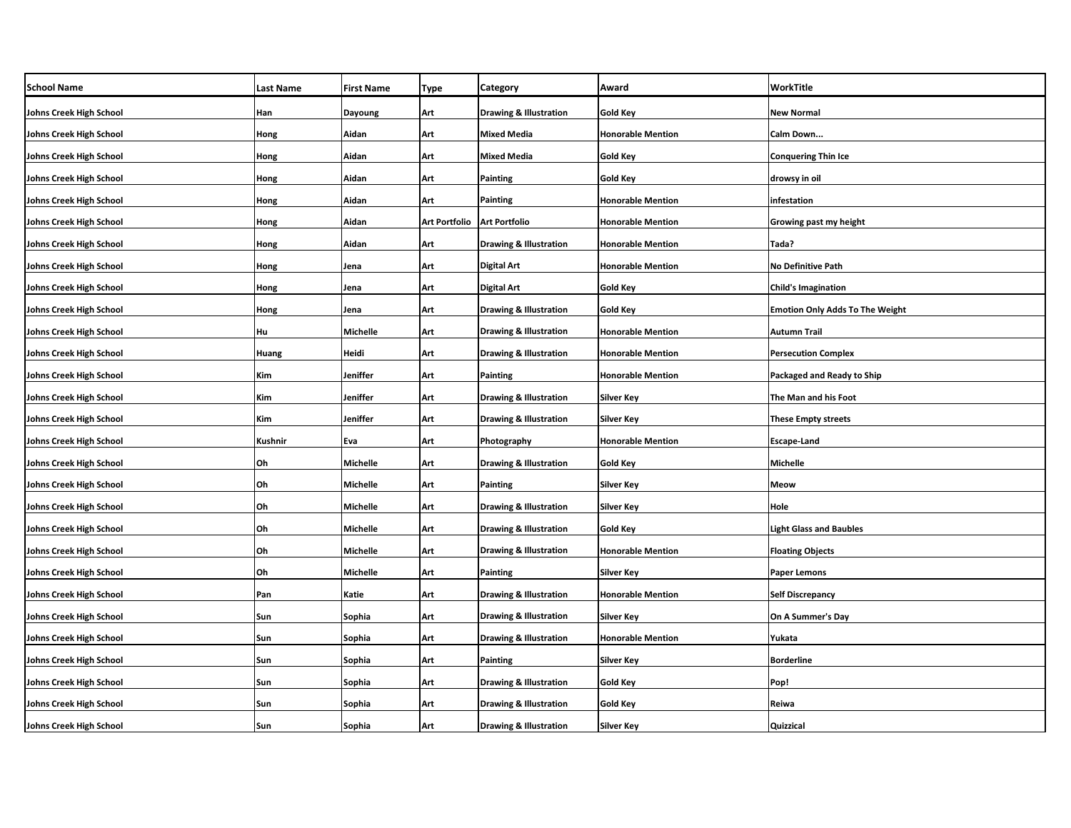| School Name | Last Name | First Name | Type | Category | Award | WorkTitle |
|---|---|---|---|---|---|---|
| Johns Creek High School | Han | Dayoung | Art | Drawing & Illustration | Gold Key | New Normal |
| Johns Creek High School | Hong | Aidan | Art | Mixed Media | Honorable Mention | Calm Down... |
| Johns Creek High School | Hong | Aidan | Art | Mixed Media | Gold Key | Conquering Thin Ice |
| Johns Creek High School | Hong | Aidan | Art | Painting | Gold Key | drowsy in oil |
| Johns Creek High School | Hong | Aidan | Art | Painting | Honorable Mention | infestation |
| Johns Creek High School | Hong | Aidan | Art Portfolio | Art Portfolio | Honorable Mention | Growing past my height |
| Johns Creek High School | Hong | Aidan | Art | Drawing & Illustration | Honorable Mention | Tada? |
| Johns Creek High School | Hong | Jena | Art | Digital Art | Honorable Mention | No Definitive Path |
| Johns Creek High School | Hong | Jena | Art | Digital Art | Gold Key | Child's Imagination |
| Johns Creek High School | Hong | Jena | Art | Drawing & Illustration | Gold Key | Emotion Only Adds To The Weight |
| Johns Creek High School | Hu | Michelle | Art | Drawing & Illustration | Honorable Mention | Autumn Trail |
| Johns Creek High School | Huang | Heidi | Art | Drawing & Illustration | Honorable Mention | Persecution Complex |
| Johns Creek High School | Kim | Jeniffer | Art | Painting | Honorable Mention | Packaged and Ready to Ship |
| Johns Creek High School | Kim | Jeniffer | Art | Drawing & Illustration | Silver Key | The Man and his Foot |
| Johns Creek High School | Kim | Jeniffer | Art | Drawing & Illustration | Silver Key | These Empty streets |
| Johns Creek High School | Kushnir | Eva | Art | Photography | Honorable Mention | Escape-Land |
| Johns Creek High School | Oh | Michelle | Art | Drawing & Illustration | Gold Key | Michelle |
| Johns Creek High School | Oh | Michelle | Art | Painting | Silver Key | Meow |
| Johns Creek High School | Oh | Michelle | Art | Drawing & Illustration | Silver Key | Hole |
| Johns Creek High School | Oh | Michelle | Art | Drawing & Illustration | Gold Key | Light Glass and Baubles |
| Johns Creek High School | Oh | Michelle | Art | Drawing & Illustration | Honorable Mention | Floating Objects |
| Johns Creek High School | Oh | Michelle | Art | Painting | Silver Key | Paper Lemons |
| Johns Creek High School | Pan | Katie | Art | Drawing & Illustration | Honorable Mention | Self Discrepancy |
| Johns Creek High School | Sun | Sophia | Art | Drawing & Illustration | Silver Key | On A Summer's Day |
| Johns Creek High School | Sun | Sophia | Art | Drawing & Illustration | Honorable Mention | Yukata |
| Johns Creek High School | Sun | Sophia | Art | Painting | Silver Key | Borderline |
| Johns Creek High School | Sun | Sophia | Art | Drawing & Illustration | Gold Key | Pop! |
| Johns Creek High School | Sun | Sophia | Art | Drawing & Illustration | Gold Key | Reiwa |
| Johns Creek High School | Sun | Sophia | Art | Drawing & Illustration | Silver Key | Quizzical |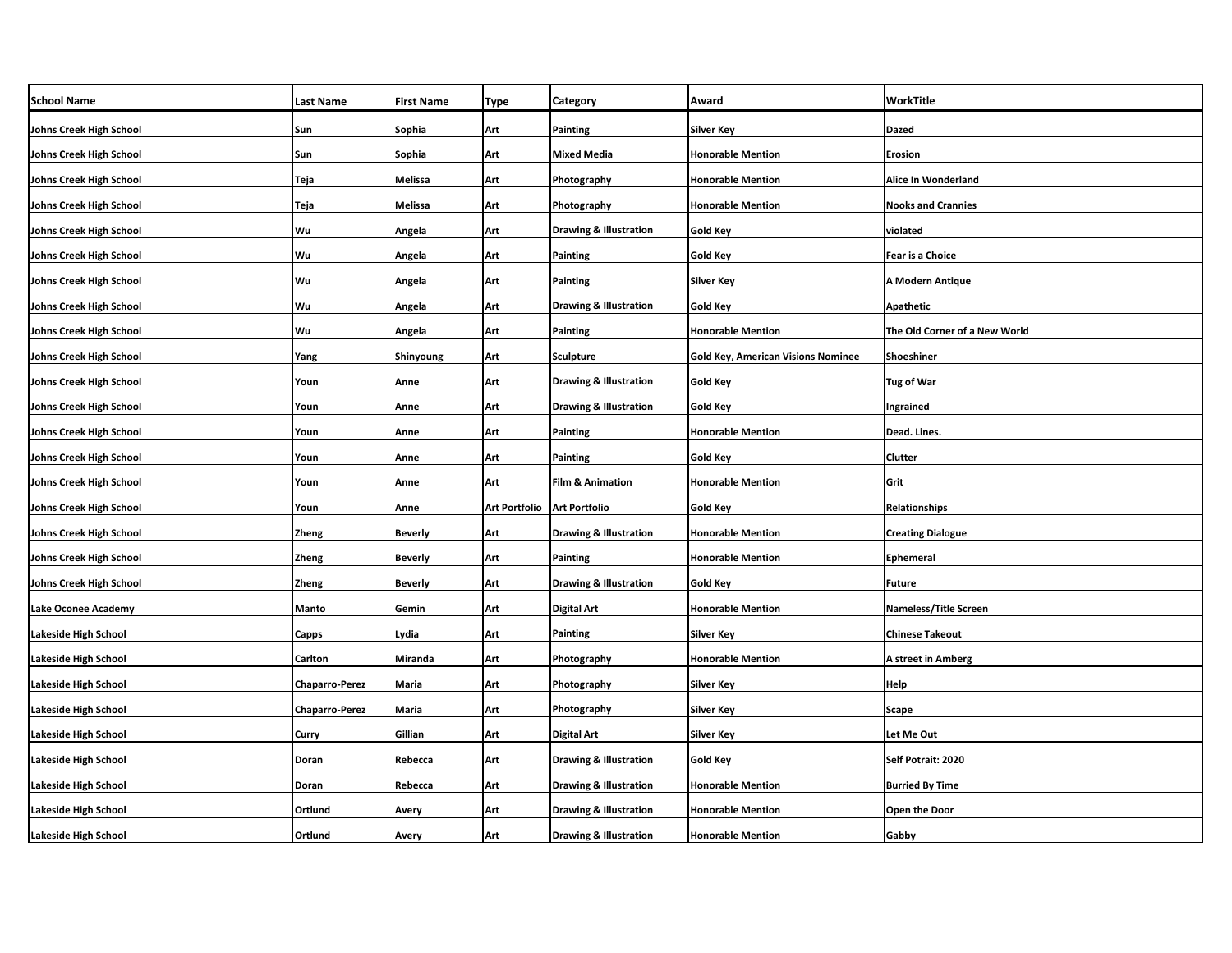| School Name | Last Name | First Name | Type | Category | Award | WorkTitle |
|---|---|---|---|---|---|---|
| Johns Creek High School | Sun | Sophia | Art | Painting | Silver Key | Dazed |
| Johns Creek High School | Sun | Sophia | Art | Mixed Media | Honorable Mention | Erosion |
| Johns Creek High School | Teja | Melissa | Art | Photography | Honorable Mention | Alice In Wonderland |
| Johns Creek High School | Teja | Melissa | Art | Photography | Honorable Mention | Nooks and Crannies |
| Johns Creek High School | Wu | Angela | Art | Drawing & Illustration | Gold Key | violated |
| Johns Creek High School | Wu | Angela | Art | Painting | Gold Key | Fear is a Choice |
| Johns Creek High School | Wu | Angela | Art | Painting | Silver Key | A Modern Antique |
| Johns Creek High School | Wu | Angela | Art | Drawing & Illustration | Gold Key | Apathetic |
| Johns Creek High School | Wu | Angela | Art | Painting | Honorable Mention | The Old Corner of a New World |
| Johns Creek High School | Yang | Shinyoung | Art | Sculpture | Gold Key, American Visions Nominee | Shoeshiner |
| Johns Creek High School | Youn | Anne | Art | Drawing & Illustration | Gold Key | Tug of War |
| Johns Creek High School | Youn | Anne | Art | Drawing & Illustration | Gold Key | Ingrained |
| Johns Creek High School | Youn | Anne | Art | Painting | Honorable Mention | Dead. Lines. |
| Johns Creek High School | Youn | Anne | Art | Painting | Gold Key | Clutter |
| Johns Creek High School | Youn | Anne | Art | Film & Animation | Honorable Mention | Grit |
| Johns Creek High School | Youn | Anne | Art Portfolio | Art Portfolio | Gold Key | Relationships |
| Johns Creek High School | Zheng | Beverly | Art | Drawing & Illustration | Honorable Mention | Creating Dialogue |
| Johns Creek High School | Zheng | Beverly | Art | Painting | Honorable Mention | Ephemeral |
| Johns Creek High School | Zheng | Beverly | Art | Drawing & Illustration | Gold Key | Future |
| Lake Oconee Academy | Manto | Gemin | Art | Digital Art | Honorable Mention | Nameless/Title Screen |
| Lakeside High School | Capps | Lydia | Art | Painting | Silver Key | Chinese Takeout |
| Lakeside High School | Carlton | Miranda | Art | Photography | Honorable Mention | A street in Amberg |
| Lakeside High School | Chaparro-Perez | Maria | Art | Photography | Silver Key | Help |
| Lakeside High School | Chaparro-Perez | Maria | Art | Photography | Silver Key | Scape |
| Lakeside High School | Curry | Gillian | Art | Digital Art | Silver Key | Let Me Out |
| Lakeside High School | Doran | Rebecca | Art | Drawing & Illustration | Gold Key | Self Potrait: 2020 |
| Lakeside High School | Doran | Rebecca | Art | Drawing & Illustration | Honorable Mention | Burried By Time |
| Lakeside High School | Ortlund | Avery | Art | Drawing & Illustration | Honorable Mention | Open the Door |
| Lakeside High School | Ortlund | Avery | Art | Drawing & Illustration | Honorable Mention | Gabby |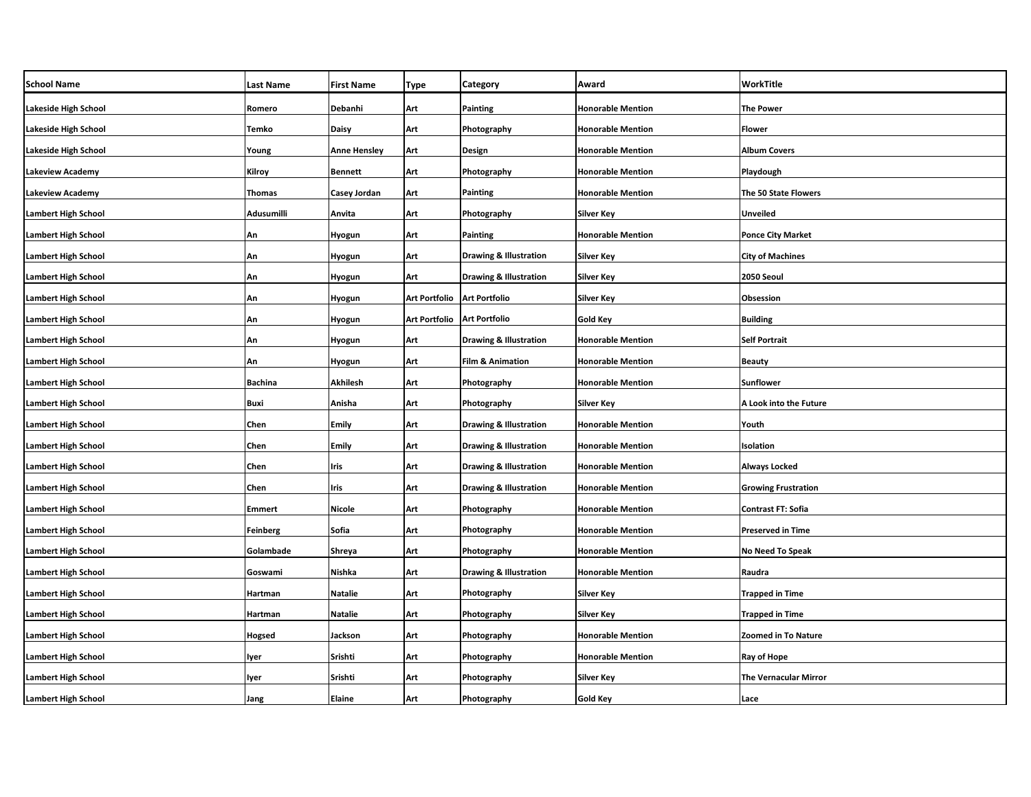| School Name | Last Name | First Name | Type | Category | Award | WorkTitle |
| --- | --- | --- | --- | --- | --- | --- |
| Lakeside High School | Romero | Debanhi | Art | Painting | Honorable Mention | The Power |
| Lakeside High School | Temko | Daisy | Art | Photography | Honorable Mention | Flower |
| Lakeside High School | Young | Anne Hensley | Art | Design | Honorable Mention | Album Covers |
| Lakeview Academy | Kilroy | Bennett | Art | Photography | Honorable Mention | Playdough |
| Lakeview Academy | Thomas | Casey Jordan | Art | Painting | Honorable Mention | The 50 State Flowers |
| Lambert High School | Adusumilli | Anvita | Art | Photography | Silver Key | Unveiled |
| Lambert High School | An | Hyogun | Art | Painting | Honorable Mention | Ponce City Market |
| Lambert High School | An | Hyogun | Art | Drawing & Illustration | Silver Key | City of Machines |
| Lambert High School | An | Hyogun | Art | Drawing & Illustration | Silver Key | 2050 Seoul |
| Lambert High School | An | Hyogun | Art Portfolio | Art Portfolio | Silver Key | Obsession |
| Lambert High School | An | Hyogun | Art Portfolio | Art Portfolio | Gold Key | Building |
| Lambert High School | An | Hyogun | Art | Drawing & Illustration | Honorable Mention | Self Portrait |
| Lambert High School | An | Hyogun | Art | Film & Animation | Honorable Mention | Beauty |
| Lambert High School | Bachina | Akhilesh | Art | Photography | Honorable Mention | Sunflower |
| Lambert High School | Buxi | Anisha | Art | Photography | Silver Key | A Look into the Future |
| Lambert High School | Chen | Emily | Art | Drawing & Illustration | Honorable Mention | Youth |
| Lambert High School | Chen | Emily | Art | Drawing & Illustration | Honorable Mention | Isolation |
| Lambert High School | Chen | Iris | Art | Drawing & Illustration | Honorable Mention | Always Locked |
| Lambert High School | Chen | Iris | Art | Drawing & Illustration | Honorable Mention | Growing Frustration |
| Lambert High School | Emmert | Nicole | Art | Photography | Honorable Mention | Contrast FT: Sofia |
| Lambert High School | Feinberg | Sofia | Art | Photography | Honorable Mention | Preserved in Time |
| Lambert High School | Golambade | Shreya | Art | Photography | Honorable Mention | No Need To Speak |
| Lambert High School | Goswami | Nishka | Art | Drawing & Illustration | Honorable Mention | Raudra |
| Lambert High School | Hartman | Natalie | Art | Photography | Silver Key | Trapped in Time |
| Lambert High School | Hartman | Natalie | Art | Photography | Silver Key | Trapped in Time |
| Lambert High School | Hogsed | Jackson | Art | Photography | Honorable Mention | Zoomed in To Nature |
| Lambert High School | Iyer | Srishti | Art | Photography | Honorable Mention | Ray of Hope |
| Lambert High School | Iyer | Srishti | Art | Photography | Silver Key | The Vernacular Mirror |
| Lambert High School | Jang | Elaine | Art | Photography | Gold Key | Lace |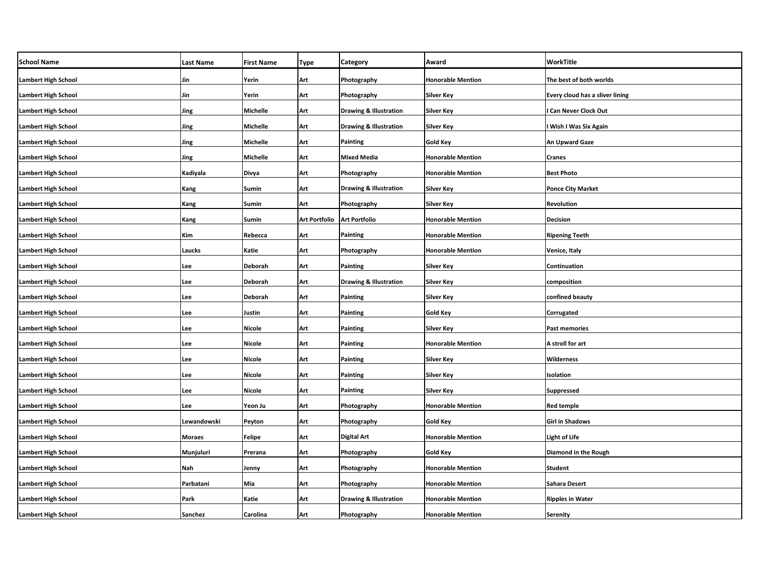| School Name | Last Name | First Name | Type | Category | Award | WorkTitle |
|---|---|---|---|---|---|---|
| Lambert High School | Jin | Yerin | Art | Photography | Honorable Mention | The best of both worlds |
| Lambert High School | Jin | Yerin | Art | Photography | Silver Key | Every cloud has a sliver lining |
| Lambert High School | Jing | Michelle | Art | Drawing & Illustration | Silver Key | I Can Never Clock Out |
| Lambert High School | Jing | Michelle | Art | Drawing & Illustration | Silver Key | I Wish I Was Six Again |
| Lambert High School | Jing | Michelle | Art | Painting | Gold Key | An Upward Gaze |
| Lambert High School | Jing | Michelle | Art | Mixed Media | Honorable Mention | Cranes |
| Lambert High School | Kadiyala | Divya | Art | Photography | Honorable Mention | Best Photo |
| Lambert High School | Kang | Sumin | Art | Drawing & Illustration | Silver Key | Ponce City Market |
| Lambert High School | Kang | Sumin | Art | Photography | Silver Key | Revolution |
| Lambert High School | Kang | Sumin | Art Portfolio | Art Portfolio | Honorable Mention | Decision |
| Lambert High School | Kim | Rebecca | Art | Painting | Honorable Mention | Ripening Teeth |
| Lambert High School | Laucks | Katie | Art | Photography | Honorable Mention | Venice, Italy |
| Lambert High School | Lee | Deborah | Art | Painting | Silver Key | Continuation |
| Lambert High School | Lee | Deborah | Art | Drawing & Illustration | Silver Key | composition |
| Lambert High School | Lee | Deborah | Art | Painting | Silver Key | confined beauty |
| Lambert High School | Lee | Justin | Art | Painting | Gold Key | Corrugated |
| Lambert High School | Lee | Nicole | Art | Painting | Silver Key | Past memories |
| Lambert High School | Lee | Nicole | Art | Painting | Honorable Mention | A stroll for art |
| Lambert High School | Lee | Nicole | Art | Painting | Silver Key | Wilderness |
| Lambert High School | Lee | Nicole | Art | Painting | Silver Key | Isolation |
| Lambert High School | Lee | Nicole | Art | Painting | Silver Key | Suppressed |
| Lambert High School | Lee | Yeon Ju | Art | Photography | Honorable Mention | Red temple |
| Lambert High School | Lewandowski | Peyton | Art | Photography | Gold Key | Girl in Shadows |
| Lambert High School | Moraes | Felipe | Art | Digital Art | Honorable Mention | Light of Life |
| Lambert High School | Munjuluri | Prerana | Art | Photography | Gold Key | Diamond in the Rough |
| Lambert High School | Nah | Jenny | Art | Photography | Honorable Mention | Student |
| Lambert High School | Parbatani | Mia | Art | Photography | Honorable Mention | Sahara Desert |
| Lambert High School | Park | Katie | Art | Drawing & Illustration | Honorable Mention | Ripples in Water |
| Lambert High School | Sanchez | Carolina | Art | Photography | Honorable Mention | Serenity |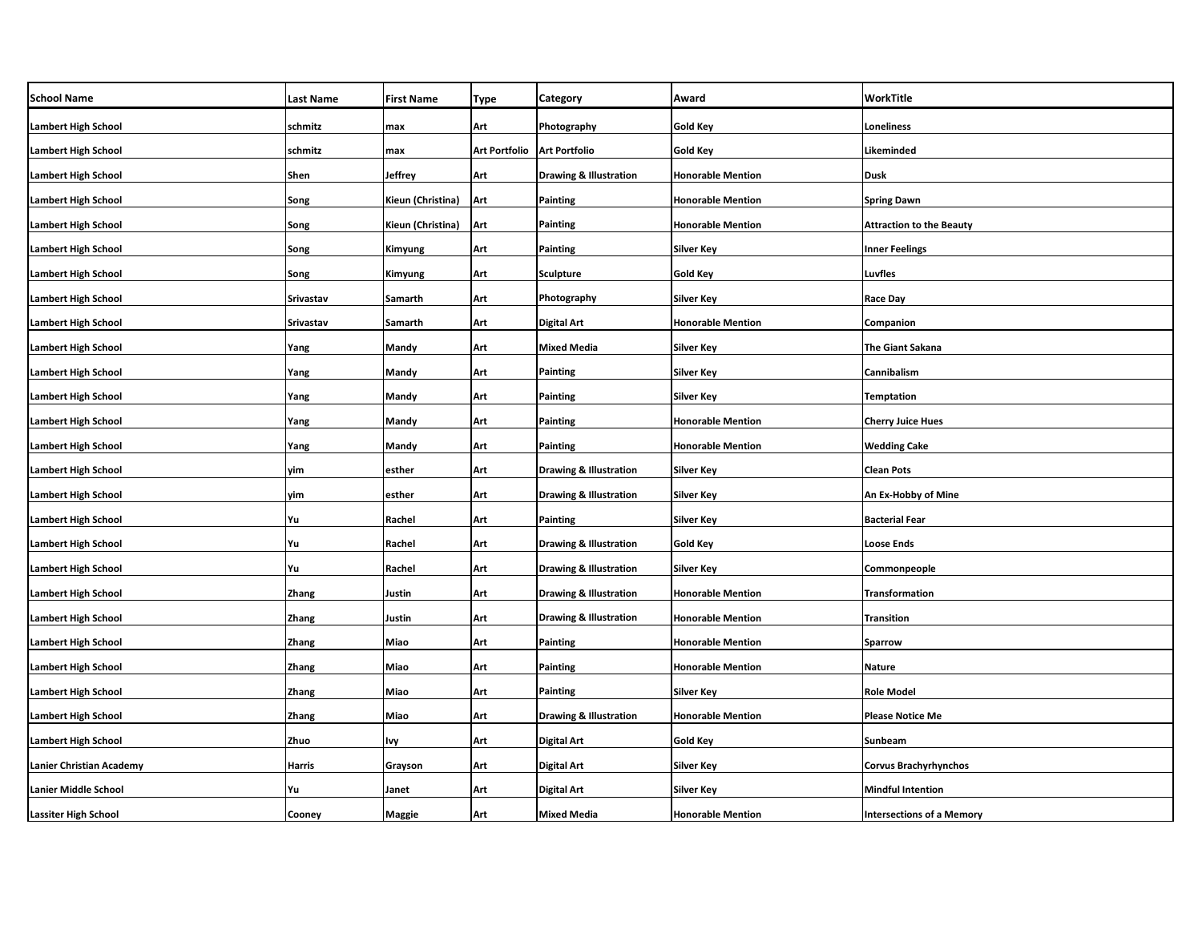| School Name | Last Name | First Name | Type | Category | Award | WorkTitle |
|---|---|---|---|---|---|---|
| Lambert High School | schmitz | max | Art | Photography | Gold Key | Loneliness |
| Lambert High School | schmitz | max | Art Portfolio | Art Portfolio | Gold Key | Likeminded |
| Lambert High School | Shen | Jeffrey | Art | Drawing & Illustration | Honorable Mention | Dusk |
| Lambert High School | Song | Kieun (Christina) | Art | Painting | Honorable Mention | Spring Dawn |
| Lambert High School | Song | Kieun (Christina) | Art | Painting | Honorable Mention | Attraction to the Beauty |
| Lambert High School | Song | Kimyung | Art | Painting | Silver Key | Inner Feelings |
| Lambert High School | Song | Kimyung | Art | Sculpture | Gold Key | Luvfles |
| Lambert High School | Srivastav | Samarth | Art | Photography | Silver Key | Race Day |
| Lambert High School | Srivastav | Samarth | Art | Digital Art | Honorable Mention | Companion |
| Lambert High School | Yang | Mandy | Art | Mixed Media | Silver Key | The Giant Sakana |
| Lambert High School | Yang | Mandy | Art | Painting | Silver Key | Cannibalism |
| Lambert High School | Yang | Mandy | Art | Painting | Silver Key | Temptation |
| Lambert High School | Yang | Mandy | Art | Painting | Honorable Mention | Cherry Juice Hues |
| Lambert High School | Yang | Mandy | Art | Painting | Honorable Mention | Wedding Cake |
| Lambert High School | yim | esther | Art | Drawing & Illustration | Silver Key | Clean Pots |
| Lambert High School | yim | esther | Art | Drawing & Illustration | Silver Key | An Ex-Hobby of Mine |
| Lambert High School | Yu | Rachel | Art | Painting | Silver Key | Bacterial Fear |
| Lambert High School | Yu | Rachel | Art | Drawing & Illustration | Gold Key | Loose Ends |
| Lambert High School | Yu | Rachel | Art | Drawing & Illustration | Silver Key | Commonpeople |
| Lambert High School | Zhang | Justin | Art | Drawing & Illustration | Honorable Mention | Transformation |
| Lambert High School | Zhang | Justin | Art | Drawing & Illustration | Honorable Mention | Transition |
| Lambert High School | Zhang | Miao | Art | Painting | Honorable Mention | Sparrow |
| Lambert High School | Zhang | Miao | Art | Painting | Honorable Mention | Nature |
| Lambert High School | Zhang | Miao | Art | Painting | Silver Key | Role Model |
| Lambert High School | Zhang | Miao | Art | Drawing & Illustration | Honorable Mention | Please Notice Me |
| Lambert High School | Zhuo | Ivy | Art | Digital Art | Gold Key | Sunbeam |
| Lanier Christian Academy | Harris | Grayson | Art | Digital Art | Silver Key | Corvus Brachyrhynchos |
| Lanier Middle School | Yu | Janet | Art | Digital Art | Silver Key | Mindful Intention |
| Lassiter High School | Cooney | Maggie | Art | Mixed Media | Honorable Mention | Intersections of a Memory |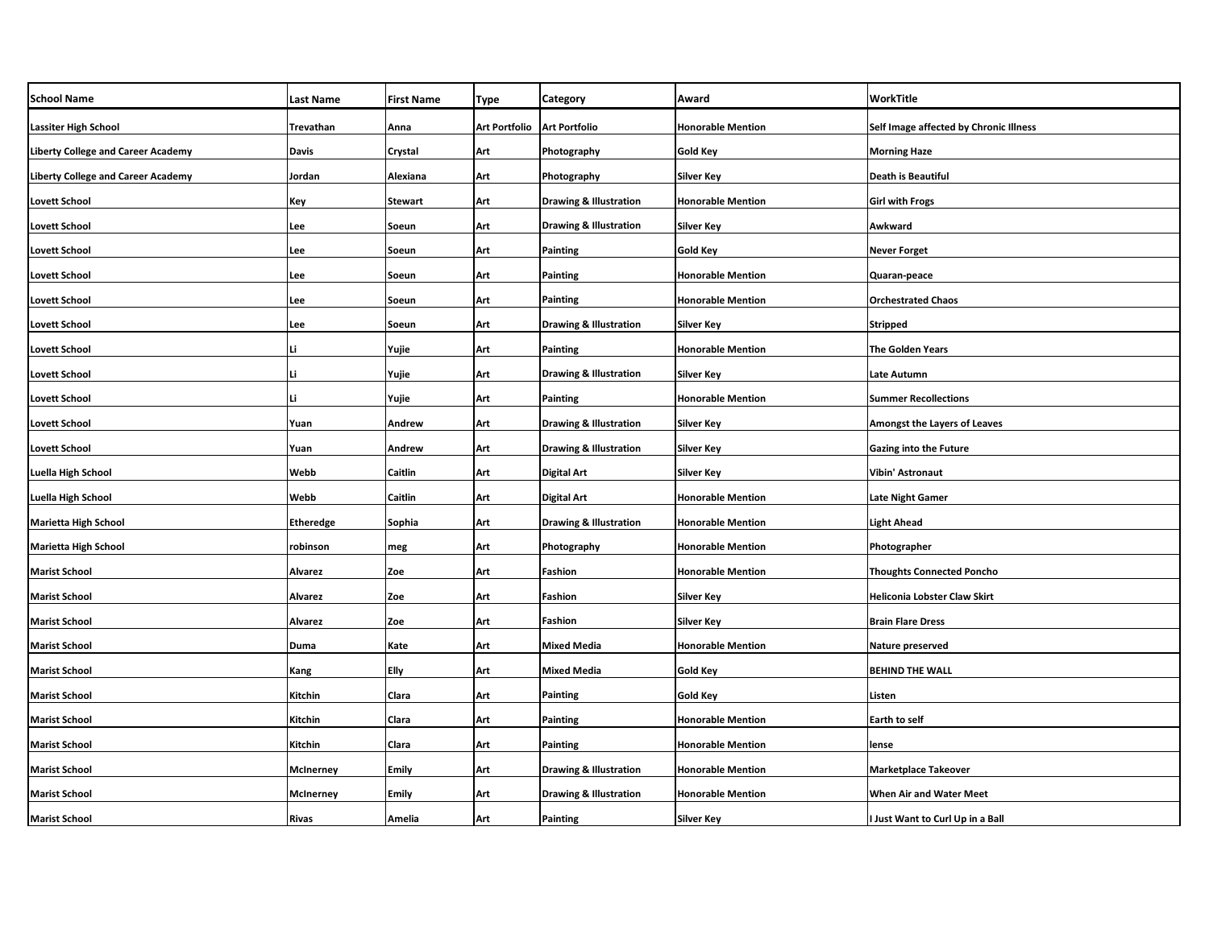| School Name | Last Name | First Name | Type | Category | Award | WorkTitle |
|---|---|---|---|---|---|---|
| Lassiter High School | Trevathan | Anna | Art Portfolio | Art Portfolio | Honorable Mention | Self Image affected by Chronic Illness |
| Liberty College and Career Academy | Davis | Crystal | Art | Photography | Gold Key | Morning Haze |
| Liberty College and Career Academy | Jordan | Alexiana | Art | Photography | Silver Key | Death is Beautiful |
| Lovett School | Key | Stewart | Art | Drawing & Illustration | Honorable Mention | Girl with Frogs |
| Lovett School | Lee | Soeun | Art | Drawing & Illustration | Silver Key | Awkward |
| Lovett School | Lee | Soeun | Art | Painting | Gold Key | Never Forget |
| Lovett School | Lee | Soeun | Art | Painting | Honorable Mention | Quaran-peace |
| Lovett School | Lee | Soeun | Art | Painting | Honorable Mention | Orchestrated Chaos |
| Lovett School | Lee | Soeun | Art | Drawing & Illustration | Silver Key | Stripped |
| Lovett School | Li | Yujie | Art | Painting | Honorable Mention | The Golden Years |
| Lovett School | Li | Yujie | Art | Drawing & Illustration | Silver Key | Late Autumn |
| Lovett School | Li | Yujie | Art | Painting | Honorable Mention | Summer Recollections |
| Lovett School | Yuan | Andrew | Art | Drawing & Illustration | Silver Key | Amongst the Layers of Leaves |
| Lovett School | Yuan | Andrew | Art | Drawing & Illustration | Silver Key | Gazing into the Future |
| Luella High School | Webb | Caitlin | Art | Digital Art | Silver Key | Vibin' Astronaut |
| Luella High School | Webb | Caitlin | Art | Digital Art | Honorable Mention | Late Night Gamer |
| Marietta High School | Etheredge | Sophia | Art | Drawing & Illustration | Honorable Mention | Light Ahead |
| Marietta High School | robinson | meg | Art | Photography | Honorable Mention | Photographer |
| Marist School | Alvarez | Zoe | Art | Fashion | Honorable Mention | Thoughts Connected Poncho |
| Marist School | Alvarez | Zoe | Art | Fashion | Silver Key | Heliconia Lobster Claw Skirt |
| Marist School | Alvarez | Zoe | Art | Fashion | Silver Key | Brain Flare Dress |
| Marist School | Duma | Kate | Art | Mixed Media | Honorable Mention | Nature preserved |
| Marist School | Kang | Elly | Art | Mixed Media | Gold Key | BEHIND THE WALL |
| Marist School | Kitchin | Clara | Art | Painting | Gold Key | Listen |
| Marist School | Kitchin | Clara | Art | Painting | Honorable Mention | Earth to self |
| Marist School | Kitchin | Clara | Art | Painting | Honorable Mention | lense |
| Marist School | McInerney | Emily | Art | Drawing & Illustration | Honorable Mention | Marketplace Takeover |
| Marist School | McInerney | Emily | Art | Drawing & Illustration | Honorable Mention | When Air and Water Meet |
| Marist School | Rivas | Amelia | Art | Painting | Silver Key | I Just Want to Curl Up in a Ball |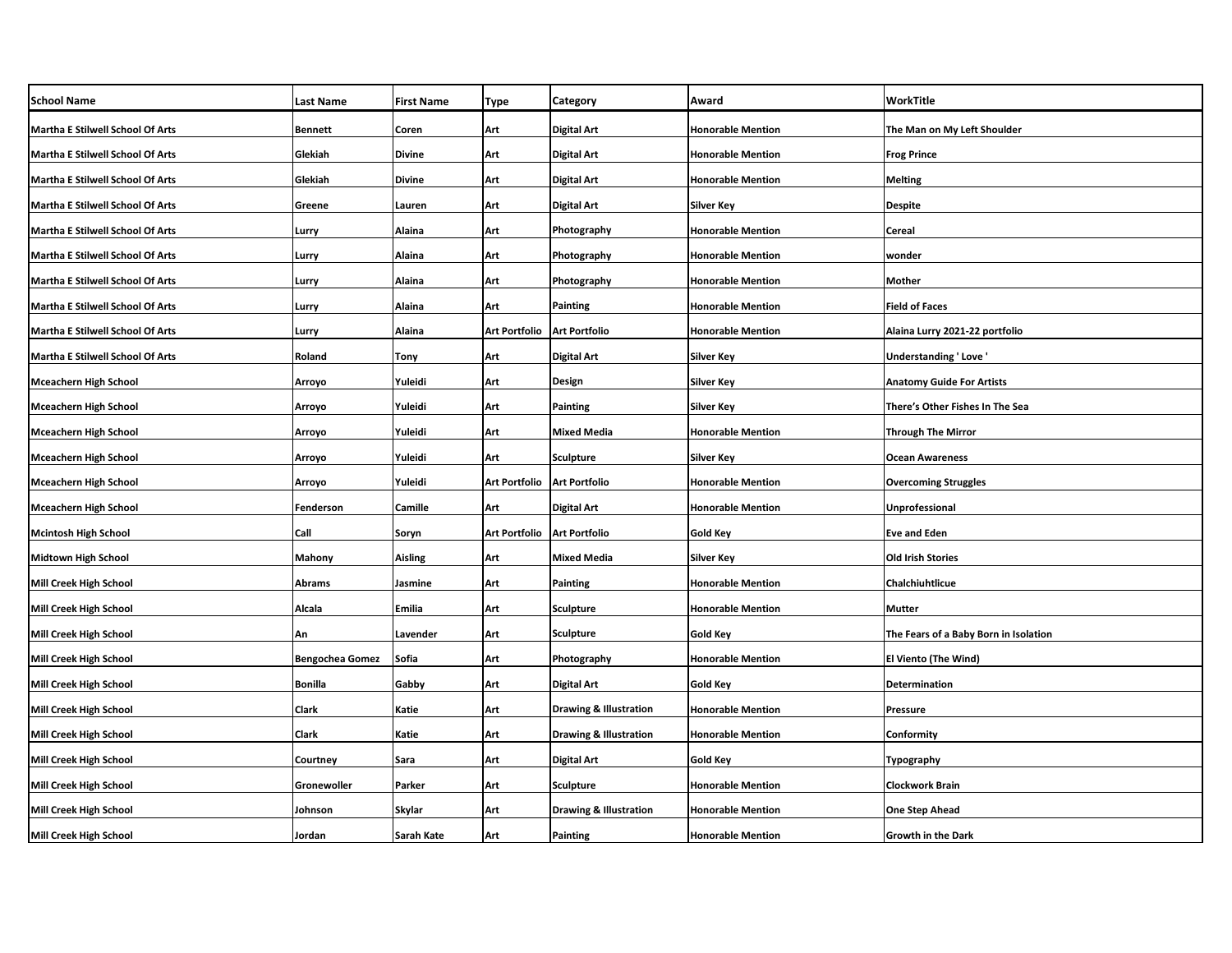| School Name | Last Name | First Name | Type | Category | Award | WorkTitle |
|---|---|---|---|---|---|---|
| Martha E Stilwell School Of Arts | Bennett | Coren | Art | Digital Art | Honorable Mention | The Man on My Left Shoulder |
| Martha E Stilwell School Of Arts | Glekiah | Divine | Art | Digital Art | Honorable Mention | Frog Prince |
| Martha E Stilwell School Of Arts | Glekiah | Divine | Art | Digital Art | Honorable Mention | Melting |
| Martha E Stilwell School Of Arts | Greene | Lauren | Art | Digital Art | Silver Key | Despite |
| Martha E Stilwell School Of Arts | Lurry | Alaina | Art | Photography | Honorable Mention | Cereal |
| Martha E Stilwell School Of Arts | Lurry | Alaina | Art | Photography | Honorable Mention | wonder |
| Martha E Stilwell School Of Arts | Lurry | Alaina | Art | Photography | Honorable Mention | Mother |
| Martha E Stilwell School Of Arts | Lurry | Alaina | Art | Painting | Honorable Mention | Field of Faces |
| Martha E Stilwell School Of Arts | Lurry | Alaina | Art Portfolio | Art Portfolio | Honorable Mention | Alaina Lurry 2021-22 portfolio |
| Martha E Stilwell School Of Arts | Roland | Tony | Art | Digital Art | Silver Key | Understanding ' Love ' |
| Mceachern High School | Arroyo | Yuleidi | Art | Design | Silver Key | Anatomy Guide For Artists |
| Mceachern High School | Arroyo | Yuleidi | Art | Painting | Silver Key | There's Other Fishes In The Sea |
| Mceachern High School | Arroyo | Yuleidi | Art | Mixed Media | Honorable Mention | Through The Mirror |
| Mceachern High School | Arroyo | Yuleidi | Art | Sculpture | Silver Key | Ocean Awareness |
| Mceachern High School | Arroyo | Yuleidi | Art Portfolio | Art Portfolio | Honorable Mention | Overcoming Struggles |
| Mceachern High School | Fenderson | Camille | Art | Digital Art | Honorable Mention | Unprofessional |
| Mcintosh High School | Call | Soryn | Art Portfolio | Art Portfolio | Gold Key | Eve and Eden |
| Midtown High School | Mahony | Aisling | Art | Mixed Media | Silver Key | Old Irish Stories |
| Mill Creek High School | Abrams | Jasmine | Art | Painting | Honorable Mention | Chalchiuhtlicue |
| Mill Creek High School | Alcala | Emilia | Art | Sculpture | Honorable Mention | Mutter |
| Mill Creek High School | An | Lavender | Art | Sculpture | Gold Key | The Fears of a Baby Born in Isolation |
| Mill Creek High School | Bengochea Gomez | Sofia | Art | Photography | Honorable Mention | El Viento (The Wind) |
| Mill Creek High School | Bonilla | Gabby | Art | Digital Art | Gold Key | Determination |
| Mill Creek High School | Clark | Katie | Art | Drawing & Illustration | Honorable Mention | Pressure |
| Mill Creek High School | Clark | Katie | Art | Drawing & Illustration | Honorable Mention | Conformity |
| Mill Creek High School | Courtney | Sara | Art | Digital Art | Gold Key | Typography |
| Mill Creek High School | Gronewoller | Parker | Art | Sculpture | Honorable Mention | Clockwork Brain |
| Mill Creek High School | Johnson | Skylar | Art | Drawing & Illustration | Honorable Mention | One Step Ahead |
| Mill Creek High School | Jordan | Sarah Kate | Art | Painting | Honorable Mention | Growth in the Dark |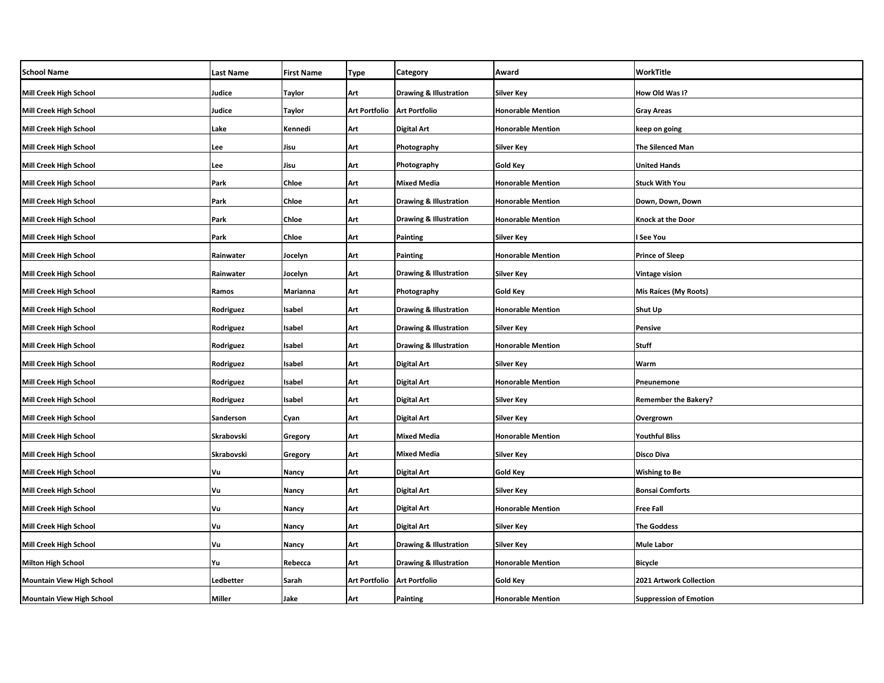| School Name | Last Name | First Name | Type | Category | Award | WorkTitle |
|---|---|---|---|---|---|---|
| Mill Creek High School | Judice | Taylor | Art | Drawing & Illustration | Silver Key | How Old Was I? |
| Mill Creek High School | Judice | Taylor | Art Portfolio | Art Portfolio | Honorable Mention | Gray Areas |
| Mill Creek High School | Lake | Kennedi | Art | Digital Art | Honorable Mention | keep on going |
| Mill Creek High School | Lee | Jisu | Art | Photography | Silver Key | The Silenced Man |
| Mill Creek High School | Lee | Jisu | Art | Photography | Gold Key | United Hands |
| Mill Creek High School | Park | Chloe | Art | Mixed Media | Honorable Mention | Stuck With You |
| Mill Creek High School | Park | Chloe | Art | Drawing & Illustration | Honorable Mention | Down, Down, Down |
| Mill Creek High School | Park | Chloe | Art | Drawing & Illustration | Honorable Mention | Knock at the Door |
| Mill Creek High School | Park | Chloe | Art | Painting | Silver Key | I See You |
| Mill Creek High School | Rainwater | Jocelyn | Art | Painting | Honorable Mention | Prince of Sleep |
| Mill Creek High School | Rainwater | Jocelyn | Art | Drawing & Illustration | Silver Key | Vintage vision |
| Mill Creek High School | Ramos | Marianna | Art | Photography | Gold Key | Mis Raíces (My Roots) |
| Mill Creek High School | Rodriguez | Isabel | Art | Drawing & Illustration | Honorable Mention | Shut Up |
| Mill Creek High School | Rodriguez | Isabel | Art | Drawing & Illustration | Silver Key | Pensive |
| Mill Creek High School | Rodriguez | Isabel | Art | Drawing & Illustration | Honorable Mention | Stuff |
| Mill Creek High School | Rodriguez | Isabel | Art | Digital Art | Silver Key | Warm |
| Mill Creek High School | Rodriguez | Isabel | Art | Digital Art | Honorable Mention | Pneunemone |
| Mill Creek High School | Rodriguez | Isabel | Art | Digital Art | Silver Key | Remember the Bakery? |
| Mill Creek High School | Sanderson | Cyan | Art | Digital Art | Silver Key | Overgrown |
| Mill Creek High School | Skrabovski | Gregory | Art | Mixed Media | Honorable Mention | Youthful Bliss |
| Mill Creek High School | Skrabovski | Gregory | Art | Mixed Media | Silver Key | Disco Diva |
| Mill Creek High School | Vu | Nancy | Art | Digital Art | Gold Key | Wishing to Be |
| Mill Creek High School | Vu | Nancy | Art | Digital Art | Silver Key | Bonsai Comforts |
| Mill Creek High School | Vu | Nancy | Art | Digital Art | Honorable Mention | Free Fall |
| Mill Creek High School | Vu | Nancy | Art | Digital Art | Silver Key | The Goddess |
| Mill Creek High School | Vu | Nancy | Art | Drawing & Illustration | Silver Key | Mule Labor |
| Milton High School | Yu | Rebecca | Art | Drawing & Illustration | Honorable Mention | Bicycle |
| Mountain View High School | Ledbetter | Sarah | Art Portfolio | Art Portfolio | Gold Key | 2021 Artwork Collection |
| Mountain View High School | Miller | Jake | Art | Painting | Honorable Mention | Suppression of Emotion |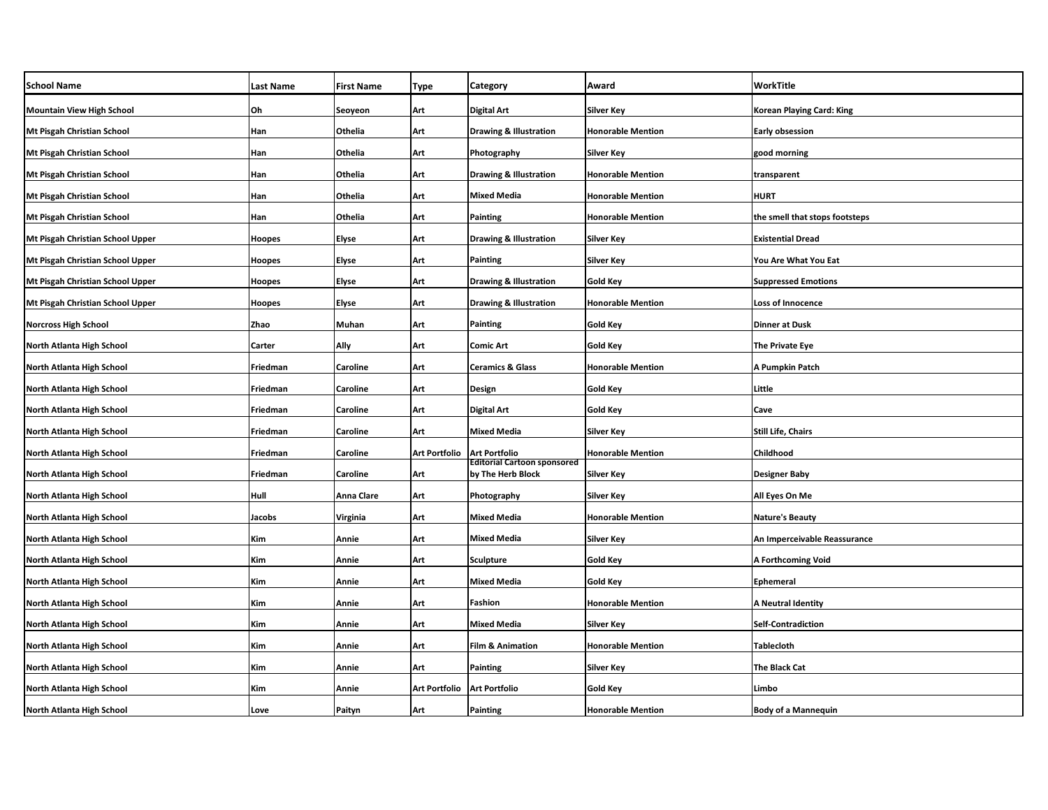| School Name | Last Name | First Name | Type | Category | Award | WorkTitle |
|---|---|---|---|---|---|---|
| Mountain View High School | Oh | Seoyeon | Art | Digital Art | Silver Key | Korean Playing Card: King |
| Mt Pisgah Christian School | Han | Othelia | Art | Drawing & Illustration | Honorable Mention | Early obsession |
| Mt Pisgah Christian School | Han | Othelia | Art | Photography | Silver Key | good morning |
| Mt Pisgah Christian School | Han | Othelia | Art | Drawing & Illustration | Honorable Mention | transparent |
| Mt Pisgah Christian School | Han | Othelia | Art | Mixed Media | Honorable Mention | HURT |
| Mt Pisgah Christian School | Han | Othelia | Art | Painting | Honorable Mention | the smell that stops footsteps |
| Mt Pisgah Christian School Upper | Hoopes | Elyse | Art | Drawing & Illustration | Silver Key | Existential Dread |
| Mt Pisgah Christian School Upper | Hoopes | Elyse | Art | Painting | Silver Key | You Are What You Eat |
| Mt Pisgah Christian School Upper | Hoopes | Elyse | Art | Drawing & Illustration | Gold Key | Suppressed Emotions |
| Mt Pisgah Christian School Upper | Hoopes | Elyse | Art | Drawing & Illustration | Honorable Mention | Loss of Innocence |
| Norcross High School | Zhao | Muhan | Art | Painting | Gold Key | Dinner at Dusk |
| North Atlanta High School | Carter | Ally | Art | Comic Art | Gold Key | The Private Eye |
| North Atlanta High School | Friedman | Caroline | Art | Ceramics & Glass | Honorable Mention | A Pumpkin Patch |
| North Atlanta High School | Friedman | Caroline | Art | Design | Gold Key | Little |
| North Atlanta High School | Friedman | Caroline | Art | Digital Art | Gold Key | Cave |
| North Atlanta High School | Friedman | Caroline | Art | Mixed Media | Silver Key | Still Life, Chairs |
| North Atlanta High School | Friedman | Caroline | Art Portfolio | Art Portfolio | Honorable Mention | Childhood |
| North Atlanta High School | Friedman | Caroline | Art | Editorial Cartoon sponsored by The Herb Block | Silver Key | Designer Baby |
| North Atlanta High School | Hull | Anna Clare | Art | Photography | Silver Key | All Eyes On Me |
| North Atlanta High School | Jacobs | Virginia | Art | Mixed Media | Honorable Mention | Nature's Beauty |
| North Atlanta High School | Kim | Annie | Art | Mixed Media | Silver Key | An Imperceivable Reassurance |
| North Atlanta High School | Kim | Annie | Art | Sculpture | Gold Key | A Forthcoming Void |
| North Atlanta High School | Kim | Annie | Art | Mixed Media | Gold Key | Ephemeral |
| North Atlanta High School | Kim | Annie | Art | Fashion | Honorable Mention | A Neutral Identity |
| North Atlanta High School | Kim | Annie | Art | Mixed Media | Silver Key | Self-Contradiction |
| North Atlanta High School | Kim | Annie | Art | Film & Animation | Honorable Mention | Tablecloth |
| North Atlanta High School | Kim | Annie | Art | Painting | Silver Key | The Black Cat |
| North Atlanta High School | Kim | Annie | Art Portfolio | Art Portfolio | Gold Key | Limbo |
| North Atlanta High School | Love | Paityn | Art | Painting | Honorable Mention | Body of a Mannequin |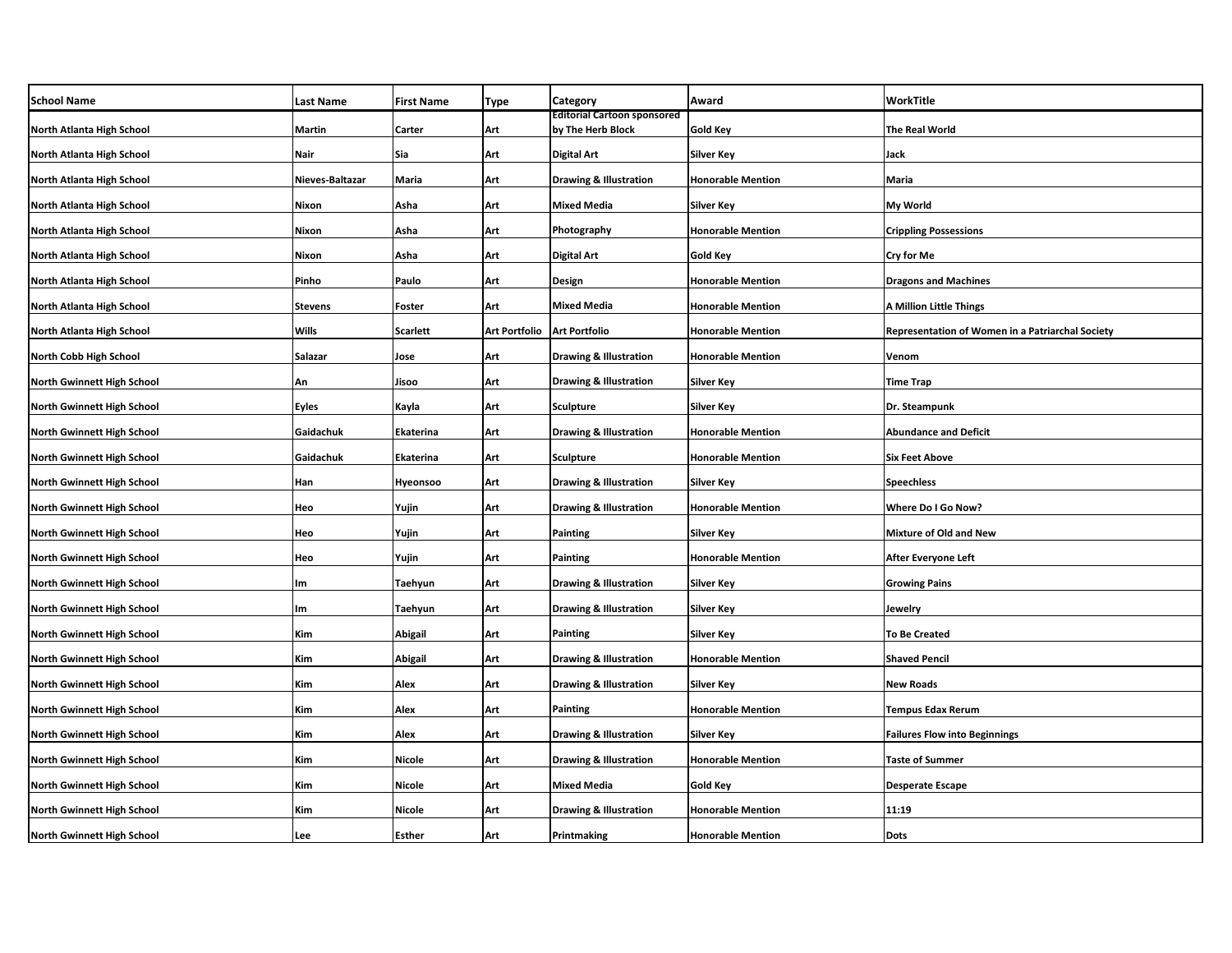| School Name | Last Name | First Name | Type | Category | Award | WorkTitle |
|---|---|---|---|---|---|---|
| North Atlanta High School | Martin | Carter | Art | Editorial Cartoon sponsored by The Herb Block | Gold Key | The Real World |
| North Atlanta High School | Nair | Sia | Art | Digital Art | Silver Key | Jack |
| North Atlanta High School | Nieves-Baltazar | Maria | Art | Drawing & Illustration | Honorable Mention | Maria |
| North Atlanta High School | Nixon | Asha | Art | Mixed Media | Silver Key | My World |
| North Atlanta High School | Nixon | Asha | Art | Photography | Honorable Mention | Crippling Possessions |
| North Atlanta High School | Nixon | Asha | Art | Digital Art | Gold Key | Cry for Me |
| North Atlanta High School | Pinho | Paulo | Art | Design | Honorable Mention | Dragons and Machines |
| North Atlanta High School | Stevens | Foster | Art | Mixed Media | Honorable Mention | A Million Little Things |
| North Atlanta High School | Wills | Scarlett | Art Portfolio | Art Portfolio | Honorable Mention | Representation of Women in a Patriarchal Society |
| North Cobb High School | Salazar | Jose | Art | Drawing & Illustration | Honorable Mention | Venom |
| North Gwinnett High School | An | Jisoo | Art | Drawing & Illustration | Silver Key | Time Trap |
| North Gwinnett High School | Eyles | Kayla | Art | Sculpture | Silver Key | Dr. Steampunk |
| North Gwinnett High School | Gaidachuk | Ekaterina | Art | Drawing & Illustration | Honorable Mention | Abundance and Deficit |
| North Gwinnett High School | Gaidachuk | Ekaterina | Art | Sculpture | Honorable Mention | Six Feet Above |
| North Gwinnett High School | Han | Hyeonsoo | Art | Drawing & Illustration | Silver Key | Speechless |
| North Gwinnett High School | Heo | Yujin | Art | Drawing & Illustration | Honorable Mention | Where Do I Go Now? |
| North Gwinnett High School | Heo | Yujin | Art | Painting | Silver Key | Mixture of Old and New |
| North Gwinnett High School | Heo | Yujin | Art | Painting | Honorable Mention | After Everyone Left |
| North Gwinnett High School | Im | Taehyun | Art | Drawing & Illustration | Silver Key | Growing Pains |
| North Gwinnett High School | Im | Taehyun | Art | Drawing & Illustration | Silver Key | Jewelry |
| North Gwinnett High School | Kim | Abigail | Art | Painting | Silver Key | To Be Created |
| North Gwinnett High School | Kim | Abigail | Art | Drawing & Illustration | Honorable Mention | Shaved Pencil |
| North Gwinnett High School | Kim | Alex | Art | Drawing & Illustration | Silver Key | New Roads |
| North Gwinnett High School | Kim | Alex | Art | Painting | Honorable Mention | Tempus Edax Rerum |
| North Gwinnett High School | Kim | Alex | Art | Drawing & Illustration | Silver Key | Failures Flow into Beginnings |
| North Gwinnett High School | Kim | Nicole | Art | Drawing & Illustration | Honorable Mention | Taste of Summer |
| North Gwinnett High School | Kim | Nicole | Art | Mixed Media | Gold Key | Desperate Escape |
| North Gwinnett High School | Kim | Nicole | Art | Drawing & Illustration | Honorable Mention | 11:19 |
| North Gwinnett High School | Lee | Esther | Art | Printmaking | Honorable Mention | Dots |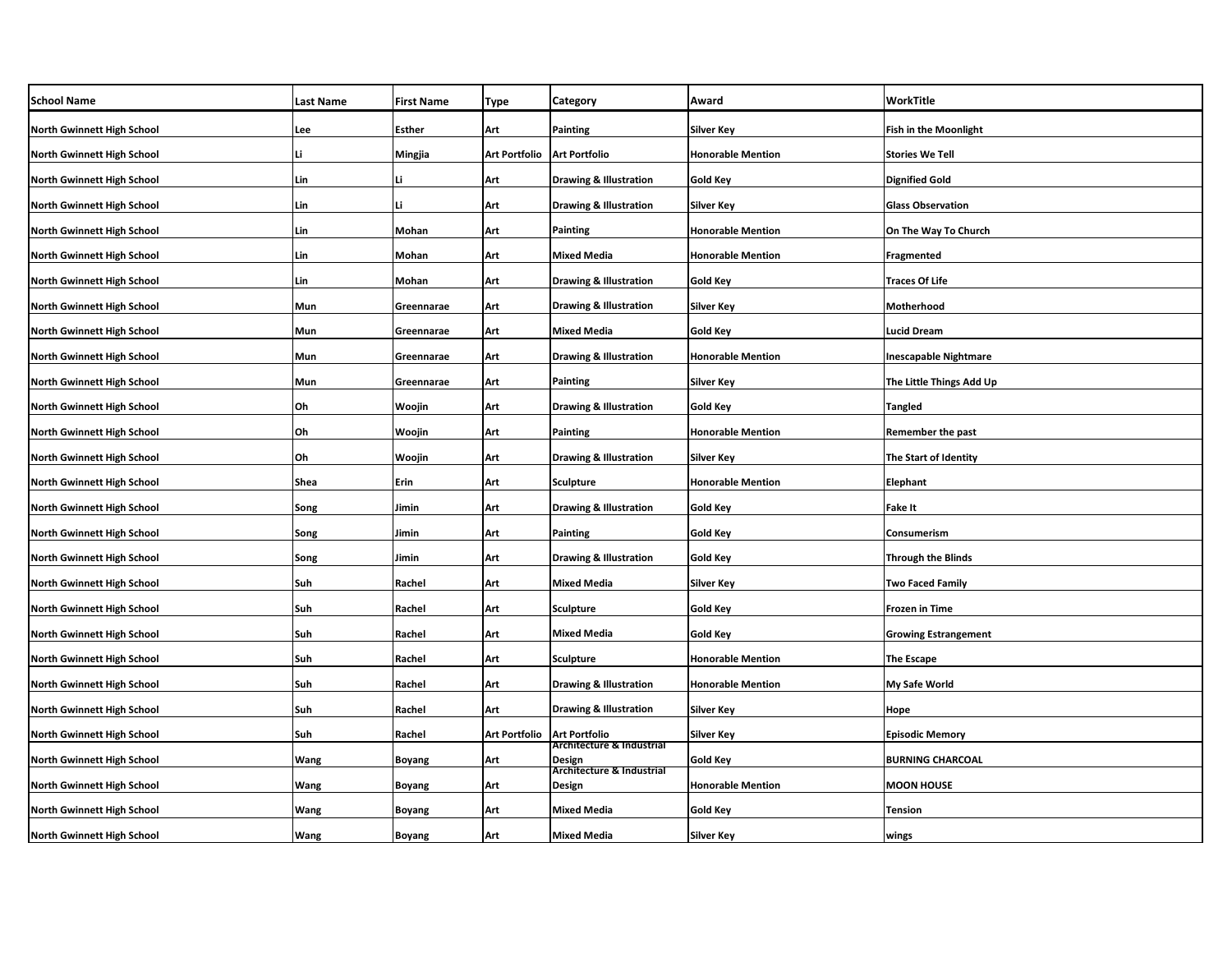| School Name | Last Name | First Name | Type | Category | Award | WorkTitle |
|---|---|---|---|---|---|---|
| North Gwinnett High School | Lee | Esther | Art | Painting | Silver Key | Fish in the Moonlight |
| North Gwinnett High School | Li | Mingjia | Art Portfolio | Art Portfolio | Honorable Mention | Stories We Tell |
| North Gwinnett High School | Lin | Li | Art | Drawing & Illustration | Gold Key | Dignified Gold |
| North Gwinnett High School | Lin | Li | Art | Drawing & Illustration | Silver Key | Glass Observation |
| North Gwinnett High School | Lin | Mohan | Art | Painting | Honorable Mention | On The Way To Church |
| North Gwinnett High School | Lin | Mohan | Art | Mixed Media | Honorable Mention | Fragmented |
| North Gwinnett High School | Lin | Mohan | Art | Drawing & Illustration | Gold Key | Traces Of Life |
| North Gwinnett High School | Mun | Greennarae | Art | Drawing & Illustration | Silver Key | Motherhood |
| North Gwinnett High School | Mun | Greennarae | Art | Mixed Media | Gold Key | Lucid Dream |
| North Gwinnett High School | Mun | Greennarae | Art | Drawing & Illustration | Honorable Mention | Inescapable Nightmare |
| North Gwinnett High School | Mun | Greennarae | Art | Painting | Silver Key | The Little Things Add Up |
| North Gwinnett High School | Oh | Woojin | Art | Drawing & Illustration | Gold Key | Tangled |
| North Gwinnett High School | Oh | Woojin | Art | Painting | Honorable Mention | Remember the past |
| North Gwinnett High School | Oh | Woojin | Art | Drawing & Illustration | Silver Key | The Start of Identity |
| North Gwinnett High School | Shea | Erin | Art | Sculpture | Honorable Mention | Elephant |
| North Gwinnett High School | Song | Jimin | Art | Drawing & Illustration | Gold Key | Fake It |
| North Gwinnett High School | Song | Jimin | Art | Painting | Gold Key | Consumerism |
| North Gwinnett High School | Song | Jimin | Art | Drawing & Illustration | Gold Key | Through the Blinds |
| North Gwinnett High School | Suh | Rachel | Art | Mixed Media | Silver Key | Two Faced Family |
| North Gwinnett High School | Suh | Rachel | Art | Sculpture | Gold Key | Frozen in Time |
| North Gwinnett High School | Suh | Rachel | Art | Mixed Media | Gold Key | Growing Estrangement |
| North Gwinnett High School | Suh | Rachel | Art | Sculpture | Honorable Mention | The Escape |
| North Gwinnett High School | Suh | Rachel | Art | Drawing & Illustration | Honorable Mention | My Safe World |
| North Gwinnett High School | Suh | Rachel | Art | Drawing & Illustration | Silver Key | Hope |
| North Gwinnett High School | Suh | Rachel | Art Portfolio | Art Portfolio | Silver Key | Episodic Memory |
| North Gwinnett High School | Wang | Boyang | Art | Architecture & Industrial Design | Gold Key | BURNING CHARCOAL |
| North Gwinnett High School | Wang | Boyang | Art | Architecture & Industrial Design | Honorable Mention | MOON HOUSE |
| North Gwinnett High School | Wang | Boyang | Art | Mixed Media | Gold Key | Tension |
| North Gwinnett High School | Wang | Boyang | Art | Mixed Media | Silver Key | wings |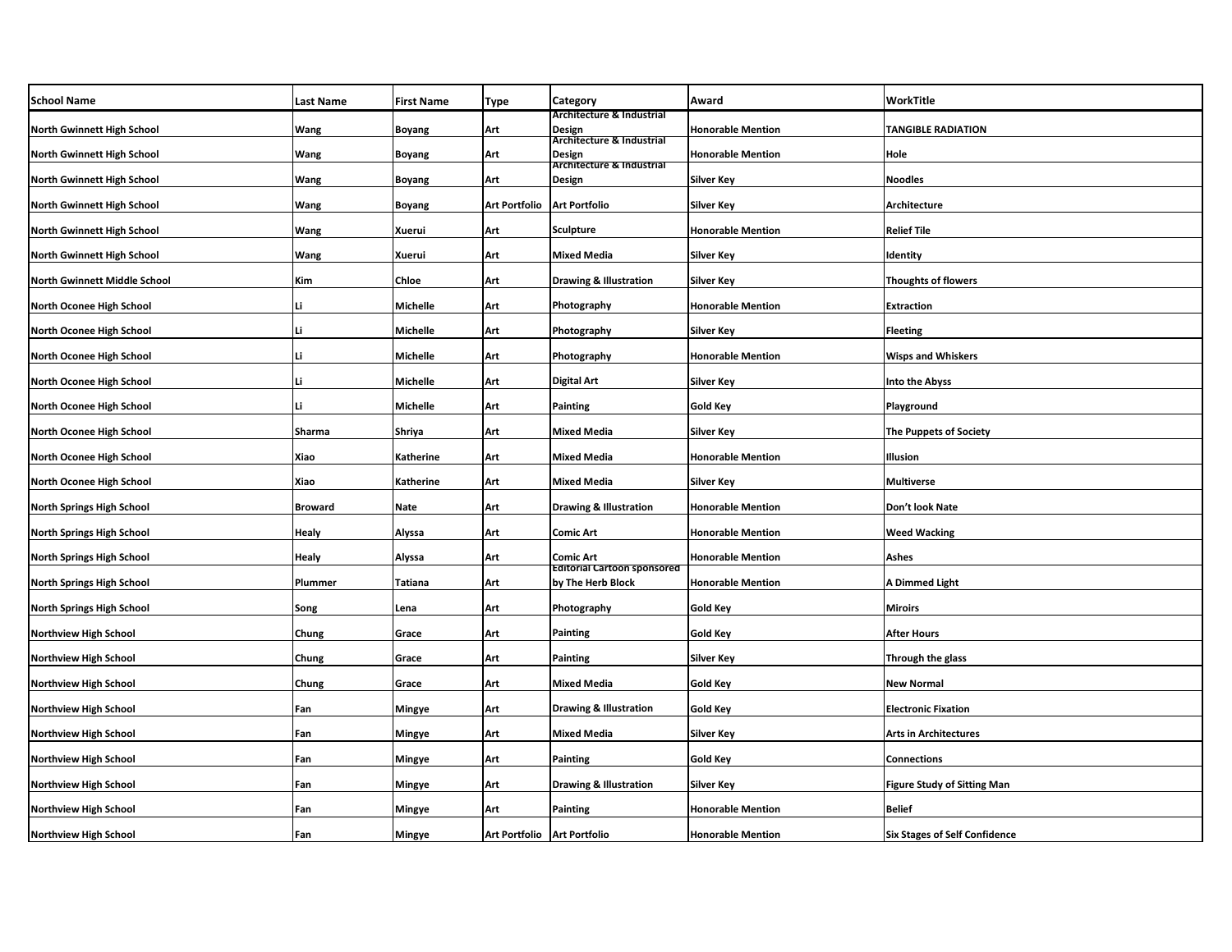| School Name | Last Name | First Name | Type | Category | Award | WorkTitle |
|---|---|---|---|---|---|---|
| North Gwinnett High School | Wang | Boyang | Art | Architecture & Industrial Design | Honorable Mention | TANGIBLE RADIATION |
| North Gwinnett High School | Wang | Boyang | Art | Architecture & Industrial Design | Honorable Mention | Hole |
| North Gwinnett High School | Wang | Boyang | Art | Architecture & Industrial Design | Silver Key | Noodles |
| North Gwinnett High School | Wang | Boyang | Art Portfolio | Art Portfolio | Silver Key | Architecture |
| North Gwinnett High School | Wang | Xuerui | Art | Sculpture | Honorable Mention | Relief Tile |
| North Gwinnett High School | Wang | Xuerui | Art | Mixed Media | Silver Key | Identity |
| North Gwinnett Middle School | Kim | Chloe | Art | Drawing & Illustration | Silver Key | Thoughts of flowers |
| North Oconee High School | Li | Michelle | Art | Photography | Honorable Mention | Extraction |
| North Oconee High School | Li | Michelle | Art | Photography | Silver Key | Fleeting |
| North Oconee High School | Li | Michelle | Art | Photography | Honorable Mention | Wisps and Whiskers |
| North Oconee High School | Li | Michelle | Art | Digital Art | Silver Key | Into the Abyss |
| North Oconee High School | Li | Michelle | Art | Painting | Gold Key | Playground |
| North Oconee High School | Sharma | Shriya | Art | Mixed Media | Silver Key | The Puppets of Society |
| North Oconee High School | Xiao | Katherine | Art | Mixed Media | Honorable Mention | Illusion |
| North Oconee High School | Xiao | Katherine | Art | Mixed Media | Silver Key | Multiverse |
| North Springs High School | Broward | Nate | Art | Drawing & Illustration | Honorable Mention | Don't look Nate |
| North Springs High School | Healy | Alyssa | Art | Comic Art | Honorable Mention | Weed Wacking |
| North Springs High School | Healy | Alyssa | Art | Comic Art | Honorable Mention | Ashes |
| North Springs High School | Plummer | Tatiana | Art | Editorial Cartoon sponsored by The Herb Block | Honorable Mention | A Dimmed Light |
| North Springs High School | Song | Lena | Art | Photography | Gold Key | Miroirs |
| Northview High School | Chung | Grace | Art | Painting | Gold Key | After Hours |
| Northview High School | Chung | Grace | Art | Painting | Silver Key | Through the glass |
| Northview High School | Chung | Grace | Art | Mixed Media | Gold Key | New Normal |
| Northview High School | Fan | Mingye | Art | Drawing & Illustration | Gold Key | Electronic Fixation |
| Northview High School | Fan | Mingye | Art | Mixed Media | Silver Key | Arts in Architectures |
| Northview High School | Fan | Mingye | Art | Painting | Gold Key | Connections |
| Northview High School | Fan | Mingye | Art | Drawing & Illustration | Silver Key | Figure Study of Sitting Man |
| Northview High School | Fan | Mingye | Art | Painting | Honorable Mention | Belief |
| Northview High School | Fan | Mingye | Art Portfolio | Art Portfolio | Honorable Mention | Six Stages of Self Confidence |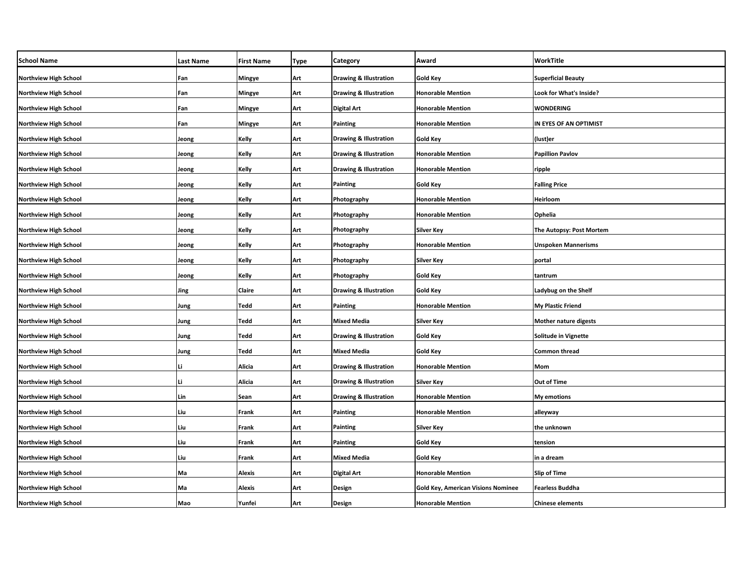| School Name | Last Name | First Name | Type | Category | Award | WorkTitle |
|---|---|---|---|---|---|---|
| Northview High School | Fan | Mingye | Art | Drawing & Illustration | Gold Key | Superficial Beauty |
| Northview High School | Fan | Mingye | Art | Drawing & Illustration | Honorable Mention | Look for What's Inside? |
| Northview High School | Fan | Mingye | Art | Digital Art | Honorable Mention | WONDERING |
| Northview High School | Fan | Mingye | Art | Painting | Honorable Mention | IN EYES OF AN OPTIMIST |
| Northview High School | Jeong | Kelly | Art | Drawing & Illustration | Gold Key | (lust)er |
| Northview High School | Jeong | Kelly | Art | Drawing & Illustration | Honorable Mention | Papillion Pavlov |
| Northview High School | Jeong | Kelly | Art | Drawing & Illustration | Honorable Mention | ripple |
| Northview High School | Jeong | Kelly | Art | Painting | Gold Key | Falling Price |
| Northview High School | Jeong | Kelly | Art | Photography | Honorable Mention | Heirloom |
| Northview High School | Jeong | Kelly | Art | Photography | Honorable Mention | Ophelia |
| Northview High School | Jeong | Kelly | Art | Photography | Silver Key | The Autopsy: Post Mortem |
| Northview High School | Jeong | Kelly | Art | Photography | Honorable Mention | Unspoken Mannerisms |
| Northview High School | Jeong | Kelly | Art | Photography | Silver Key | portal |
| Northview High School | Jeong | Kelly | Art | Photography | Gold Key | tantrum |
| Northview High School | Jing | Claire | Art | Drawing & Illustration | Gold Key | Ladybug on the Shelf |
| Northview High School | Jung | Tedd | Art | Painting | Honorable Mention | My Plastic Friend |
| Northview High School | Jung | Tedd | Art | Mixed Media | Silver Key | Mother nature digests |
| Northview High School | Jung | Tedd | Art | Drawing & Illustration | Gold Key | Solitude in Vignette |
| Northview High School | Jung | Tedd | Art | Mixed Media | Gold Key | Common thread |
| Northview High School | Li | Alicia | Art | Drawing & Illustration | Honorable Mention | Mom |
| Northview High School | Li | Alicia | Art | Drawing & Illustration | Silver Key | Out of Time |
| Northview High School | Lin | Sean | Art | Drawing & Illustration | Honorable Mention | My emotions |
| Northview High School | Liu | Frank | Art | Painting | Honorable Mention | alleyway |
| Northview High School | Liu | Frank | Art | Painting | Silver Key | the unknown |
| Northview High School | Liu | Frank | Art | Painting | Gold Key | tension |
| Northview High School | Liu | Frank | Art | Mixed Media | Gold Key | in a dream |
| Northview High School | Ma | Alexis | Art | Digital Art | Honorable Mention | Slip of Time |
| Northview High School | Ma | Alexis | Art | Design | Gold Key, American Visions Nominee | Fearless Buddha |
| Northview High School | Mao | Yunfei | Art | Design | Honorable Mention | Chinese elements |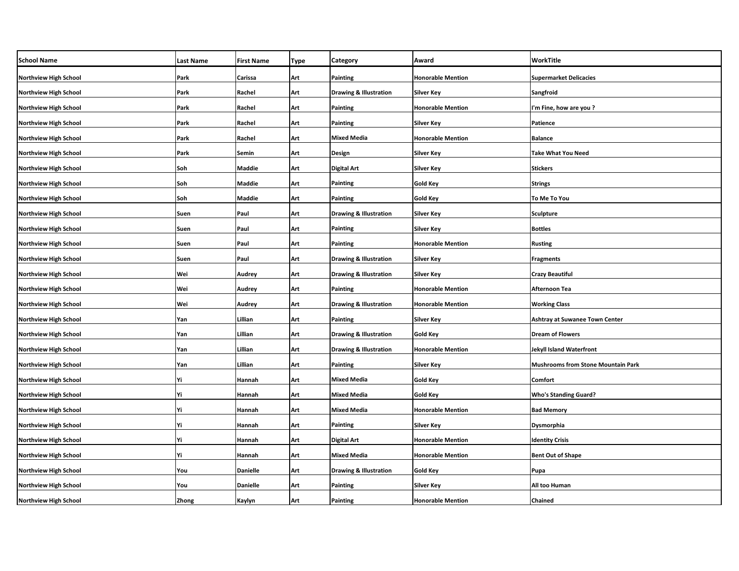| School Name | Last Name | First Name | Type | Category | Award | WorkTitle |
|---|---|---|---|---|---|---|
| Northview High School | Park | Carissa | Art | Painting | Honorable Mention | Supermarket Delicacies |
| Northview High School | Park | Rachel | Art | Drawing & Illustration | Silver Key | Sangfroid |
| Northview High School | Park | Rachel | Art | Painting | Honorable Mention | I'm Fine, how are you ? |
| Northview High School | Park | Rachel | Art | Painting | Silver Key | Patience |
| Northview High School | Park | Rachel | Art | Mixed Media | Honorable Mention | Balance |
| Northview High School | Park | Semin | Art | Design | Silver Key | Take What You Need |
| Northview High School | Soh | Maddie | Art | Digital Art | Silver Key | Stickers |
| Northview High School | Soh | Maddie | Art | Painting | Gold Key | Strings |
| Northview High School | Soh | Maddie | Art | Painting | Gold Key | To Me To You |
| Northview High School | Suen | Paul | Art | Drawing & Illustration | Silver Key | Sculpture |
| Northview High School | Suen | Paul | Art | Painting | Silver Key | Bottles |
| Northview High School | Suen | Paul | Art | Painting | Honorable Mention | Rusting |
| Northview High School | Suen | Paul | Art | Drawing & Illustration | Silver Key | Fragments |
| Northview High School | Wei | Audrey | Art | Drawing & Illustration | Silver Key | Crazy Beautiful |
| Northview High School | Wei | Audrey | Art | Painting | Honorable Mention | Afternoon Tea |
| Northview High School | Wei | Audrey | Art | Drawing & Illustration | Honorable Mention | Working Class |
| Northview High School | Yan | Lillian | Art | Painting | Silver Key | Ashtray at Suwanee Town Center |
| Northview High School | Yan | Lillian | Art | Drawing & Illustration | Gold Key | Dream of Flowers |
| Northview High School | Yan | Lillian | Art | Drawing & Illustration | Honorable Mention | Jekyll Island Waterfront |
| Northview High School | Yan | Lillian | Art | Painting | Silver Key | Mushrooms from Stone Mountain Park |
| Northview High School | Yi | Hannah | Art | Mixed Media | Gold Key | Comfort |
| Northview High School | Yi | Hannah | Art | Mixed Media | Gold Key | Who's Standing Guard? |
| Northview High School | Yi | Hannah | Art | Mixed Media | Honorable Mention | Bad Memory |
| Northview High School | Yi | Hannah | Art | Painting | Silver Key | Dysmorphia |
| Northview High School | Yi | Hannah | Art | Digital Art | Honorable Mention | Identity Crisis |
| Northview High School | Yi | Hannah | Art | Mixed Media | Honorable Mention | Bent Out of Shape |
| Northview High School | You | Danielle | Art | Drawing & Illustration | Gold Key | Pupa |
| Northview High School | You | Danielle | Art | Painting | Silver Key | All too Human |
| Northview High School | Zhong | Kaylyn | Art | Painting | Honorable Mention | Chained |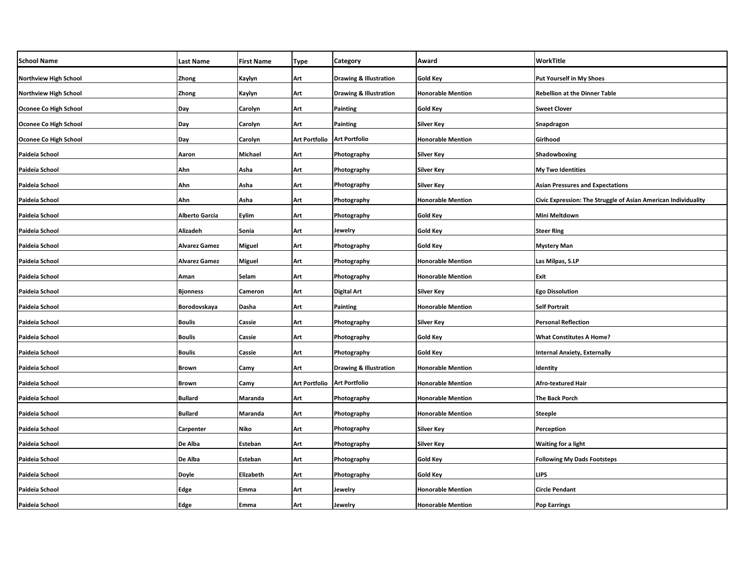| School Name | Last Name | First Name | Type | Category | Award | WorkTitle |
|---|---|---|---|---|---|---|
| Northview High School | Zhong | Kaylyn | Art | Drawing & Illustration | Gold Key | Put Yourself in My Shoes |
| Northview High School | Zhong | Kaylyn | Art | Drawing & Illustration | Honorable Mention | Rebellion at the Dinner Table |
| Oconee Co High School | Day | Carolyn | Art | Painting | Gold Key | Sweet Clover |
| Oconee Co High School | Day | Carolyn | Art | Painting | Silver Key | Snapdragon |
| Oconee Co High School | Day | Carolyn | Art Portfolio | Art Portfolio | Honorable Mention | Girlhood |
| Paideia School | Aaron | Michael | Art | Photography | Silver Key | Shadowboxing |
| Paideia School | Ahn | Asha | Art | Photography | Silver Key | My Two Identities |
| Paideia School | Ahn | Asha | Art | Photography | Silver Key | Asian Pressures and Expectations |
| Paideia School | Ahn | Asha | Art | Photography | Honorable Mention | Civic Expression: The Struggle of Asian American Individuality |
| Paideia School | Alberto Garcia | Eylim | Art | Photography | Gold Key | Mini Meltdown |
| Paideia School | Alizadeh | Sonia | Art | Jewelry | Gold Key | Steer Ring |
| Paideia School | Alvarez Gamez | Miguel | Art | Photography | Gold Key | Mystery Man |
| Paideia School | Alvarez Gamez | Miguel | Art | Photography | Honorable Mention | Las Milpas, S.LP |
| Paideia School | Aman | Selam | Art | Photography | Honorable Mention | Exit |
| Paideia School | Bjonness | Cameron | Art | Digital Art | Silver Key | Ego Dissolution |
| Paideia School | Borodovskaya | Dasha | Art | Painting | Honorable Mention | Self Portrait |
| Paideia School | Boulis | Cassie | Art | Photography | Silver Key | Personal Reflection |
| Paideia School | Boulis | Cassie | Art | Photography | Gold Key | What Constitutes A Home? |
| Paideia School | Boulis | Cassie | Art | Photography | Gold Key | Internal Anxiety, Externally |
| Paideia School | Brown | Camy | Art | Drawing & Illustration | Honorable Mention | Identity |
| Paideia School | Brown | Camy | Art Portfolio | Art Portfolio | Honorable Mention | Afro-textured Hair |
| Paideia School | Bullard | Maranda | Art | Photography | Honorable Mention | The Back Porch |
| Paideia School | Bullard | Maranda | Art | Photography | Honorable Mention | Steeple |
| Paideia School | Carpenter | Niko | Art | Photography | Silver Key | Perception |
| Paideia School | De Alba | Esteban | Art | Photography | Silver Key | Waiting for a light |
| Paideia School | De Alba | Esteban | Art | Photography | Gold Key | Following My Dads Footsteps |
| Paideia School | Doyle | Elizabeth | Art | Photography | Gold Key | LIPS |
| Paideia School | Edge | Emma | Art | Jewelry | Honorable Mention | Circle Pendant |
| Paideia School | Edge | Emma | Art | Jewelry | Honorable Mention | Pop Earrings |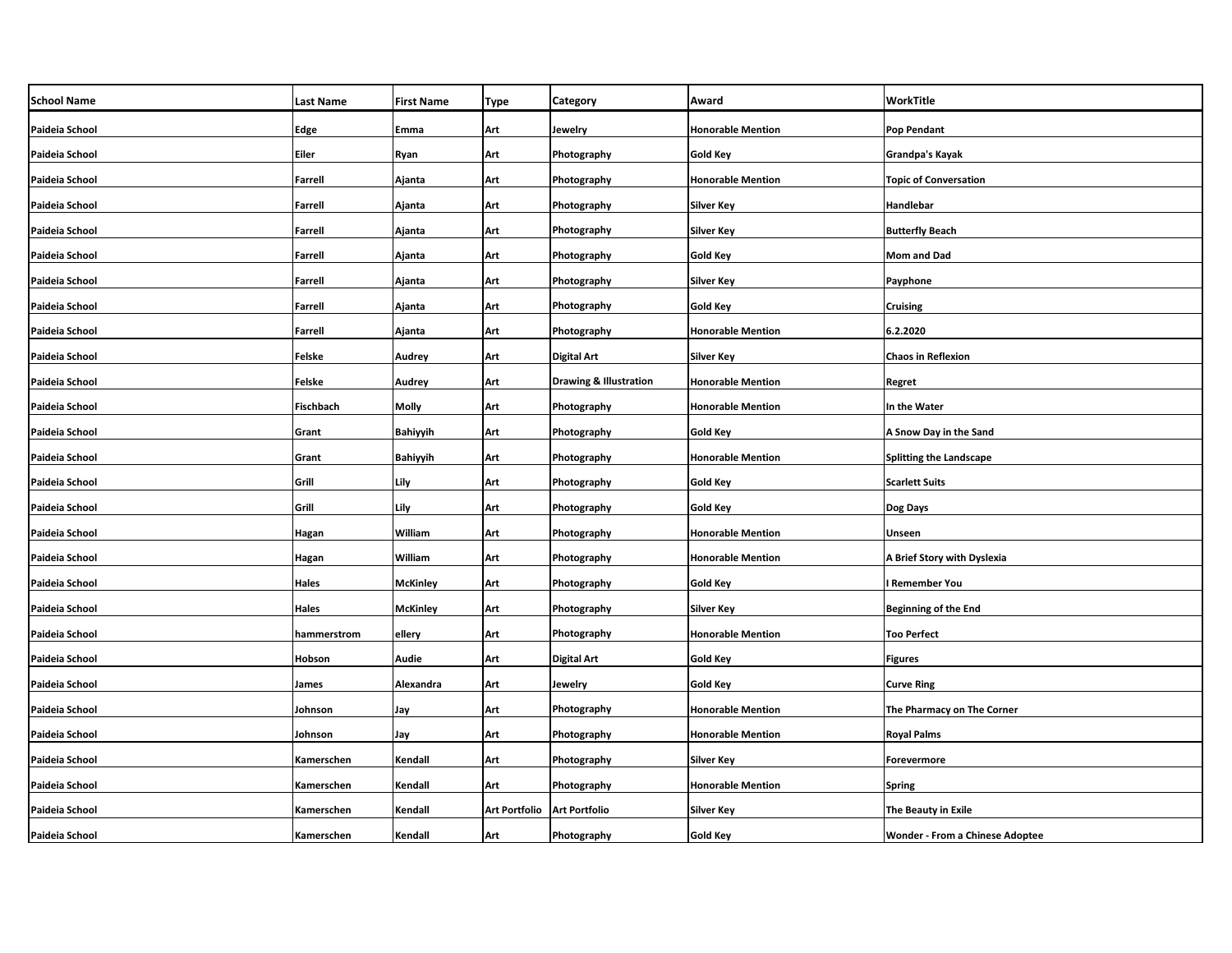| School Name | Last Name | First Name | Type | Category | Award | WorkTitle |
|---|---|---|---|---|---|---|
| Paideia School | Edge | Emma | Art | Jewelry | Honorable Mention | Pop Pendant |
| Paideia School | Eiler | Ryan | Art | Photography | Gold Key | Grandpa's Kayak |
| Paideia School | Farrell | Ajanta | Art | Photography | Honorable Mention | Topic of Conversation |
| Paideia School | Farrell | Ajanta | Art | Photography | Silver Key | Handlebar |
| Paideia School | Farrell | Ajanta | Art | Photography | Silver Key | Butterfly Beach |
| Paideia School | Farrell | Ajanta | Art | Photography | Gold Key | Mom and Dad |
| Paideia School | Farrell | Ajanta | Art | Photography | Silver Key | Payphone |
| Paideia School | Farrell | Ajanta | Art | Photography | Gold Key | Cruising |
| Paideia School | Farrell | Ajanta | Art | Photography | Honorable Mention | 6.2.2020 |
| Paideia School | Felske | Audrey | Art | Digital Art | Silver Key | Chaos in Reflexion |
| Paideia School | Felske | Audrey | Art | Drawing & Illustration | Honorable Mention | Regret |
| Paideia School | Fischbach | Molly | Art | Photography | Honorable Mention | In the Water |
| Paideia School | Grant | Bahiyyih | Art | Photography | Gold Key | A Snow Day in the Sand |
| Paideia School | Grant | Bahiyyih | Art | Photography | Honorable Mention | Splitting the Landscape |
| Paideia School | Grill | Lily | Art | Photography | Gold Key | Scarlett Suits |
| Paideia School | Grill | Lily | Art | Photography | Gold Key | Dog Days |
| Paideia School | Hagan | William | Art | Photography | Honorable Mention | Unseen |
| Paideia School | Hagan | William | Art | Photography | Honorable Mention | A Brief Story with Dyslexia |
| Paideia School | Hales | McKinley | Art | Photography | Gold Key | I Remember You |
| Paideia School | Hales | McKinley | Art | Photography | Silver Key | Beginning of the End |
| Paideia School | hammerstrom | ellery | Art | Photography | Honorable Mention | Too Perfect |
| Paideia School | Hobson | Audie | Art | Digital Art | Gold Key | Figures |
| Paideia School | James | Alexandra | Art | Jewelry | Gold Key | Curve Ring |
| Paideia School | Johnson | Jay | Art | Photography | Honorable Mention | The Pharmacy on The Corner |
| Paideia School | Johnson | Jay | Art | Photography | Honorable Mention | Royal Palms |
| Paideia School | Kamerschen | Kendall | Art | Photography | Silver Key | Forevermore |
| Paideia School | Kamerschen | Kendall | Art | Photography | Honorable Mention | Spring |
| Paideia School | Kamerschen | Kendall | Art Portfolio | Art Portfolio | Silver Key | The Beauty in Exile |
| Paideia School | Kamerschen | Kendall | Art | Photography | Gold Key | Wonder - From a Chinese Adoptee |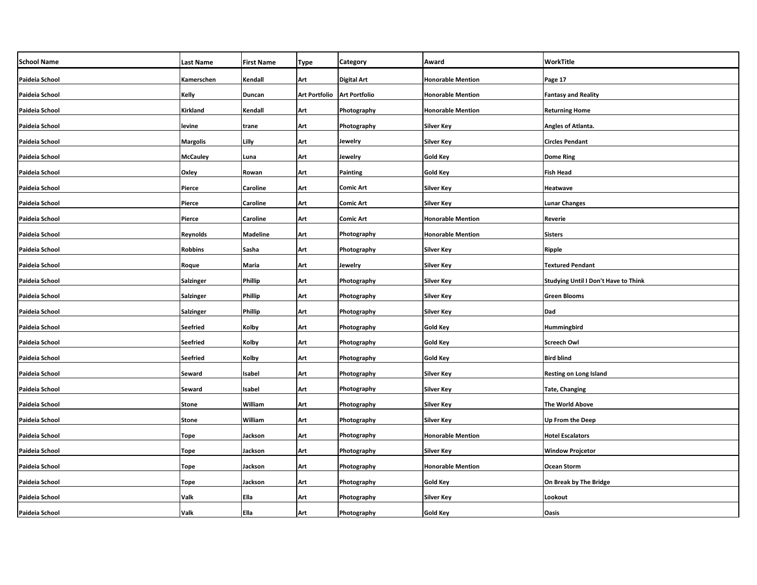| School Name | Last Name | First Name | Type | Category | Award | WorkTitle |
|---|---|---|---|---|---|---|
| Paideia School | Kamerschen | Kendall | Art | Digital Art | Honorable Mention | Page 17 |
| Paideia School | Kelly | Duncan | Art Portfolio | Art Portfolio | Honorable Mention | Fantasy and Reality |
| Paideia School | Kirkland | Kendall | Art | Photography | Honorable Mention | Returning Home |
| Paideia School | levine | trane | Art | Photography | Silver Key | Angles of Atlanta. |
| Paideia School | Margolis | Lilly | Art | Jewelry | Silver Key | Circles Pendant |
| Paideia School | McCauley | Luna | Art | Jewelry | Gold Key | Dome Ring |
| Paideia School | Oxley | Rowan | Art | Painting | Gold Key | Fish Head |
| Paideia School | Pierce | Caroline | Art | Comic Art | Silver Key | Heatwave |
| Paideia School | Pierce | Caroline | Art | Comic Art | Silver Key | Lunar Changes |
| Paideia School | Pierce | Caroline | Art | Comic Art | Honorable Mention | Reverie |
| Paideia School | Reynolds | Madeline | Art | Photography | Honorable Mention | Sisters |
| Paideia School | Robbins | Sasha | Art | Photography | Silver Key | Ripple |
| Paideia School | Roque | Maria | Art | Jewelry | Silver Key | Textured Pendant |
| Paideia School | Salzinger | Phillip | Art | Photography | Silver Key | Studying Until I Don't Have to Think |
| Paideia School | Salzinger | Phillip | Art | Photography | Silver Key | Green Blooms |
| Paideia School | Salzinger | Phillip | Art | Photography | Silver Key | Dad |
| Paideia School | Seefried | Kolby | Art | Photography | Gold Key | Hummingbird |
| Paideia School | Seefried | Kolby | Art | Photography | Gold Key | Screech Owl |
| Paideia School | Seefried | Kolby | Art | Photography | Gold Key | Bird blind |
| Paideia School | Seward | Isabel | Art | Photography | Silver Key | Resting on Long Island |
| Paideia School | Seward | Isabel | Art | Photography | Silver Key | Tate, Changing |
| Paideia School | Stone | William | Art | Photography | Silver Key | The World Above |
| Paideia School | Stone | William | Art | Photography | Silver Key | Up From the Deep |
| Paideia School | Tope | Jackson | Art | Photography | Honorable Mention | Hotel Escalators |
| Paideia School | Tope | Jackson | Art | Photography | Silver Key | Window Projcetor |
| Paideia School | Tope | Jackson | Art | Photography | Honorable Mention | Ocean Storm |
| Paideia School | Tope | Jackson | Art | Photography | Gold Key | On Break by The Bridge |
| Paideia School | Valk | Ella | Art | Photography | Silver Key | Lookout |
| Paideia School | Valk | Ella | Art | Photography | Gold Key | Oasis |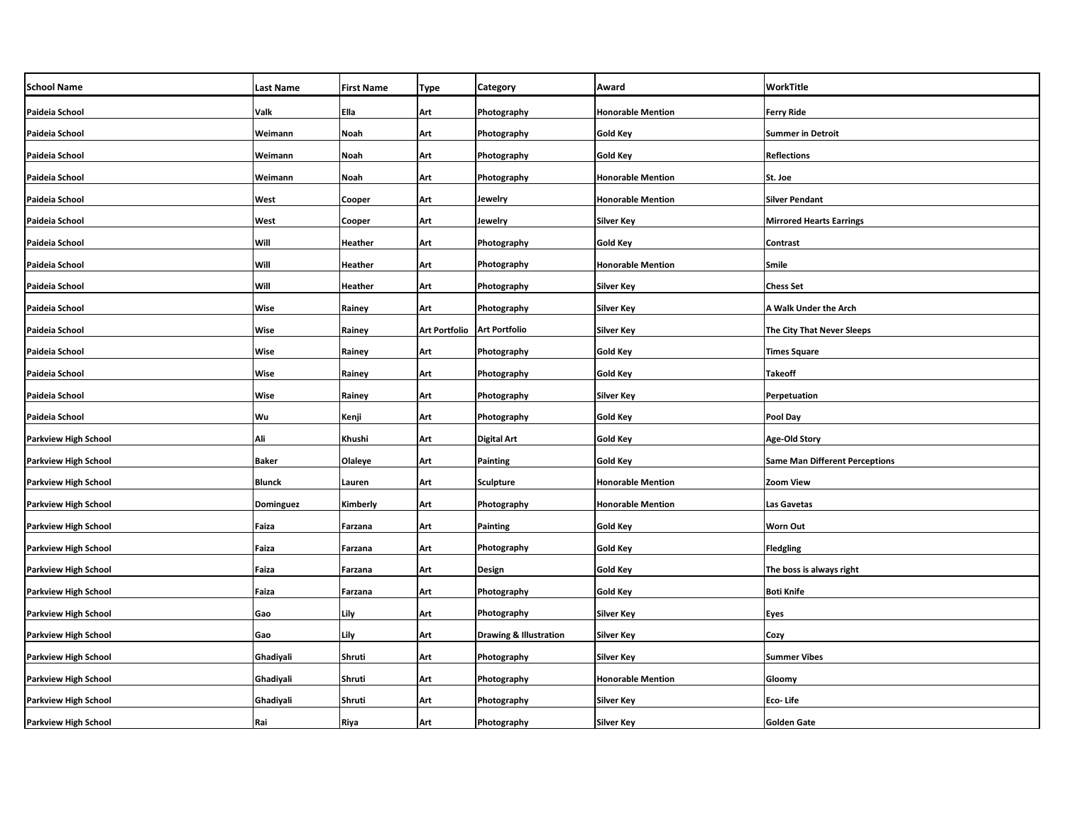| School Name | Last Name | First Name | Type | Category | Award | WorkTitle |
|---|---|---|---|---|---|---|
| Paideia School | Valk | Ella | Art | Photography | Honorable Mention | Ferry Ride |
| Paideia School | Weimann | Noah | Art | Photography | Gold Key | Summer in Detroit |
| Paideia School | Weimann | Noah | Art | Photography | Gold Key | Reflections |
| Paideia School | Weimann | Noah | Art | Photography | Honorable Mention | St. Joe |
| Paideia School | West | Cooper | Art | Jewelry | Honorable Mention | Silver Pendant |
| Paideia School | West | Cooper | Art | Jewelry | Silver Key | Mirrored Hearts Earrings |
| Paideia School | Will | Heather | Art | Photography | Gold Key | Contrast |
| Paideia School | Will | Heather | Art | Photography | Honorable Mention | Smile |
| Paideia School | Will | Heather | Art | Photography | Silver Key | Chess Set |
| Paideia School | Wise | Rainey | Art | Photography | Silver Key | A Walk Under the Arch |
| Paideia School | Wise | Rainey | Art Portfolio | Art Portfolio | Silver Key | The City That Never Sleeps |
| Paideia School | Wise | Rainey | Art | Photography | Gold Key | Times Square |
| Paideia School | Wise | Rainey | Art | Photography | Gold Key | Takeoff |
| Paideia School | Wise | Rainey | Art | Photography | Silver Key | Perpetuation |
| Paideia School | Wu | Kenji | Art | Photography | Gold Key | Pool Day |
| Parkview High School | Ali | Khushi | Art | Digital Art | Gold Key | Age-Old Story |
| Parkview High School | Baker | Olaleye | Art | Painting | Gold Key | Same Man Different Perceptions |
| Parkview High School | Blunck | Lauren | Art | Sculpture | Honorable Mention | Zoom View |
| Parkview High School | Dominguez | Kimberly | Art | Photography | Honorable Mention | Las Gavetas |
| Parkview High School | Faiza | Farzana | Art | Painting | Gold Key | Worn Out |
| Parkview High School | Faiza | Farzana | Art | Photography | Gold Key | Fledgling |
| Parkview High School | Faiza | Farzana | Art | Design | Gold Key | The boss is always right |
| Parkview High School | Faiza | Farzana | Art | Photography | Gold Key | Boti Knife |
| Parkview High School | Gao | Lily | Art | Photography | Silver Key | Eyes |
| Parkview High School | Gao | Lily | Art | Drawing & Illustration | Silver Key | Cozy |
| Parkview High School | Ghadiyali | Shruti | Art | Photography | Silver Key | Summer Vibes |
| Parkview High School | Ghadiyali | Shruti | Art | Photography | Honorable Mention | Gloomy |
| Parkview High School | Ghadiyali | Shruti | Art | Photography | Silver Key | Eco- Life |
| Parkview High School | Rai | Riya | Art | Photography | Silver Key | Golden Gate |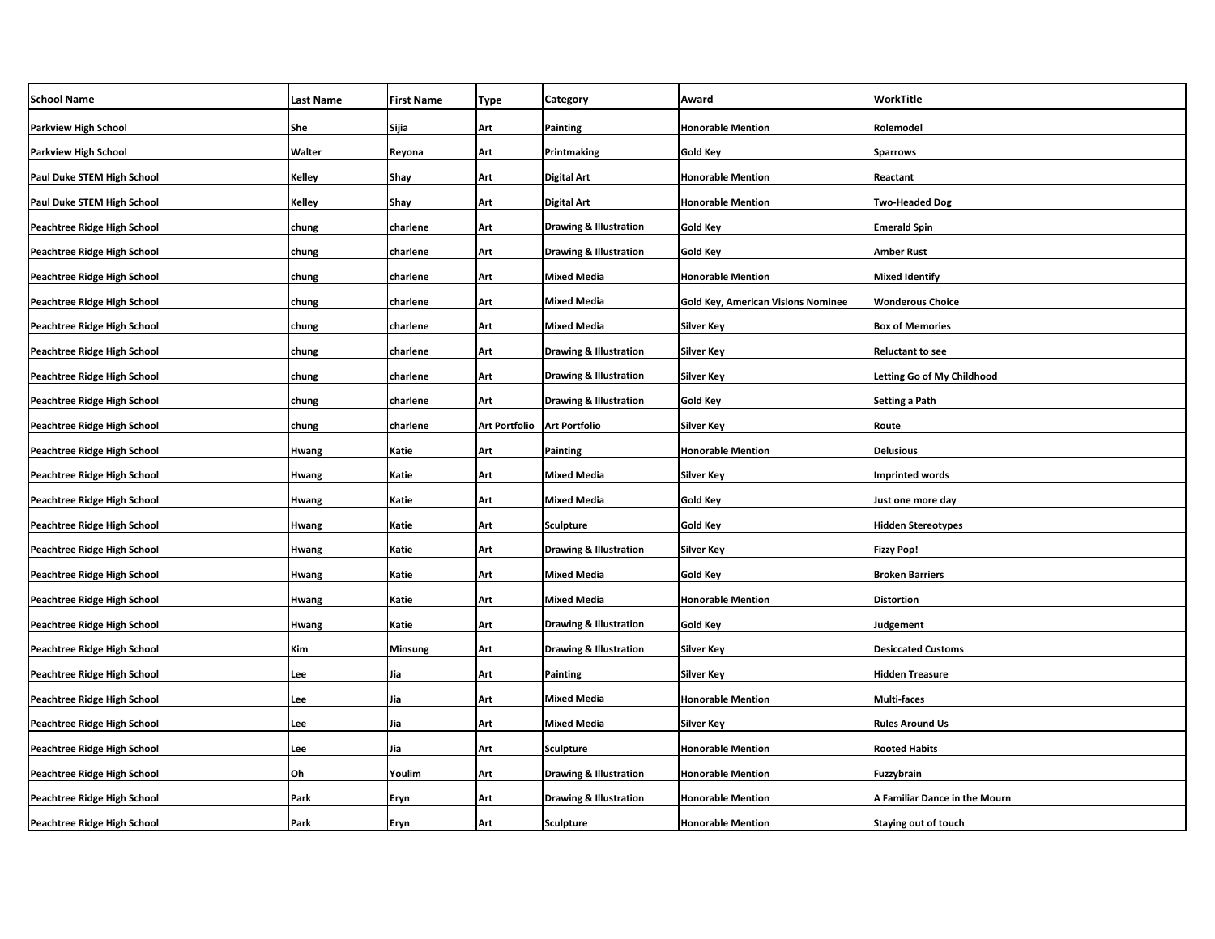| School Name | Last Name | First Name | Type | Category | Award | WorkTitle |
|---|---|---|---|---|---|---|
| Parkview High School | She | Sijia | Art | Painting | Honorable Mention | Rolemodel |
| Parkview High School | Walter | Reyona | Art | Printmaking | Gold Key | Sparrows |
| Paul Duke STEM High School | Kelley | Shay | Art | Digital Art | Honorable Mention | Reactant |
| Paul Duke STEM High School | Kelley | Shay | Art | Digital Art | Honorable Mention | Two-Headed Dog |
| Peachtree Ridge High School | chung | charlene | Art | Drawing & Illustration | Gold Key | Emerald Spin |
| Peachtree Ridge High School | chung | charlene | Art | Drawing & Illustration | Gold Key | Amber Rust |
| Peachtree Ridge High School | chung | charlene | Art | Mixed Media | Honorable Mention | Mixed Identify |
| Peachtree Ridge High School | chung | charlene | Art | Mixed Media | Gold Key, American Visions Nominee | Wonderous Choice |
| Peachtree Ridge High School | chung | charlene | Art | Mixed Media | Silver Key | Box of Memories |
| Peachtree Ridge High School | chung | charlene | Art | Drawing & Illustration | Silver Key | Reluctant to see |
| Peachtree Ridge High School | chung | charlene | Art | Drawing & Illustration | Silver Key | Letting Go of My Childhood |
| Peachtree Ridge High School | chung | charlene | Art | Drawing & Illustration | Gold Key | Setting a Path |
| Peachtree Ridge High School | chung | charlene | Art Portfolio | Art Portfolio | Silver Key | Route |
| Peachtree Ridge High School | Hwang | Katie | Art | Painting | Honorable Mention | Delusious |
| Peachtree Ridge High School | Hwang | Katie | Art | Mixed Media | Silver Key | Imprinted words |
| Peachtree Ridge High School | Hwang | Katie | Art | Mixed Media | Gold Key | Just one more day |
| Peachtree Ridge High School | Hwang | Katie | Art | Sculpture | Gold Key | Hidden Stereotypes |
| Peachtree Ridge High School | Hwang | Katie | Art | Drawing & Illustration | Silver Key | Fizzy Pop! |
| Peachtree Ridge High School | Hwang | Katie | Art | Mixed Media | Gold Key | Broken Barriers |
| Peachtree Ridge High School | Hwang | Katie | Art | Mixed Media | Honorable Mention | Distortion |
| Peachtree Ridge High School | Hwang | Katie | Art | Drawing & Illustration | Gold Key | Judgement |
| Peachtree Ridge High School | Kim | Minsung | Art | Drawing & Illustration | Silver Key | Desiccated Customs |
| Peachtree Ridge High School | Lee | Jia | Art | Painting | Silver Key | Hidden Treasure |
| Peachtree Ridge High School | Lee | Jia | Art | Mixed Media | Honorable Mention | Multi-faces |
| Peachtree Ridge High School | Lee | Jia | Art | Mixed Media | Silver Key | Rules Around Us |
| Peachtree Ridge High School | Lee | Jia | Art | Sculpture | Honorable Mention | Rooted Habits |
| Peachtree Ridge High School | Oh | Youlim | Art | Drawing & Illustration | Honorable Mention | Fuzzybrain |
| Peachtree Ridge High School | Park | Eryn | Art | Drawing & Illustration | Honorable Mention | A Familiar Dance in the Mourn |
| Peachtree Ridge High School | Park | Eryn | Art | Sculpture | Honorable Mention | Staying out of touch |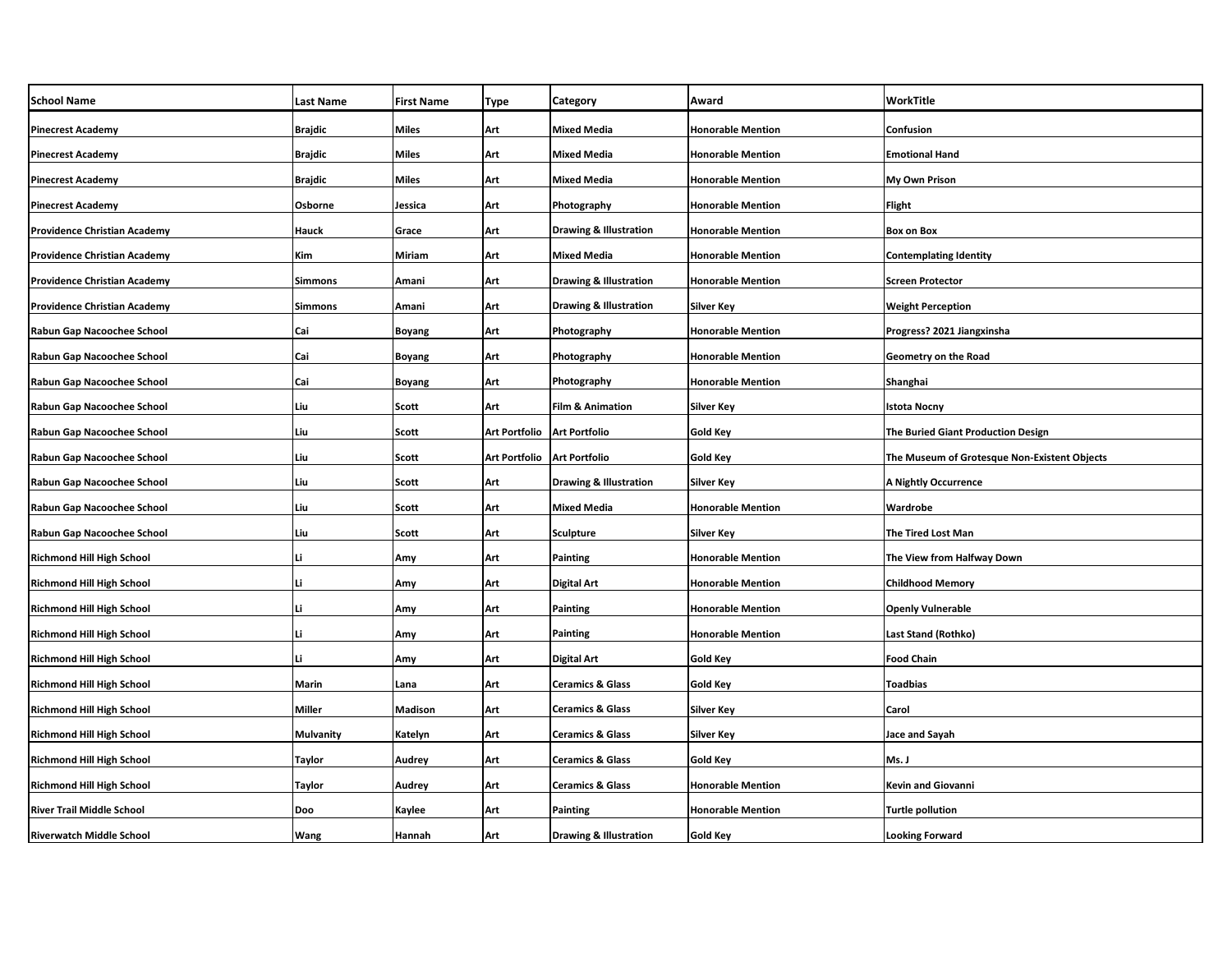| School Name | Last Name | First Name | Type | Category | Award | WorkTitle |
|---|---|---|---|---|---|---|
| Pinecrest Academy | Brajdic | Miles | Art | Mixed Media | Honorable Mention | Confusion |
| Pinecrest Academy | Brajdic | Miles | Art | Mixed Media | Honorable Mention | Emotional Hand |
| Pinecrest Academy | Brajdic | Miles | Art | Mixed Media | Honorable Mention | My Own Prison |
| Pinecrest Academy | Osborne | Jessica | Art | Photography | Honorable Mention | Flight |
| Providence Christian Academy | Hauck | Grace | Art | Drawing & Illustration | Honorable Mention | Box on Box |
| Providence Christian Academy | Kim | Miriam | Art | Mixed Media | Honorable Mention | Contemplating Identity |
| Providence Christian Academy | Simmons | Amani | Art | Drawing & Illustration | Honorable Mention | Screen Protector |
| Providence Christian Academy | Simmons | Amani | Art | Drawing & Illustration | Silver Key | Weight Perception |
| Rabun Gap Nacoochee School | Cai | Boyang | Art | Photography | Honorable Mention | Progress? 2021 Jiangxinsha |
| Rabun Gap Nacoochee School | Cai | Boyang | Art | Photography | Honorable Mention | Geometry on the Road |
| Rabun Gap Nacoochee School | Cai | Boyang | Art | Photography | Honorable Mention | Shanghai |
| Rabun Gap Nacoochee School | Liu | Scott | Art | Film & Animation | Silver Key | Istota Nocny |
| Rabun Gap Nacoochee School | Liu | Scott | Art Portfolio | Art Portfolio | Gold Key | The Buried Giant Production Design |
| Rabun Gap Nacoochee School | Liu | Scott | Art Portfolio | Art Portfolio | Gold Key | The Museum of Grotesque Non-Existent Objects |
| Rabun Gap Nacoochee School | Liu | Scott | Art | Drawing & Illustration | Silver Key | A Nightly Occurrence |
| Rabun Gap Nacoochee School | Liu | Scott | Art | Mixed Media | Honorable Mention | Wardrobe |
| Rabun Gap Nacoochee School | Liu | Scott | Art | Sculpture | Silver Key | The Tired Lost Man |
| Richmond Hill High School | Li | Amy | Art | Painting | Honorable Mention | The View from Halfway Down |
| Richmond Hill High School | Li | Amy | Art | Digital Art | Honorable Mention | Childhood Memory |
| Richmond Hill High School | Li | Amy | Art | Painting | Honorable Mention | Openly Vulnerable |
| Richmond Hill High School | Li | Amy | Art | Painting | Honorable Mention | Last Stand (Rothko) |
| Richmond Hill High School | Li | Amy | Art | Digital Art | Gold Key | Food Chain |
| Richmond Hill High School | Marin | Lana | Art | Ceramics & Glass | Gold Key | Toadbias |
| Richmond Hill High School | Miller | Madison | Art | Ceramics & Glass | Silver Key | Carol |
| Richmond Hill High School | Mulvanity | Katelyn | Art | Ceramics & Glass | Silver Key | Jace and Sayah |
| Richmond Hill High School | Taylor | Audrey | Art | Ceramics & Glass | Gold Key | Ms. J |
| Richmond Hill High School | Taylor | Audrey | Art | Ceramics & Glass | Honorable Mention | Kevin and Giovanni |
| River Trail Middle School | Doo | Kaylee | Art | Painting | Honorable Mention | Turtle pollution |
| Riverwatch Middle School | Wang | Hannah | Art | Drawing & Illustration | Gold Key | Looking Forward |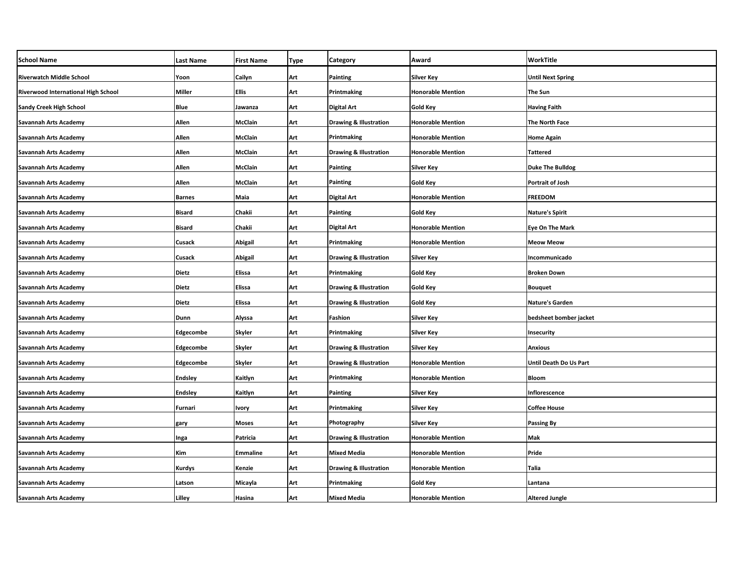| School Name | Last Name | First Name | Type | Category | Award | WorkTitle |
|---|---|---|---|---|---|---|
| Riverwatch Middle School | Yoon | Cailyn | Art | Painting | Silver Key | Until Next Spring |
| Riverwood International High School | Miller | Ellis | Art | Printmaking | Honorable Mention | The Sun |
| Sandy Creek High School | Blue | Jawanza | Art | Digital Art | Gold Key | Having Faith |
| Savannah Arts Academy | Allen | McClain | Art | Drawing & Illustration | Honorable Mention | The North Face |
| Savannah Arts Academy | Allen | McClain | Art | Printmaking | Honorable Mention | Home Again |
| Savannah Arts Academy | Allen | McClain | Art | Drawing & Illustration | Honorable Mention | Tattered |
| Savannah Arts Academy | Allen | McClain | Art | Painting | Silver Key | Duke The Bulldog |
| Savannah Arts Academy | Allen | McClain | Art | Painting | Gold Key | Portrait of Josh |
| Savannah Arts Academy | Barnes | Maia | Art | Digital Art | Honorable Mention | FREEDOM |
| Savannah Arts Academy | Bisard | Chakii | Art | Painting | Gold Key | Nature's Spirit |
| Savannah Arts Academy | Bisard | Chakii | Art | Digital Art | Honorable Mention | Eye On The Mark |
| Savannah Arts Academy | Cusack | Abigail | Art | Printmaking | Honorable Mention | Meow Meow |
| Savannah Arts Academy | Cusack | Abigail | Art | Drawing & Illustration | Silver Key | Incommunicado |
| Savannah Arts Academy | Dietz | Elissa | Art | Printmaking | Gold Key | Broken Down |
| Savannah Arts Academy | Dietz | Elissa | Art | Drawing & Illustration | Gold Key | Bouquet |
| Savannah Arts Academy | Dietz | Elissa | Art | Drawing & Illustration | Gold Key | Nature's Garden |
| Savannah Arts Academy | Dunn | Alyssa | Art | Fashion | Silver Key | bedsheet bomber jacket |
| Savannah Arts Academy | Edgecombe | Skyler | Art | Printmaking | Silver Key | Insecurity |
| Savannah Arts Academy | Edgecombe | Skyler | Art | Drawing & Illustration | Silver Key | Anxious |
| Savannah Arts Academy | Edgecombe | Skyler | Art | Drawing & Illustration | Honorable Mention | Until Death Do Us Part |
| Savannah Arts Academy | Endsley | Kaitlyn | Art | Printmaking | Honorable Mention | Bloom |
| Savannah Arts Academy | Endsley | Kaitlyn | Art | Painting | Silver Key | Inflorescence |
| Savannah Arts Academy | Furnari | Ivory | Art | Printmaking | Silver Key | Coffee House |
| Savannah Arts Academy | gary | Moses | Art | Photography | Silver Key | Passing By |
| Savannah Arts Academy | Inga | Patricia | Art | Drawing & Illustration | Honorable Mention | Mak |
| Savannah Arts Academy | Kim | Emmaline | Art | Mixed Media | Honorable Mention | Pride |
| Savannah Arts Academy | Kurdys | Kenzie | Art | Drawing & Illustration | Honorable Mention | Talia |
| Savannah Arts Academy | Latson | Micayla | Art | Printmaking | Gold Key | Lantana |
| Savannah Arts Academy | Lilley | Hasina | Art | Mixed Media | Honorable Mention | Altered Jungle |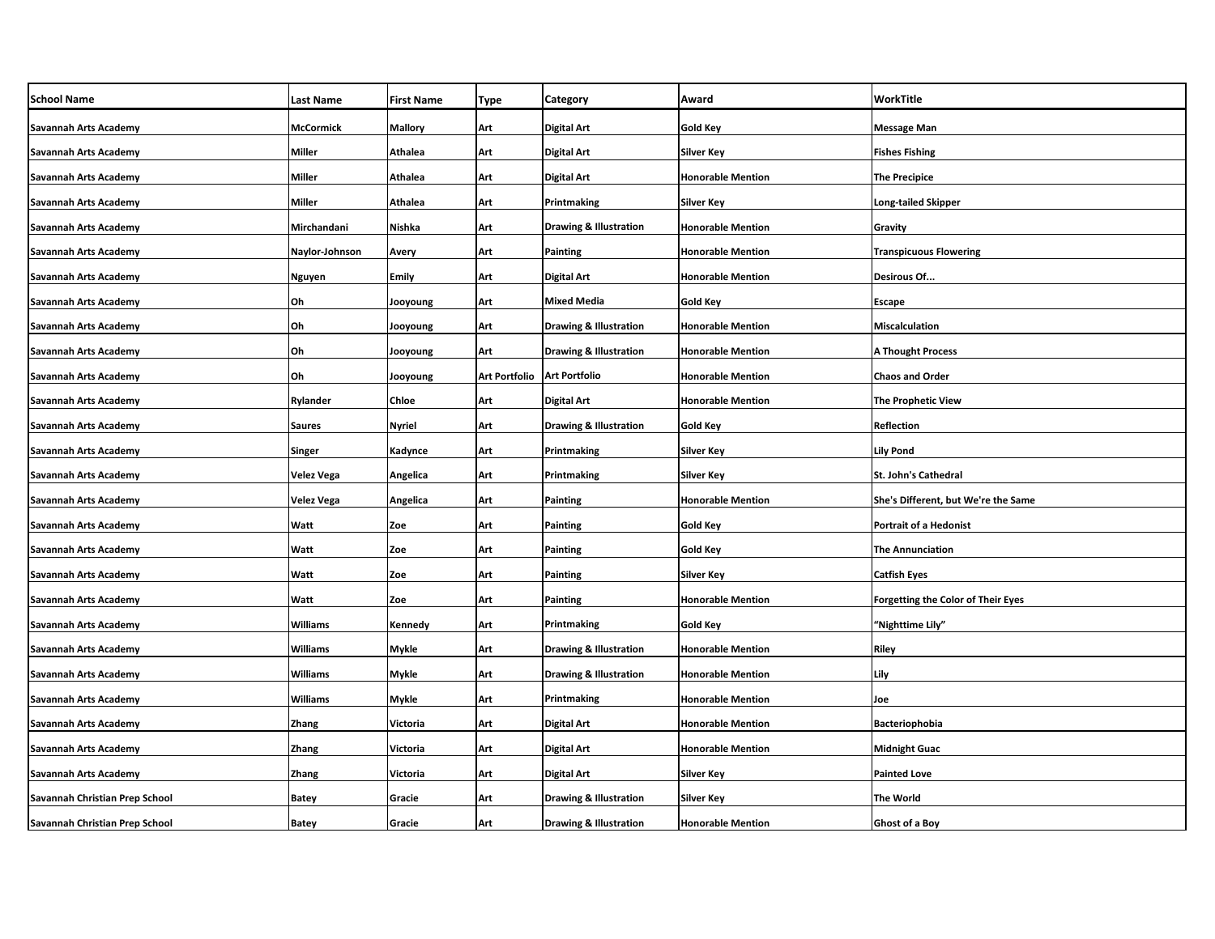| School Name | Last Name | First Name | Type | Category | Award | WorkTitle |
|---|---|---|---|---|---|---|
| Savannah Arts Academy | McCormick | Mallory | Art | Digital Art | Gold Key | Message Man |
| Savannah Arts Academy | Miller | Athalea | Art | Digital Art | Silver Key | Fishes Fishing |
| Savannah Arts Academy | Miller | Athalea | Art | Digital Art | Honorable Mention | The Precipice |
| Savannah Arts Academy | Miller | Athalea | Art | Printmaking | Silver Key | Long-tailed Skipper |
| Savannah Arts Academy | Mirchandani | Nishka | Art | Drawing & Illustration | Honorable Mention | Gravity |
| Savannah Arts Academy | Naylor-Johnson | Avery | Art | Painting | Honorable Mention | Transpicuous Flowering |
| Savannah Arts Academy | Nguyen | Emily | Art | Digital Art | Honorable Mention | Desirous Of... |
| Savannah Arts Academy | Oh | Jooyoung | Art | Mixed Media | Gold Key | Escape |
| Savannah Arts Academy | Oh | Jooyoung | Art | Drawing & Illustration | Honorable Mention | Miscalculation |
| Savannah Arts Academy | Oh | Jooyoung | Art | Drawing & Illustration | Honorable Mention | A Thought Process |
| Savannah Arts Academy | Oh | Jooyoung | Art Portfolio | Art Portfolio | Honorable Mention | Chaos and Order |
| Savannah Arts Academy | Rylander | Chloe | Art | Digital Art | Honorable Mention | The Prophetic View |
| Savannah Arts Academy | Saures | Nyriel | Art | Drawing & Illustration | Gold Key | Reflection |
| Savannah Arts Academy | Singer | Kadynce | Art | Printmaking | Silver Key | Lily Pond |
| Savannah Arts Academy | Velez Vega | Angelica | Art | Printmaking | Silver Key | St. John's Cathedral |
| Savannah Arts Academy | Velez Vega | Angelica | Art | Painting | Honorable Mention | She's Different, but We're the Same |
| Savannah Arts Academy | Watt | Zoe | Art | Painting | Gold Key | Portrait of a Hedonist |
| Savannah Arts Academy | Watt | Zoe | Art | Painting | Gold Key | The Annunciation |
| Savannah Arts Academy | Watt | Zoe | Art | Painting | Silver Key | Catfish Eyes |
| Savannah Arts Academy | Watt | Zoe | Art | Painting | Honorable Mention | Forgetting the Color of Their Eyes |
| Savannah Arts Academy | Williams | Kennedy | Art | Printmaking | Gold Key | "Nighttime Lily" |
| Savannah Arts Academy | Williams | Mykle | Art | Drawing & Illustration | Honorable Mention | Riley |
| Savannah Arts Academy | Williams | Mykle | Art | Drawing & Illustration | Honorable Mention | Lily |
| Savannah Arts Academy | Williams | Mykle | Art | Printmaking | Honorable Mention | Joe |
| Savannah Arts Academy | Zhang | Victoria | Art | Digital Art | Honorable Mention | Bacteriophobia |
| Savannah Arts Academy | Zhang | Victoria | Art | Digital Art | Honorable Mention | Midnight Guac |
| Savannah Arts Academy | Zhang | Victoria | Art | Digital Art | Silver Key | Painted Love |
| Savannah Christian Prep School | Batey | Gracie | Art | Drawing & Illustration | Silver Key | The World |
| Savannah Christian Prep School | Batey | Gracie | Art | Drawing & Illustration | Honorable Mention | Ghost of a Boy |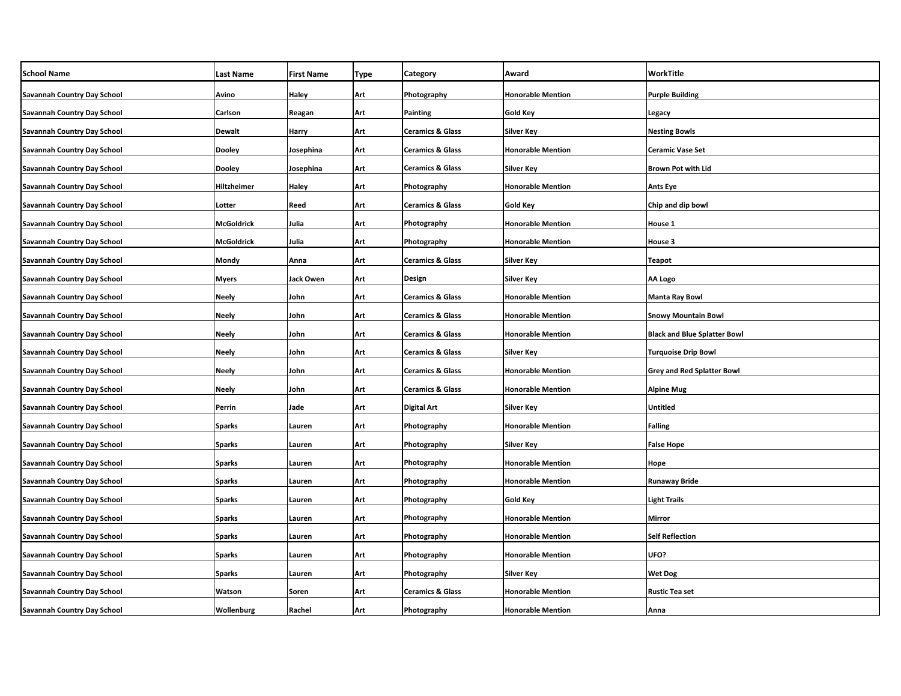| School Name | Last Name | First Name | Type | Category | Award | WorkTitle |
|---|---|---|---|---|---|---|
| Savannah Country Day School | Avino | Haley | Art | Photography | Honorable Mention | Purple Building |
| Savannah Country Day School | Carlson | Reagan | Art | Painting | Gold Key | Legacy |
| Savannah Country Day School | Dewalt | Harry | Art | Ceramics & Glass | Silver Key | Nesting Bowls |
| Savannah Country Day School | Dooley | Josephina | Art | Ceramics & Glass | Honorable Mention | Ceramic Vase Set |
| Savannah Country Day School | Dooley | Josephina | Art | Ceramics & Glass | Silver Key | Brown Pot with Lid |
| Savannah Country Day School | Hiltzheimer | Haley | Art | Photography | Honorable Mention | Ants Eye |
| Savannah Country Day School | Lotter | Reed | Art | Ceramics & Glass | Gold Key | Chip and dip bowl |
| Savannah Country Day School | McGoldrick | Julia | Art | Photography | Honorable Mention | House 1 |
| Savannah Country Day School | McGoldrick | Julia | Art | Photography | Honorable Mention | House 3 |
| Savannah Country Day School | Mondy | Anna | Art | Ceramics & Glass | Silver Key | Teapot |
| Savannah Country Day School | Myers | Jack Owen | Art | Design | Silver Key | AA Logo |
| Savannah Country Day School | Neely | John | Art | Ceramics & Glass | Honorable Mention | Manta Ray Bowl |
| Savannah Country Day School | Neely | John | Art | Ceramics & Glass | Honorable Mention | Snowy Mountain Bowl |
| Savannah Country Day School | Neely | John | Art | Ceramics & Glass | Honorable Mention | Black and Blue Splatter Bowl |
| Savannah Country Day School | Neely | John | Art | Ceramics & Glass | Silver Key | Turquoise Drip Bowl |
| Savannah Country Day School | Neely | John | Art | Ceramics & Glass | Honorable Mention | Grey and Red Splatter Bowl |
| Savannah Country Day School | Neely | John | Art | Ceramics & Glass | Honorable Mention | Alpine Mug |
| Savannah Country Day School | Perrin | Jade | Art | Digital Art | Silver Key | Untitled |
| Savannah Country Day School | Sparks | Lauren | Art | Photography | Honorable Mention | Falling |
| Savannah Country Day School | Sparks | Lauren | Art | Photography | Silver Key | False Hope |
| Savannah Country Day School | Sparks | Lauren | Art | Photography | Honorable Mention | Hope |
| Savannah Country Day School | Sparks | Lauren | Art | Photography | Honorable Mention | Runaway Bride |
| Savannah Country Day School | Sparks | Lauren | Art | Photography | Gold Key | Light Trails |
| Savannah Country Day School | Sparks | Lauren | Art | Photography | Honorable Mention | Mirror |
| Savannah Country Day School | Sparks | Lauren | Art | Photography | Honorable Mention | Self Reflection |
| Savannah Country Day School | Sparks | Lauren | Art | Photography | Honorable Mention | UFO? |
| Savannah Country Day School | Sparks | Lauren | Art | Photography | Silver Key | Wet Dog |
| Savannah Country Day School | Watson | Soren | Art | Ceramics & Glass | Honorable Mention | Rustic Tea set |
| Savannah Country Day School | Wollenburg | Rachel | Art | Photography | Honorable Mention | Anna |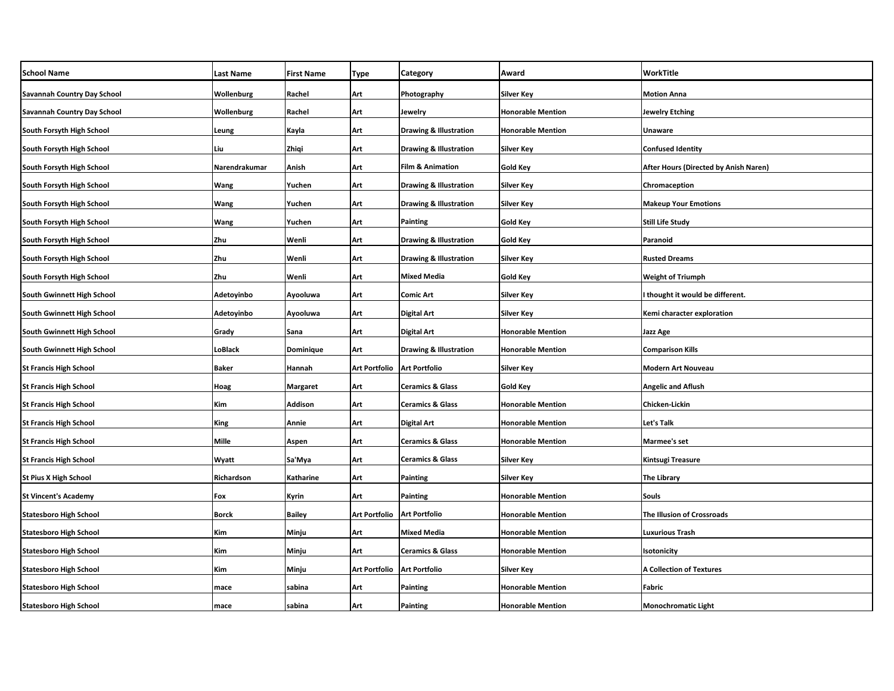| School Name | Last Name | First Name | Type | Category | Award | WorkTitle |
| --- | --- | --- | --- | --- | --- | --- |
| Savannah Country Day School | Wollenburg | Rachel | Art | Photography | Silver Key | Motion Anna |
| Savannah Country Day School | Wollenburg | Rachel | Art | Jewelry | Honorable Mention | Jewelry Etching |
| South Forsyth High School | Leung | Kayla | Art | Drawing & Illustration | Honorable Mention | Unaware |
| South Forsyth High School | Liu | Zhiqi | Art | Drawing & Illustration | Silver Key | Confused Identity |
| South Forsyth High School | Narendrakumar | Anish | Art | Film & Animation | Gold Key | After Hours (Directed by Anish Naren) |
| South Forsyth High School | Wang | Yuchen | Art | Drawing & Illustration | Silver Key | Chromaception |
| South Forsyth High School | Wang | Yuchen | Art | Drawing & Illustration | Silver Key | Makeup Your Emotions |
| South Forsyth High School | Wang | Yuchen | Art | Painting | Gold Key | Still Life Study |
| South Forsyth High School | Zhu | Wenli | Art | Drawing & Illustration | Gold Key | Paranoid |
| South Forsyth High School | Zhu | Wenli | Art | Drawing & Illustration | Silver Key | Rusted Dreams |
| South Forsyth High School | Zhu | Wenli | Art | Mixed Media | Gold Key | Weight of Triumph |
| South Gwinnett High School | Adetoyinbo | Ayooluwa | Art | Comic Art | Silver Key | I thought it would be different. |
| South Gwinnett High School | Adetoyinbo | Ayooluwa | Art | Digital Art | Silver Key | Kemi character exploration |
| South Gwinnett High School | Grady | Sana | Art | Digital Art | Honorable Mention | Jazz Age |
| South Gwinnett High School | LoBlack | Dominique | Art | Drawing & Illustration | Honorable Mention | Comparison Kills |
| St Francis High School | Baker | Hannah | Art Portfolio | Art Portfolio | Silver Key | Modern Art Nouveau |
| St Francis High School | Hoag | Margaret | Art | Ceramics & Glass | Gold Key | Angelic and Aflush |
| St Francis High School | Kim | Addison | Art | Ceramics & Glass | Honorable Mention | Chicken-Lickin |
| St Francis High School | King | Annie | Art | Digital Art | Honorable Mention | Let's Talk |
| St Francis High School | Mille | Aspen | Art | Ceramics & Glass | Honorable Mention | Marmee's set |
| St Francis High School | Wyatt | Sa'Mya | Art | Ceramics & Glass | Silver Key | Kintsugi Treasure |
| St Pius X High School | Richardson | Katharine | Art | Painting | Silver Key | The Library |
| St Vincent's Academy | Fox | Kyrin | Art | Painting | Honorable Mention | Souls |
| Statesboro High School | Borck | Bailey | Art Portfolio | Art Portfolio | Honorable Mention | The Illusion of Crossroads |
| Statesboro High School | Kim | Minju | Art | Mixed Media | Honorable Mention | Luxurious Trash |
| Statesboro High School | Kim | Minju | Art | Ceramics & Glass | Honorable Mention | Isotonicity |
| Statesboro High School | Kim | Minju | Art Portfolio | Art Portfolio | Silver Key | A Collection of Textures |
| Statesboro High School | mace | sabina | Art | Painting | Honorable Mention | Fabric |
| Statesboro High School | mace | sabina | Art | Painting | Honorable Mention | Monochromatic Light |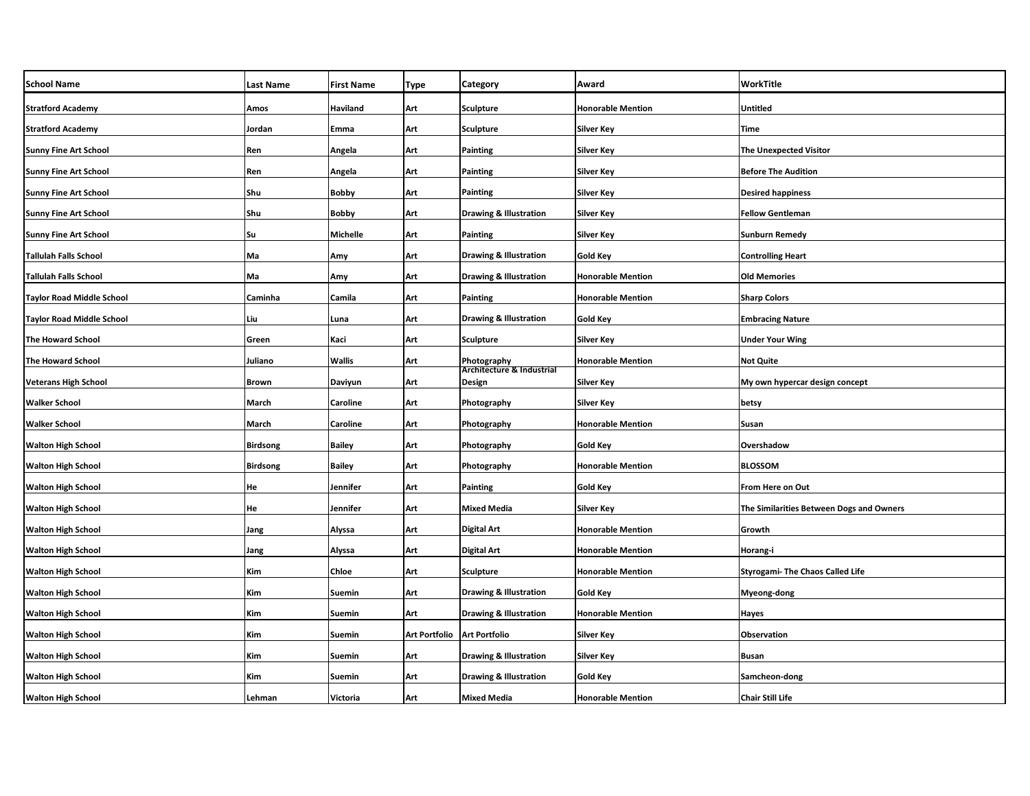| School Name | Last Name | First Name | Type | Category | Award | WorkTitle |
|---|---|---|---|---|---|---|
| Stratford Academy | Amos | Haviland | Art | Sculpture | Honorable Mention | Untitled |
| Stratford Academy | Jordan | Emma | Art | Sculpture | Silver Key | Time |
| Sunny Fine Art School | Ren | Angela | Art | Painting | Silver Key | The Unexpected Visitor |
| Sunny Fine Art School | Ren | Angela | Art | Painting | Silver Key | Before The Audition |
| Sunny Fine Art School | Shu | Bobby | Art | Painting | Silver Key | Desired happiness |
| Sunny Fine Art School | Shu | Bobby | Art | Drawing & Illustration | Silver Key | Fellow Gentleman |
| Sunny Fine Art School | Su | Michelle | Art | Painting | Silver Key | Sunburn Remedy |
| Tallulah Falls School | Ma | Amy | Art | Drawing & Illustration | Gold Key | Controlling Heart |
| Tallulah Falls School | Ma | Amy | Art | Drawing & Illustration | Honorable Mention | Old Memories |
| Taylor Road Middle School | Caminha | Camila | Art | Painting | Honorable Mention | Sharp Colors |
| Taylor Road Middle School | Liu | Luna | Art | Drawing & Illustration | Gold Key | Embracing Nature |
| The Howard School | Green | Kaci | Art | Sculpture | Silver Key | Under Your Wing |
| The Howard School | Juliano | Wallis | Art | Photography | Honorable Mention | Not Quite |
| Veterans High School | Brown | Daviyun | Art | Architecture & Industrial Design | Silver Key | My own hypercar design concept |
| Walker School | March | Caroline | Art | Photography | Silver Key | betsy |
| Walker School | March | Caroline | Art | Photography | Honorable Mention | Susan |
| Walton High School | Birdsong | Bailey | Art | Photography | Gold Key | Overshadow |
| Walton High School | Birdsong | Bailey | Art | Photography | Honorable Mention | BLOSSOM |
| Walton High School | He | Jennifer | Art | Painting | Gold Key | From Here on Out |
| Walton High School | He | Jennifer | Art | Mixed Media | Silver Key | The Similarities Between Dogs and Owners |
| Walton High School | Jang | Alyssa | Art | Digital Art | Honorable Mention | Growth |
| Walton High School | Jang | Alyssa | Art | Digital Art | Honorable Mention | Horang-i |
| Walton High School | Kim | Chloe | Art | Sculpture | Honorable Mention | Styrogami- The Chaos Called Life |
| Walton High School | Kim | Suemin | Art | Drawing & Illustration | Gold Key | Myeong-dong |
| Walton High School | Kim | Suemin | Art | Drawing & Illustration | Honorable Mention | Hayes |
| Walton High School | Kim | Suemin | Art Portfolio | Art Portfolio | Silver Key | Observation |
| Walton High School | Kim | Suemin | Art | Drawing & Illustration | Silver Key | Busan |
| Walton High School | Kim | Suemin | Art | Drawing & Illustration | Gold Key | Samcheon-dong |
| Walton High School | Lehman | Victoria | Art | Mixed Media | Honorable Mention | Chair Still Life |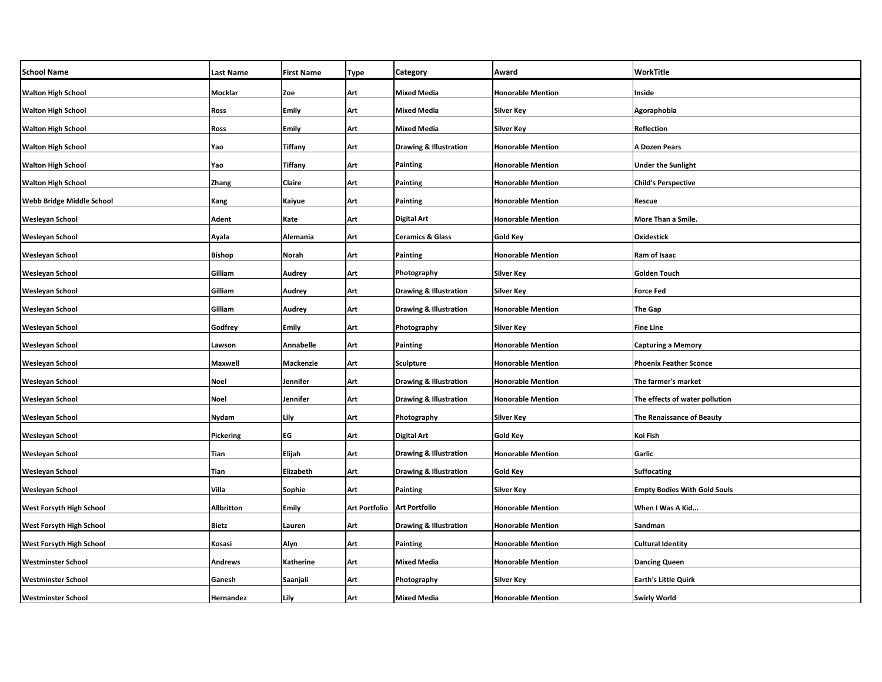| School Name | Last Name | First Name | Type | Category | Award | WorkTitle |
| --- | --- | --- | --- | --- | --- | --- |
| Walton High School | Mocklar | Zoe | Art | Mixed Media | Honorable Mention | Inside |
| Walton High School | Ross | Emily | Art | Mixed Media | Silver Key | Agoraphobia |
| Walton High School | Ross | Emily | Art | Mixed Media | Silver Key | Reflection |
| Walton High School | Yao | Tiffany | Art | Drawing & Illustration | Honorable Mention | A Dozen Pears |
| Walton High School | Yao | Tiffany | Art | Painting | Honorable Mention | Under the Sunlight |
| Walton High School | Zhang | Claire | Art | Painting | Honorable Mention | Child's Perspective |
| Webb Bridge Middle School | Kang | Kaiyue | Art | Painting | Honorable Mention | Rescue |
| Wesleyan School | Adent | Kate | Art | Digital Art | Honorable Mention | More Than a Smile. |
| Wesleyan School | Ayala | Alemania | Art | Ceramics & Glass | Gold Key | Oxidestick |
| Wesleyan School | Bishop | Norah | Art | Painting | Honorable Mention | Ram of Isaac |
| Wesleyan School | Gilliam | Audrey | Art | Photography | Silver Key | Golden Touch |
| Wesleyan School | Gilliam | Audrey | Art | Drawing & Illustration | Silver Key | Force Fed |
| Wesleyan School | Gilliam | Audrey | Art | Drawing & Illustration | Honorable Mention | The Gap |
| Wesleyan School | Godfrey | Emily | Art | Photography | Silver Key | Fine Line |
| Wesleyan School | Lawson | Annabelle | Art | Painting | Honorable Mention | Capturing a Memory |
| Wesleyan School | Maxwell | Mackenzie | Art | Sculpture | Honorable Mention | Phoenix Feather Sconce |
| Wesleyan School | Noel | Jennifer | Art | Drawing & Illustration | Honorable Mention | The farmer's market |
| Wesleyan School | Noel | Jennifer | Art | Drawing & Illustration | Honorable Mention | The effects of water pollution |
| Wesleyan School | Nydam | Lily | Art | Photography | Silver Key | The Renaissance of Beauty |
| Wesleyan School | Pickering | EG | Art | Digital Art | Gold Key | Koi Fish |
| Wesleyan School | Tian | Elijah | Art | Drawing & Illustration | Honorable Mention | Garlic |
| Wesleyan School | Tian | Elizabeth | Art | Drawing & Illustration | Gold Key | Suffocating |
| Wesleyan School | Villa | Sophie | Art | Painting | Silver Key | Empty Bodies With Gold Souls |
| West Forsyth High School | Allbritton | Emily | Art Portfolio | Art Portfolio | Honorable Mention | When I Was A Kid... |
| West Forsyth High School | Bietz | Lauren | Art | Drawing & Illustration | Honorable Mention | Sandman |
| West Forsyth High School | Kosasi | Alyn | Art | Painting | Honorable Mention | Cultural Identity |
| Westminster School | Andrews | Katherine | Art | Mixed Media | Honorable Mention | Dancing Queen |
| Westminster School | Ganesh | Saanjali | Art | Photography | Silver Key | Earth's Little Quirk |
| Westminster School | Hernandez | Lily | Art | Mixed Media | Honorable Mention | Swirly World |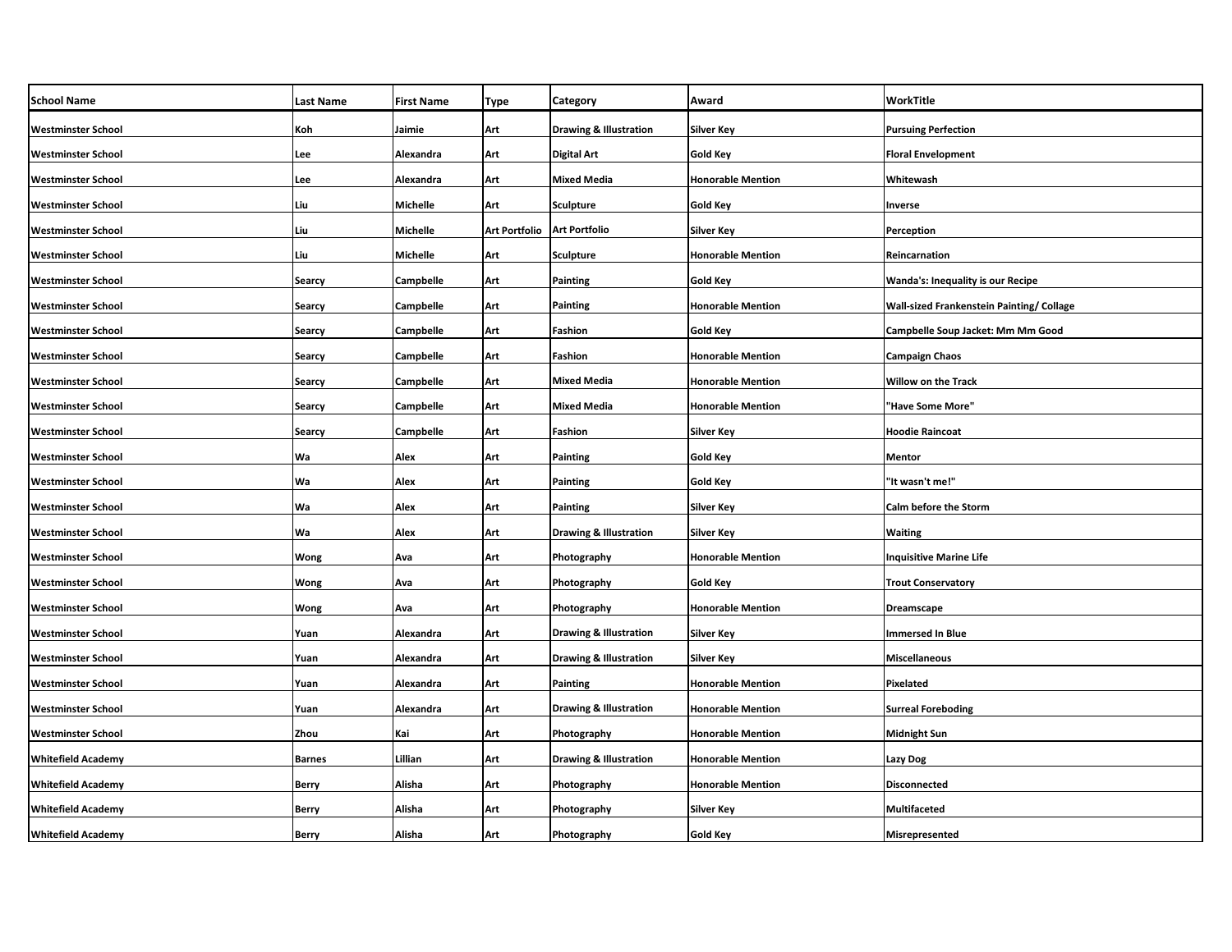| School Name | Last Name | First Name | Type | Category | Award | WorkTitle |
|---|---|---|---|---|---|---|
| Westminster School | Koh | Jaimie | Art | Drawing & Illustration | Silver Key | Pursuing Perfection |
| Westminster School | Lee | Alexandra | Art | Digital Art | Gold Key | Floral Envelopment |
| Westminster School | Lee | Alexandra | Art | Mixed Media | Honorable Mention | Whitewash |
| Westminster School | Liu | Michelle | Art | Sculpture | Gold Key | Inverse |
| Westminster School | Liu | Michelle | Art Portfolio | Art Portfolio | Silver Key | Perception |
| Westminster School | Liu | Michelle | Art | Sculpture | Honorable Mention | Reincarnation |
| Westminster School | Searcy | Campbelle | Art | Painting | Gold Key | Wanda's: Inequality is our Recipe |
| Westminster School | Searcy | Campbelle | Art | Painting | Honorable Mention | Wall-sized Frankenstein Painting/ Collage |
| Westminster School | Searcy | Campbelle | Art | Fashion | Gold Key | Campbelle Soup Jacket: Mm Mm Good |
| Westminster School | Searcy | Campbelle | Art | Fashion | Honorable Mention | Campaign Chaos |
| Westminster School | Searcy | Campbelle | Art | Mixed Media | Honorable Mention | Willow on the Track |
| Westminster School | Searcy | Campbelle | Art | Mixed Media | Honorable Mention | "Have Some More" |
| Westminster School | Searcy | Campbelle | Art | Fashion | Silver Key | Hoodie Raincoat |
| Westminster School | Wa | Alex | Art | Painting | Gold Key | Mentor |
| Westminster School | Wa | Alex | Art | Painting | Gold Key | "It wasn't me!" |
| Westminster School | Wa | Alex | Art | Painting | Silver Key | Calm before the Storm |
| Westminster School | Wa | Alex | Art | Drawing & Illustration | Silver Key | Waiting |
| Westminster School | Wong | Ava | Art | Photography | Honorable Mention | Inquisitive Marine Life |
| Westminster School | Wong | Ava | Art | Photography | Gold Key | Trout Conservatory |
| Westminster School | Wong | Ava | Art | Photography | Honorable Mention | Dreamscape |
| Westminster School | Yuan | Alexandra | Art | Drawing & Illustration | Silver Key | Immersed In Blue |
| Westminster School | Yuan | Alexandra | Art | Drawing & Illustration | Silver Key | Miscellaneous |
| Westminster School | Yuan | Alexandra | Art | Painting | Honorable Mention | Pixelated |
| Westminster School | Yuan | Alexandra | Art | Drawing & Illustration | Honorable Mention | Surreal Foreboding |
| Westminster School | Zhou | Kai | Art | Photography | Honorable Mention | Midnight Sun |
| Whitefield Academy | Barnes | Lillian | Art | Drawing & Illustration | Honorable Mention | Lazy Dog |
| Whitefield Academy | Berry | Alisha | Art | Photography | Honorable Mention | Disconnected |
| Whitefield Academy | Berry | Alisha | Art | Photography | Silver Key | Multifaceted |
| Whitefield Academy | Berry | Alisha | Art | Photography | Gold Key | Misrepresented |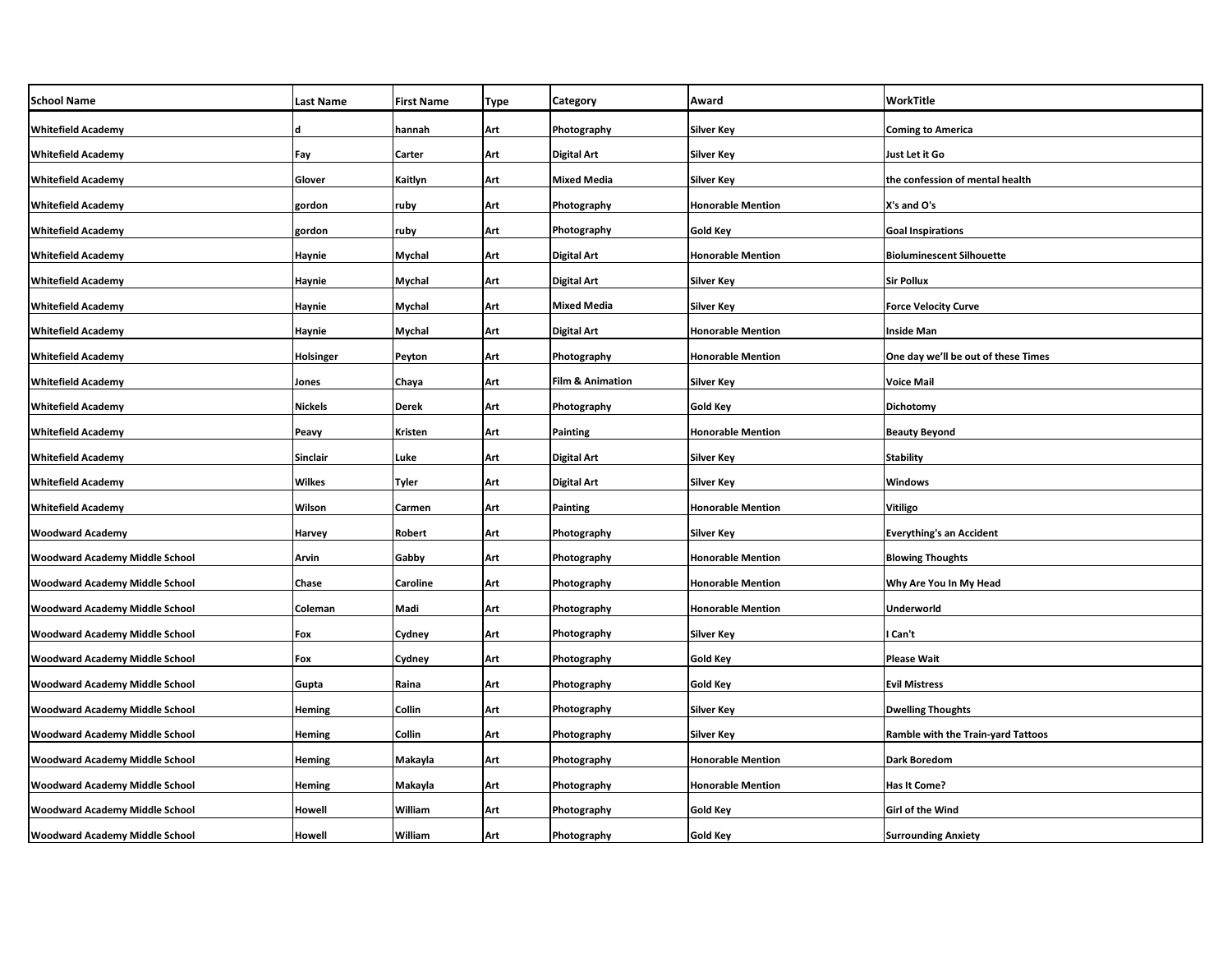| School Name | Last Name | First Name | Type | Category | Award | WorkTitle |
| --- | --- | --- | --- | --- | --- | --- |
| Whitefield Academy | d | hannah | Art | Photography | Silver Key | Coming to America |
| Whitefield Academy | Fay | Carter | Art | Digital Art | Silver Key | Just Let it Go |
| Whitefield Academy | Glover | Kaitlyn | Art | Mixed Media | Silver Key | the confession of mental health |
| Whitefield Academy | gordon | ruby | Art | Photography | Honorable Mention | X's and O's |
| Whitefield Academy | gordon | ruby | Art | Photography | Gold Key | Goal Inspirations |
| Whitefield Academy | Haynie | Mychal | Art | Digital Art | Honorable Mention | Bioluminescent Silhouette |
| Whitefield Academy | Haynie | Mychal | Art | Digital Art | Silver Key | Sir Pollux |
| Whitefield Academy | Haynie | Mychal | Art | Mixed Media | Silver Key | Force Velocity Curve |
| Whitefield Academy | Haynie | Mychal | Art | Digital Art | Honorable Mention | Inside Man |
| Whitefield Academy | Holsinger | Peyton | Art | Photography | Honorable Mention | One day we'll be out of these Times |
| Whitefield Academy | Jones | Chaya | Art | Film & Animation | Silver Key | Voice Mail |
| Whitefield Academy | Nickels | Derek | Art | Photography | Gold Key | Dichotomy |
| Whitefield Academy | Peavy | Kristen | Art | Painting | Honorable Mention | Beauty Beyond |
| Whitefield Academy | Sinclair | Luke | Art | Digital Art | Silver Key | Stability |
| Whitefield Academy | Wilkes | Tyler | Art | Digital Art | Silver Key | Windows |
| Whitefield Academy | Wilson | Carmen | Art | Painting | Honorable Mention | Vitiligo |
| Woodward Academy | Harvey | Robert | Art | Photography | Silver Key | Everything's an Accident |
| Woodward Academy Middle School | Arvin | Gabby | Art | Photography | Honorable Mention | Blowing Thoughts |
| Woodward Academy Middle School | Chase | Caroline | Art | Photography | Honorable Mention | Why Are You In My Head |
| Woodward Academy Middle School | Coleman | Madi | Art | Photography | Honorable Mention | Underworld |
| Woodward Academy Middle School | Fox | Cydney | Art | Photography | Silver Key | I Can't |
| Woodward Academy Middle School | Fox | Cydney | Art | Photography | Gold Key | Please Wait |
| Woodward Academy Middle School | Gupta | Raina | Art | Photography | Gold Key | Evil Mistress |
| Woodward Academy Middle School | Heming | Collin | Art | Photography | Silver Key | Dwelling Thoughts |
| Woodward Academy Middle School | Heming | Collin | Art | Photography | Silver Key | Ramble with the Train-yard Tattoos |
| Woodward Academy Middle School | Heming | Makayla | Art | Photography | Honorable Mention | Dark Boredom |
| Woodward Academy Middle School | Heming | Makayla | Art | Photography | Honorable Mention | Has It Come? |
| Woodward Academy Middle School | Howell | William | Art | Photography | Gold Key | Girl of the Wind |
| Woodward Academy Middle School | Howell | William | Art | Photography | Gold Key | Surrounding Anxiety |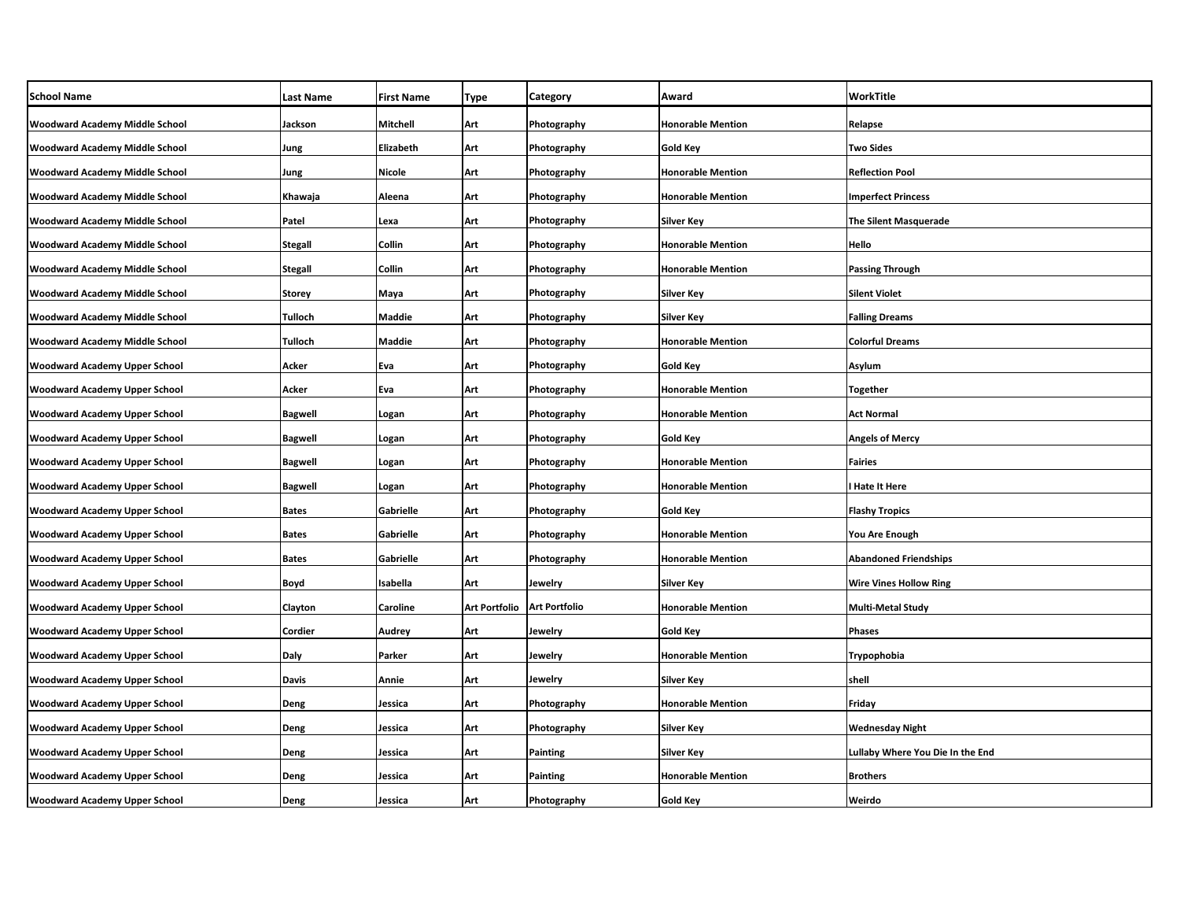| School Name | Last Name | First Name | Type | Category | Award | WorkTitle |
|---|---|---|---|---|---|---|
| Woodward Academy Middle School | Jackson | Mitchell | Art | Photography | Honorable Mention | Relapse |
| Woodward Academy Middle School | Jung | Elizabeth | Art | Photography | Gold Key | Two Sides |
| Woodward Academy Middle School | Jung | Nicole | Art | Photography | Honorable Mention | Reflection Pool |
| Woodward Academy Middle School | Khawaja | Aleena | Art | Photography | Honorable Mention | Imperfect Princess |
| Woodward Academy Middle School | Patel | Lexa | Art | Photography | Silver Key | The Silent Masquerade |
| Woodward Academy Middle School | Stegall | Collin | Art | Photography | Honorable Mention | Hello |
| Woodward Academy Middle School | Stegall | Collin | Art | Photography | Honorable Mention | Passing Through |
| Woodward Academy Middle School | Storey | Maya | Art | Photography | Silver Key | Silent Violet |
| Woodward Academy Middle School | Tulloch | Maddie | Art | Photography | Silver Key | Falling Dreams |
| Woodward Academy Middle School | Tulloch | Maddie | Art | Photography | Honorable Mention | Colorful Dreams |
| Woodward Academy Upper School | Acker | Eva | Art | Photography | Gold Key | Asylum |
| Woodward Academy Upper School | Acker | Eva | Art | Photography | Honorable Mention | Together |
| Woodward Academy Upper School | Bagwell | Logan | Art | Photography | Honorable Mention | Act Normal |
| Woodward Academy Upper School | Bagwell | Logan | Art | Photography | Gold Key | Angels of Mercy |
| Woodward Academy Upper School | Bagwell | Logan | Art | Photography | Honorable Mention | Fairies |
| Woodward Academy Upper School | Bagwell | Logan | Art | Photography | Honorable Mention | I Hate It Here |
| Woodward Academy Upper School | Bates | Gabrielle | Art | Photography | Gold Key | Flashy Tropics |
| Woodward Academy Upper School | Bates | Gabrielle | Art | Photography | Honorable Mention | You Are Enough |
| Woodward Academy Upper School | Bates | Gabrielle | Art | Photography | Honorable Mention | Abandoned Friendships |
| Woodward Academy Upper School | Boyd | Isabella | Art | Jewelry | Silver Key | Wire Vines Hollow Ring |
| Woodward Academy Upper School | Clayton | Caroline | Art Portfolio | Art Portfolio | Honorable Mention | Multi-Metal Study |
| Woodward Academy Upper School | Cordier | Audrey | Art | Jewelry | Gold Key | Phases |
| Woodward Academy Upper School | Daly | Parker | Art | Jewelry | Honorable Mention | Trypophobia |
| Woodward Academy Upper School | Davis | Annie | Art | Jewelry | Silver Key | shell |
| Woodward Academy Upper School | Deng | Jessica | Art | Photography | Honorable Mention | Friday |
| Woodward Academy Upper School | Deng | Jessica | Art | Photography | Silver Key | Wednesday Night |
| Woodward Academy Upper School | Deng | Jessica | Art | Painting | Silver Key | Lullaby Where You Die In the End |
| Woodward Academy Upper School | Deng | Jessica | Art | Painting | Honorable Mention | Brothers |
| Woodward Academy Upper School | Deng | Jessica | Art | Photography | Gold Key | Weirdo |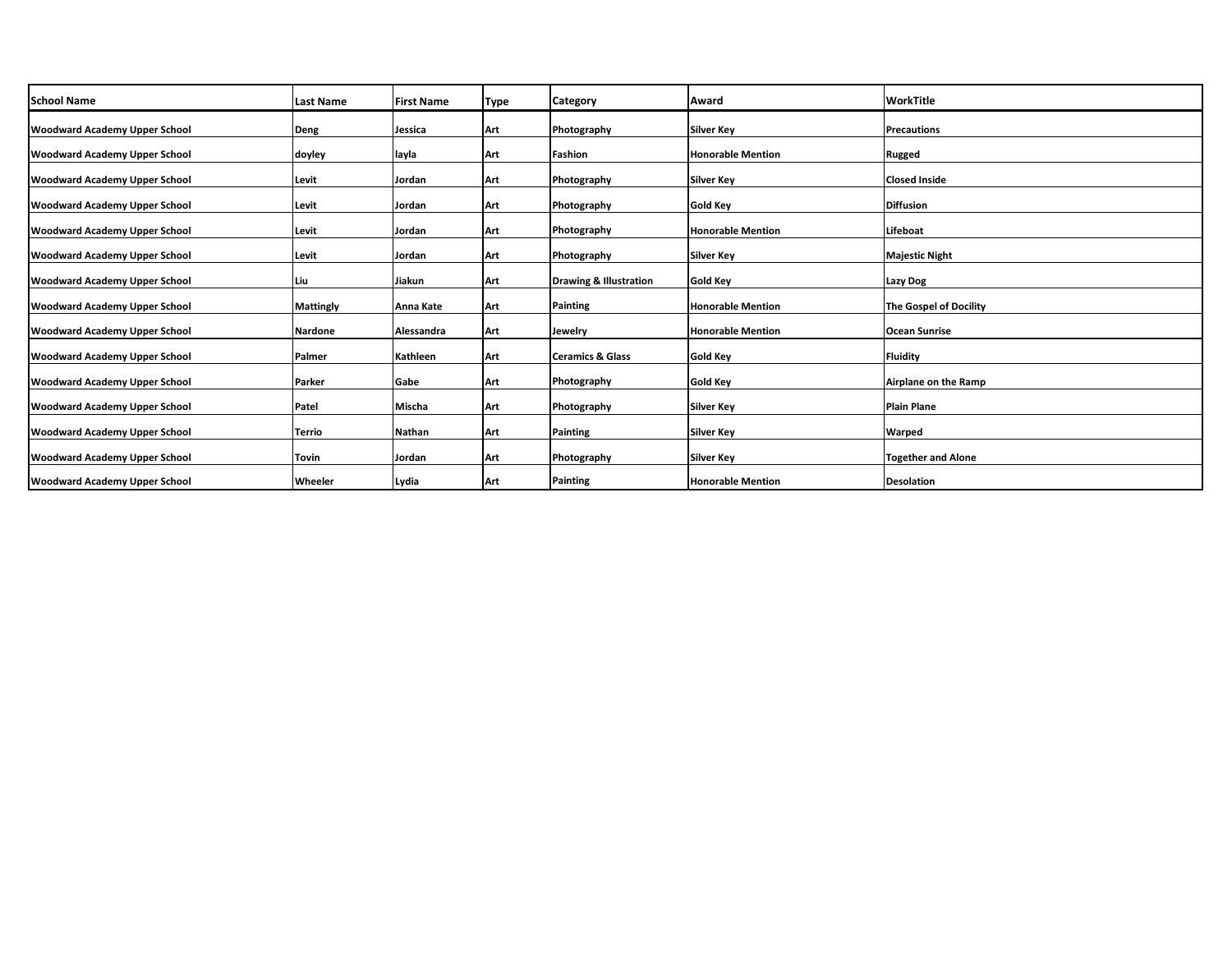| School Name | Last Name | First Name | Type | Category | Award | WorkTitle |
|---|---|---|---|---|---|---|
| Woodward Academy Upper School | Deng | Jessica | Art | Photography | Silver Key | Precautions |
| Woodward Academy Upper School | doyley | layla | Art | Fashion | Honorable Mention | Rugged |
| Woodward Academy Upper School | Levit | Jordan | Art | Photography | Silver Key | Closed Inside |
| Woodward Academy Upper School | Levit | Jordan | Art | Photography | Gold Key | Diffusion |
| Woodward Academy Upper School | Levit | Jordan | Art | Photography | Honorable Mention | Lifeboat |
| Woodward Academy Upper School | Levit | Jordan | Art | Photography | Silver Key | Majestic Night |
| Woodward Academy Upper School | Liu | Jiakun | Art | Drawing & Illustration | Gold Key | Lazy Dog |
| Woodward Academy Upper School | Mattingly | Anna Kate | Art | Painting | Honorable Mention | The Gospel of Docility |
| Woodward Academy Upper School | Nardone | Alessandra | Art | Jewelry | Honorable Mention | Ocean Sunrise |
| Woodward Academy Upper School | Palmer | Kathleen | Art | Ceramics & Glass | Gold Key | Fluidity |
| Woodward Academy Upper School | Parker | Gabe | Art | Photography | Gold Key | Airplane on the Ramp |
| Woodward Academy Upper School | Patel | Mischa | Art | Photography | Silver Key | Plain Plane |
| Woodward Academy Upper School | Terrio | Nathan | Art | Painting | Silver Key | Warped |
| Woodward Academy Upper School | Tovin | Jordan | Art | Photography | Silver Key | Together and Alone |
| Woodward Academy Upper School | Wheeler | Lydia | Art | Painting | Honorable Mention | Desolation |